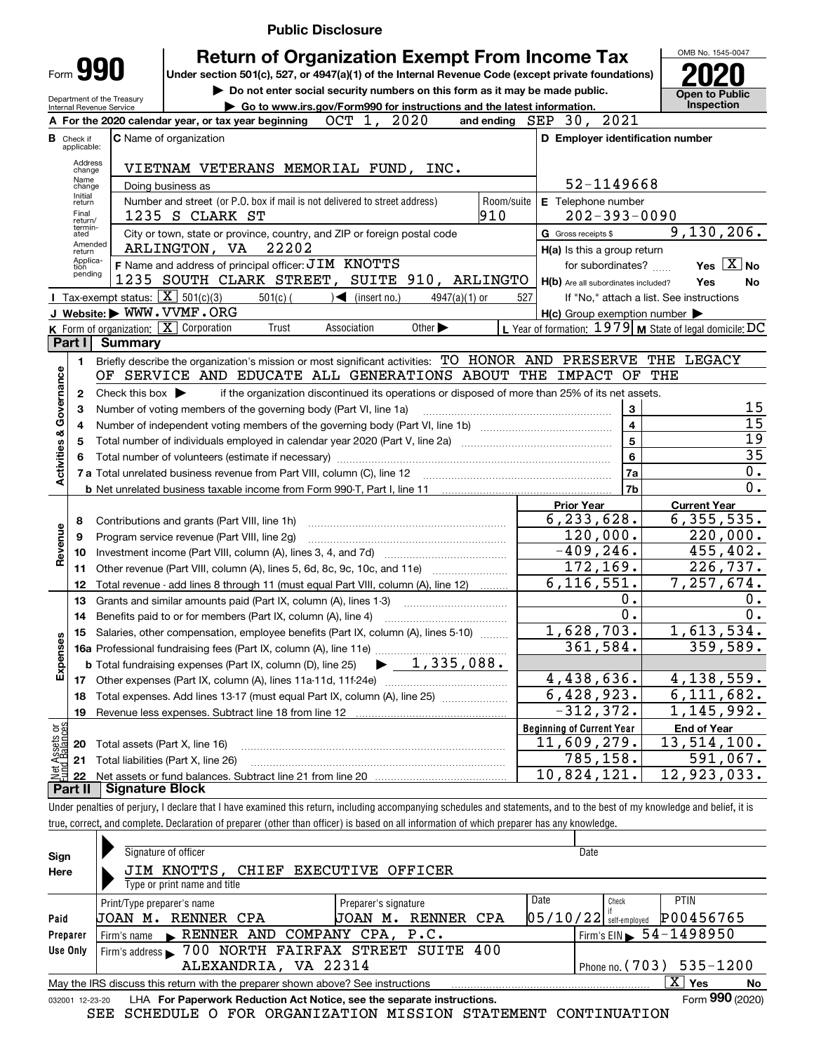**Public Disclosure**

# Form 990 — Return of Organization Exempt From Income Tax

Under section 501(c), 527, or 4947(a)(1) of the Internal Revenue Code (except private foundations)

▶ Do not enter social security numbers on this form as it may be made public.

▶ Go to www.irs.gov/Form990 for instructions and the latest information.

Department of the Treasury, Internal Revenue Service

OMB No. 1545-0047 — **2020** — Open to Public Inspection

**A** For the 2020 calendar year, or tax year beginning OCT 1, 2020 and ending SEP 30, 2021

**B** Check if applicable: Address change, Name change, Initial return, Final return/terminated, Amended return, Application pending

**C** Name of organization: VIETNAM VETERANS MEMORIAL FUND, INC.

Doing business as

Number and street (or P.O. box if mail is not delivered to street address): 1235 S CLARK ST — Room/suite: 910

City or town, state or province, country, and ZIP or foreign postal code: ARLINGTON, VA 22202

**D** Employer identification number: 52-1149668

**E** Telephone number: 202-393-0090

**G** Gross receipts $ 9,130,206.

**F** Name and address of principal officer: JIM KNOTTS, 1235 SOUTH CLARK STREET, SUITE 910, ARLINGTO

**H(a)** Is this a group return for subordinates? Yes [ ] No [X]

**H(b)** Are all subordinates included? Yes No — If "No," attach a list. See instructions

**H(c)** Group exemption number ▶

**I** Tax-exempt status: [X] 501(c)(3) 501(c) ( ) ◀ (insert no.) 4947(a)(1) or 527

**J** Website: ▶ WWW.VVMF.ORG

**K** Form of organization: [X] Corporation Trust Association Other ▶

**L** Year of formation: 1979 **M** State of legal domicile: DC

## Part I Summary

**Activities & Governance**

1 Briefly describe the organization's mission or most significant activities: TO HONOR AND PRESERVE THE LEGACY OF SERVICE AND EDUCATE ALL GENERATIONS ABOUT THE IMPACT OF THE

2 Check this box ▶ if the organization discontinued its operations or disposed of more than 25% of its net assets.

| | | | |
|---|---|---|---|
| 3 | Number of voting members of the governing body (Part VI, line 1a) | 3 | 15 |
| 4 | Number of independent voting members of the governing body (Part VI, line 1b) | 4 | 15 |
| 5 | Total number of individuals employed in calendar year 2020 (Part V, line 2a) | 5 | 19 |
| 6 | Total number of volunteers (estimate if necessary) | 6 | 35 |
| 7a | Total unrelated business revenue from Part VIII, column (C), line 12 | 7a | 0. |
| b | Net unrelated business taxable income from Form 990-T, Part I, line 11 | 7b | 0. |

| | | Prior Year | Current Year |
|---|---|---|---|
| **Revenue** | | | |
| 8 | Contributions and grants (Part VIII, line 1h) | 6,233,628. | 6,355,535. |
| 9 | Program service revenue (Part VIII, line 2g) | 120,000. | 220,000. |
| 10 | Investment income (Part VIII, column (A), lines 3, 4, and 7d) | -409,246. | 455,402. |
| 11 | Other revenue (Part VIII, column (A), lines 5, 6d, 8c, 9c, 10c, and 11e) | 172,169. | 226,737. |
| 12 | Total revenue - add lines 8 through 11 (must equal Part VIII, column (A), line 12) | 6,116,551. | 7,257,674. |
| **Expenses** | | | |
| 13 | Grants and similar amounts paid (Part IX, column (A), lines 1-3) | 0. | 0. |
| 14 | Benefits paid to or for members (Part IX, column (A), line 4) | 0. | 0. |
| 15 | Salaries, other compensation, employee benefits (Part IX, column (A), lines 5-10) | 1,628,703. | 1,613,534. |
| 16a | Professional fundraising fees (Part IX, column (A), line 11e) | 361,584. | 359,589. |
| b | Total fundraising expenses (Part IX, column (D), line 25) ▶ 1,335,088. | | |
| 17 | Other expenses (Part IX, column (A), lines 11a-11d, 11f-24e) | 4,438,636. | 4,138,559. |
| 18 | Total expenses. Add lines 13-17 (must equal Part IX, column (A), line 25) | 6,428,923. | 6,111,682. |
| 19 | Revenue less expenses. Subtract line 18 from line 12 | -312,372. | 1,145,992. |
| **Net Assets or Fund Balances** | | **Beginning of Current Year** | **End of Year** |
| 20 | Total assets (Part X, line 16) | 11,609,279. | 13,514,100. |
| 21 | Total liabilities (Part X, line 26) | 785,158. | 591,067. |
| 22 | Net assets or fund balances. Subtract line 21 from line 20 | 10,824,121. | 12,923,033. |

## Part II Signature Block

Under penalties of perjury, I declare that I have examined this return, including accompanying schedules and statements, and to the best of my knowledge and belief, it is true, correct, and complete. Declaration of preparer (other than officer) is based on all information of which preparer has any knowledge.

**Sign Here**

Signature of officer — Date

JIM KNOTTS, CHIEF EXECUTIVE OFFICER

Type or print name and title

**Paid Preparer Use Only**

| Print/Type preparer's name | Preparer's signature | Date | Check if self-employed | PTIN |
|---|---|---|---|---|
| JOAN M. RENNER CPA | JOAN M. RENNER CPA | 05/10/22 | | P00456765 |

Firm's name ▶ RENNER AND COMPANY CPA, P.C. — Firm's EIN ▶ 54-1498950

Firm's address ▶ 700 NORTH FAIRFAX STREET SUITE 400, ALEXANDRIA, VA 22314 — Phone no. (703) 535-1200

May the IRS discuss this return with the preparer shown above? See instructions [X] Yes No

032001 12-23-20 LHA For Paperwork Reduction Act Notice, see the separate instructions. Form **990** (2020)

SEE SCHEDULE O FOR ORGANIZATION MISSION STATEMENT CONTINUATION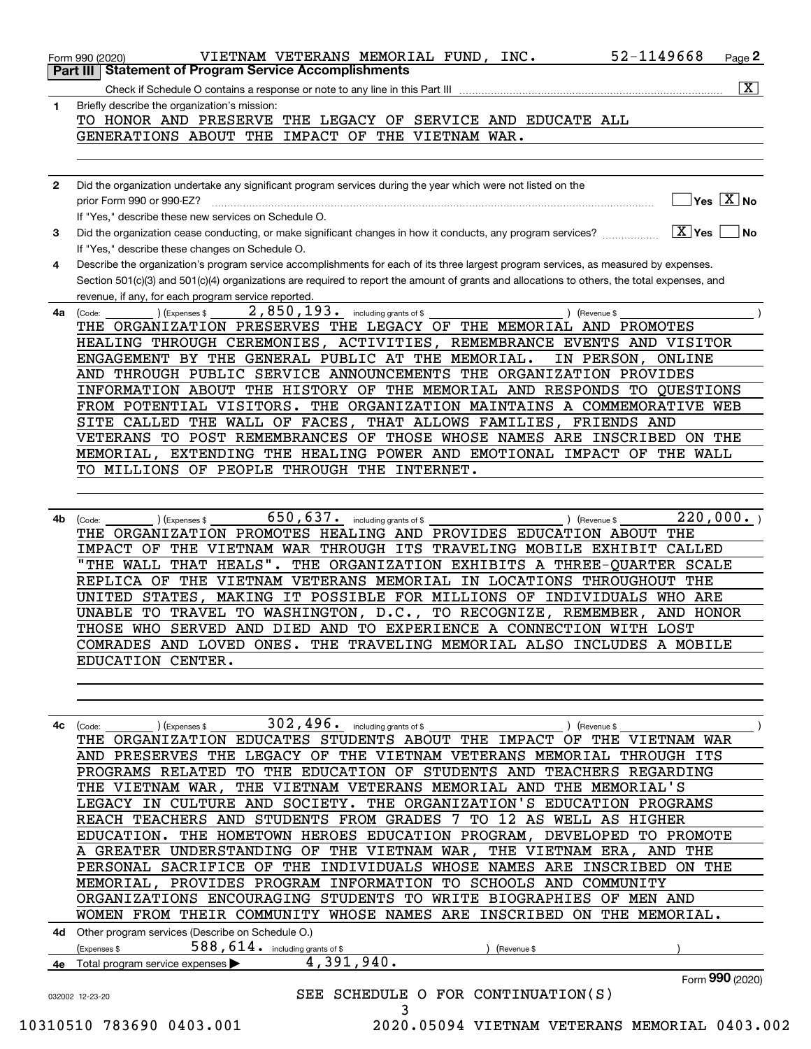Form 990 (2020) VIETNAM VETERANS MEMORIAL FUND, INC. 52-1149668 Page 2

## Part III Statement of Program Service Accomplishments

Check if Schedule O contains a response or note to any line in this Part III [X]

**1** Briefly describe the organization's mission:

TO HONOR AND PRESERVE THE LEGACY OF SERVICE AND EDUCATE ALL GENERATIONS ABOUT THE IMPACT OF THE VIETNAM WAR.

**2** Did the organization undertake any significant program services during the year which were not listed on the prior Form 990 or 990-EZ? [ ] Yes [X] No

If "Yes," describe these new services on Schedule O.

**3** Did the organization cease conducting, or make significant changes in how it conducts, any program services? [X] Yes [ ] No

If "Yes," describe these changes on Schedule O.

**4** Describe the organization's program service accomplishments for each of its three largest program services, as measured by expenses. Section 501(c)(3) and 501(c)(4) organizations are required to report the amount of grants and allocations to others, the total expenses, and revenue, if any, for each program service reported.

**4a** (Code: ) (Expenses $ 2,850,193. including grants of $ ) (Revenue $ )

THE ORGANIZATION PRESERVES THE LEGACY OF THE MEMORIAL AND PROMOTES HEALING THROUGH CEREMONIES, ACTIVITIES, REMEMBRANCE EVENTS AND VISITOR ENGAGEMENT BY THE GENERAL PUBLIC AT THE MEMORIAL. IN PERSON, ONLINE AND THROUGH PUBLIC SERVICE ANNOUNCEMENTS THE ORGANIZATION PROVIDES INFORMATION ABOUT THE HISTORY OF THE MEMORIAL AND RESPONDS TO QUESTIONS FROM POTENTIAL VISITORS. THE ORGANIZATION MAINTAINS A COMMEMORATIVE WEB SITE CALLED THE WALL OF FACES, THAT ALLOWS FAMILIES, FRIENDS AND VETERANS TO POST REMEMBRANCES OF THOSE WHOSE NAMES ARE INSCRIBED ON THE MEMORIAL, EXTENDING THE HEALING POWER AND EMOTIONAL IMPACT OF THE WALL TO MILLIONS OF PEOPLE THROUGH THE INTERNET.

**4b** (Code: ) (Expenses $ 650,637. including grants of $ ) (Revenue $ 220,000. )

THE ORGANIZATION PROMOTES HEALING AND PROVIDES EDUCATION ABOUT THE IMPACT OF THE VIETNAM WAR THROUGH ITS TRAVELING MOBILE EXHIBIT CALLED "THE WALL THAT HEALS". THE ORGANIZATION EXHIBITS A THREE-QUARTER SCALE REPLICA OF THE VIETNAM VETERANS MEMORIAL IN LOCATIONS THROUGHOUT THE UNITED STATES, MAKING IT POSSIBLE FOR MILLIONS OF INDIVIDUALS WHO ARE UNABLE TO TRAVEL TO WASHINGTON, D.C., TO RECOGNIZE, REMEMBER, AND HONOR THOSE WHO SERVED AND DIED AND TO EXPERIENCE A CONNECTION WITH LOST COMRADES AND LOVED ONES. THE TRAVELING MEMORIAL ALSO INCLUDES A MOBILE EDUCATION CENTER.

**4c** (Code: ) (Expenses $ 302,496. including grants of $ ) (Revenue $ )

THE ORGANIZATION EDUCATES STUDENTS ABOUT THE IMPACT OF THE VIETNAM WAR AND PRESERVES THE LEGACY OF THE VIETNAM VETERANS MEMORIAL THROUGH ITS PROGRAMS RELATED TO THE EDUCATION OF STUDENTS AND TEACHERS REGARDING THE VIETNAM WAR, THE VIETNAM VETERANS MEMORIAL AND THE MEMORIAL'S LEGACY IN CULTURE AND SOCIETY. THE ORGANIZATION'S EDUCATION PROGRAMS REACH TEACHERS AND STUDENTS FROM GRADES 7 TO 12 AS WELL AS HIGHER EDUCATION. THE HOMETOWN HEROES EDUCATION PROGRAM, DEVELOPED TO PROMOTE A GREATER UNDERSTANDING OF THE VIETNAM WAR, THE VIETNAM ERA, AND THE PERSONAL SACRIFICE OF THE INDIVIDUALS WHOSE NAMES ARE INSCRIBED ON THE MEMORIAL, PROVIDES PROGRAM INFORMATION TO SCHOOLS AND COMMUNITY ORGANIZATIONS ENCOURAGING STUDENTS TO WRITE BIOGRAPHIES OF MEN AND WOMEN FROM THEIR COMMUNITY WHOSE NAMES ARE INSCRIBED ON THE MEMORIAL.

**4d** Other program services (Describe on Schedule O.)

(Expenses $ 588,614. including grants of $ ) (Revenue $ )

**4e** Total program service expenses ▶ 4,391,940.

Form **990** (2020)

SEE SCHEDULE O FOR CONTINUATION(S)

032002 12-23-20

10310510 783690 0403.001 2020.05094 VIETNAM VETERANS MEMORIAL 0403.002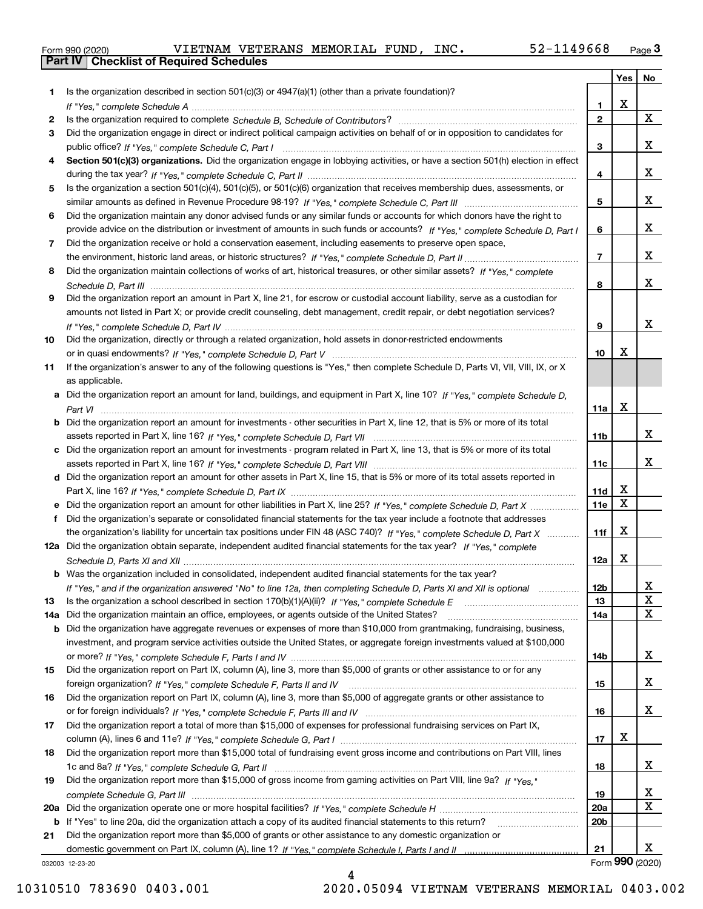Form 990 (2020) VIETNAM VETERANS MEMORIAL FUND, INC. 52-1149668 Page 3

## Part IV Checklist of Required Schedules

| | | | Yes | No |
|---|---|---|---|---|
| 1 | Is the organization described in section 501(c)(3) or 4947(a)(1) (other than a private foundation)? *If "Yes," complete Schedule A* | 1 | X | |
| 2 | Is the organization required to complete *Schedule B, Schedule of Contributors*? | 2 | | X |
| 3 | Did the organization engage in direct or indirect political campaign activities on behalf of or in opposition to candidates for public office? *If "Yes," complete Schedule C, Part I* | 3 | | X |
| 4 | **Section 501(c)(3) organizations.** Did the organization engage in lobbying activities, or have a section 501(h) election in effect during the tax year? *If "Yes," complete Schedule C, Part II* | 4 | | X |
| 5 | Is the organization a section 501(c)(4), 501(c)(5), or 501(c)(6) organization that receives membership dues, assessments, or similar amounts as defined in Revenue Procedure 98-19? *If "Yes," complete Schedule C, Part III* | 5 | | X |
| 6 | Did the organization maintain any donor advised funds or any similar funds or accounts for which donors have the right to provide advice on the distribution or investment of amounts in such funds or accounts? *If "Yes," complete Schedule D, Part I* | 6 | | X |
| 7 | Did the organization receive or hold a conservation easement, including easements to preserve open space, the environment, historic land areas, or historic structures? *If "Yes," complete Schedule D, Part II* | 7 | | X |
| 8 | Did the organization maintain collections of works of art, historical treasures, or other similar assets? *If "Yes," complete Schedule D, Part III* | 8 | | X |
| 9 | Did the organization report an amount in Part X, line 21, for escrow or custodial account liability, serve as a custodian for amounts not listed in Part X; or provide credit counseling, debt management, credit repair, or debt negotiation services? *If "Yes," complete Schedule D, Part IV* | 9 | | X |
| 10 | Did the organization, directly or through a related organization, hold assets in donor-restricted endowments or in quasi endowments? *If "Yes," complete Schedule D, Part V* | 10 | X | |
| 11 | If the organization's answer to any of the following questions is "Yes," then complete Schedule D, Parts VI, VII, VIII, IX, or X as applicable. | | | |
| a | Did the organization report an amount for land, buildings, and equipment in Part X, line 10? *If "Yes," complete Schedule D, Part VI* | 11a | X | |
| b | Did the organization report an amount for investments - other securities in Part X, line 12, that is 5% or more of its total assets reported in Part X, line 16? *If "Yes," complete Schedule D, Part VII* | 11b | | X |
| c | Did the organization report an amount for investments - program related in Part X, line 13, that is 5% or more of its total assets reported in Part X, line 16? *If "Yes," complete Schedule D, Part VIII* | 11c | | X |
| d | Did the organization report an amount for other assets in Part X, line 15, that is 5% or more of its total assets reported in Part X, line 16? *If "Yes," complete Schedule D, Part IX* | 11d | X | |
| e | Did the organization report an amount for other liabilities in Part X, line 25? *If "Yes," complete Schedule D, Part X* | 11e | X | |
| f | Did the organization's separate or consolidated financial statements for the tax year include a footnote that addresses the organization's liability for uncertain tax positions under FIN 48 (ASC 740)? *If "Yes," complete Schedule D, Part X* | 11f | X | |
| 12a | Did the organization obtain separate, independent audited financial statements for the tax year? *If "Yes," complete Schedule D, Parts XI and XII* | 12a | X | |
| b | Was the organization included in consolidated, independent audited financial statements for the tax year? *If "Yes," and if the organization answered "No" to line 12a, then completing Schedule D, Parts XI and XII is optional* | 12b | | X |
| 13 | Is the organization a school described in section 170(b)(1)(A)(ii)? *If "Yes," complete Schedule E* | 13 | | X |
| 14a | Did the organization maintain an office, employees, or agents outside of the United States? | 14a | | X |
| b | Did the organization have aggregate revenues or expenses of more than $10,000 from grantmaking, fundraising, business, investment, and program service activities outside the United States, or aggregate foreign investments valued at $100,000 or more? *If "Yes," complete Schedule F, Parts I and IV* | 14b | | X |
| 15 | Did the organization report on Part IX, column (A), line 3, more than $5,000 of grants or other assistance to or for any foreign organization? *If "Yes," complete Schedule F, Parts II and IV* | 15 | | X |
| 16 | Did the organization report on Part IX, column (A), line 3, more than $5,000 of aggregate grants or other assistance to or for foreign individuals? *If "Yes," complete Schedule F, Parts III and IV* | 16 | | X |
| 17 | Did the organization report a total of more than $15,000 of expenses for professional fundraising services on Part IX, column (A), lines 6 and 11e? *If "Yes," complete Schedule G, Part I* | 17 | X | |
| 18 | Did the organization report more than $15,000 total of fundraising event gross income and contributions on Part VIII, lines 1c and 8a? *If "Yes," complete Schedule G, Part II* | 18 | | X |
| 19 | Did the organization report more than $15,000 of gross income from gaming activities on Part VIII, line 9a? *If "Yes," complete Schedule G, Part III* | 19 | | X |
| 20a | Did the organization operate one or more hospital facilities? *If "Yes," complete Schedule H* | 20a | | X |
| b | If "Yes" to line 20a, did the organization attach a copy of its audited financial statements to this return? | 20b | | |
| 21 | Did the organization report more than $5,000 of grants or other assistance to any domestic organization or domestic government on Part IX, column (A), line 1? *If "Yes," complete Schedule I, Parts I and II* | 21 | | X |

032003 12-23-20 Form 990 (2020)

10310510 783690 0403.001 2020.05094 VIETNAM VETERANS MEMORIAL 0403.002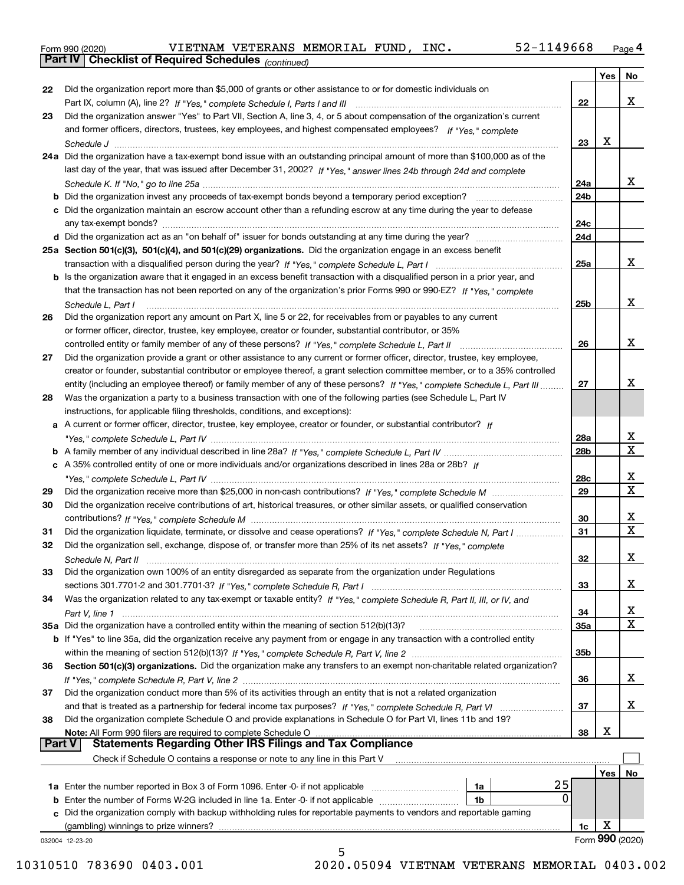Form 990 (2020) VIETNAM VETERANS MEMORIAL FUND, INC. 52-1149668 Page 4

## Part IV Checklist of Required Schedules *(continued)*

| | | | Yes | No |
|---|---|---|---|---|
| 22 | Did the organization report more than $5,000 of grants or other assistance to or for domestic individuals on Part IX, column (A), line 2? *If "Yes," complete Schedule I, Parts I and III* | 22 | | X |
| 23 | Did the organization answer "Yes" to Part VII, Section A, line 3, 4, or 5 about compensation of the organization's current and former officers, directors, trustees, key employees, and highest compensated employees? *If "Yes," complete Schedule J* | 23 | X | |
| 24a | Did the organization have a tax-exempt bond issue with an outstanding principal amount of more than $100,000 as of the last day of the year, that was issued after December 31, 2002? *If "Yes," answer lines 24b through 24d and complete Schedule K. If "No," go to line 25a* | 24a | | X |
| b | Did the organization invest any proceeds of tax-exempt bonds beyond a temporary period exception? | 24b | | |
| c | Did the organization maintain an escrow account other than a refunding escrow at any time during the year to defease any tax-exempt bonds? | 24c | | |
| d | Did the organization act as an "on behalf of" issuer for bonds outstanding at any time during the year? | 24d | | |
| 25a | **Section 501(c)(3), 501(c)(4), and 501(c)(29) organizations.** Did the organization engage in an excess benefit transaction with a disqualified person during the year? *If "Yes," complete Schedule L, Part I* | 25a | | X |
| b | Is the organization aware that it engaged in an excess benefit transaction with a disqualified person in a prior year, and that the transaction has not been reported on any of the organization's prior Forms 990 or 990-EZ? *If "Yes," complete Schedule L, Part I* | 25b | | X |
| 26 | Did the organization report any amount on Part X, line 5 or 22, for receivables from or payables to any current or former officer, director, trustee, key employee, creator or founder, substantial contributor, or 35% controlled entity or family member of any of these persons? *If "Yes," complete Schedule L, Part II* | 26 | | X |
| 27 | Did the organization provide a grant or other assistance to any current or former officer, director, trustee, key employee, creator or founder, substantial contributor or employee thereof, a grant selection committee member, or to a 35% controlled entity (including an employee thereof) or family member of any of these persons? *If "Yes," complete Schedule L, Part III* | 27 | | X |
| 28 | Was the organization a party to a business transaction with one of the following parties (see Schedule L, Part IV instructions, for applicable filing thresholds, conditions, and exceptions): | | | |
| a | A current or former officer, director, trustee, key employee, creator or founder, or substantial contributor? *If "Yes," complete Schedule L, Part IV* | 28a | | X |
| b | A family member of any individual described in line 28a? *If "Yes," complete Schedule L, Part IV* | 28b | | X |
| c | A 35% controlled entity of one or more individuals and/or organizations described in lines 28a or 28b? *If "Yes," complete Schedule L, Part IV* | 28c | | X |
| 29 | Did the organization receive more than $25,000 in non-cash contributions? *If "Yes," complete Schedule M* | 29 | | X |
| 30 | Did the organization receive contributions of art, historical treasures, or other similar assets, or qualified conservation contributions? *If "Yes," complete Schedule M* | 30 | | X |
| 31 | Did the organization liquidate, terminate, or dissolve and cease operations? *If "Yes," complete Schedule N, Part I* | 31 | | X |
| 32 | Did the organization sell, exchange, dispose of, or transfer more than 25% of its net assets? *If "Yes," complete Schedule N, Part II* | 32 | | X |
| 33 | Did the organization own 100% of an entity disregarded as separate from the organization under Regulations sections 301.7701-2 and 301.7701-3? *If "Yes," complete Schedule R, Part I* | 33 | | X |
| 34 | Was the organization related to any tax-exempt or taxable entity? *If "Yes," complete Schedule R, Part II, III, or IV, and Part V, line 1* | 34 | | X |
| 35a | Did the organization have a controlled entity within the meaning of section 512(b)(13)? | 35a | | X |
| b | If "Yes" to line 35a, did the organization receive any payment from or engage in any transaction with a controlled entity within the meaning of section 512(b)(13)? *If "Yes," complete Schedule R, Part V, line 2* | 35b | | |
| 36 | **Section 501(c)(3) organizations.** Did the organization make any transfers to an exempt non-charitable related organization? *If "Yes," complete Schedule R, Part V, line 2* | 36 | | X |
| 37 | Did the organization conduct more than 5% of its activities through an entity that is not a related organization and that is treated as a partnership for federal income tax purposes? *If "Yes," complete Schedule R, Part VI* | 37 | | X |
| 38 | Did the organization complete Schedule O and provide explanations in Schedule O for Part VI, lines 11b and 19? **Note:** All Form 990 filers are required to complete Schedule O | 38 | X | |

## Part V Statements Regarding Other IRS Filings and Tax Compliance

Check if Schedule O contains a response or note to any line in this Part V ☐

| | | | | | Yes | No |
|---|---|---|---|---|---|---|
| 1a | Enter the number reported in Box 3 of Form 1096. Enter -0- if not applicable | 1a | 25 | | | |
| b | Enter the number of Forms W-2G included in line 1a. Enter -0- if not applicable | 1b | 0 | | | |
| c | Did the organization comply with backup withholding rules for reportable payments to vendors and reportable gaming (gambling) winnings to prize winners? | | | 1c | X | |

032004 12-23-20 Form **990** (2020)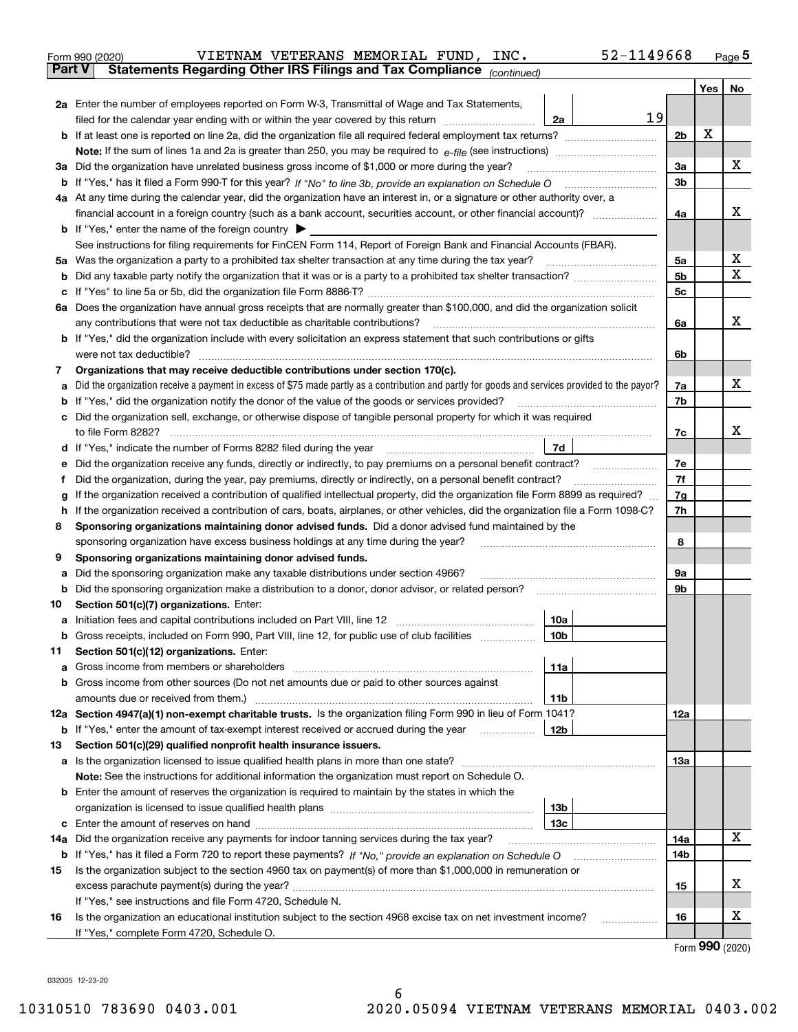Form 990 (2020) VIETNAM VETERANS MEMORIAL FUND, INC. 52-1149668 Page 5

## Part V Statements Regarding Other IRS Filings and Tax Compliance *(continued)*

| | | | | Yes | No |
|---|---|---|---|---|---|
| **2a** | Enter the number of employees reported on Form W-3, Transmittal of Wage and Tax Statements, filed for the calendar year ending with or within the year covered by this return | 2a | 19 | | |
| **b** | If at least one is reported on line 2a, did the organization file all required federal employment tax returns? | | 2b | X | |
| | **Note:** If the sum of lines 1a and 2a is greater than 250, you may be required to *e-file* (see instructions) | | | | |
| **3a** | Did the organization have unrelated business gross income of $1,000 or more during the year? | | 3a | | X |
| **b** | If "Yes," has it filed a Form 990-T for this year? *If "No" to line 3b, provide an explanation on Schedule O* | | 3b | | |
| **4a** | At any time during the calendar year, did the organization have an interest in, or a signature or other authority over, a financial account in a foreign country (such as a bank account, securities account, or other financial account)? | | 4a | | X |
| **b** | If "Yes," enter the name of the foreign country ▶ | | | | |
| | See instructions for filing requirements for FinCEN Form 114, Report of Foreign Bank and Financial Accounts (FBAR). | | | | |
| **5a** | Was the organization a party to a prohibited tax shelter transaction at any time during the tax year? | | 5a | | X |
| **b** | Did any taxable party notify the organization that it was or is a party to a prohibited tax shelter transaction? | | 5b | | X |
| **c** | If "Yes" to line 5a or 5b, did the organization file Form 8886-T? | | 5c | | |
| **6a** | Does the organization have annual gross receipts that are normally greater than $100,000, and did the organization solicit any contributions that were not tax deductible as charitable contributions? | | 6a | | X |
| **b** | If "Yes," did the organization include with every solicitation an express statement that such contributions or gifts were not tax deductible? | | 6b | | |
| **7** | **Organizations that may receive deductible contributions under section 170(c).** | | | | |
| **a** | Did the organization receive a payment in excess of $75 made partly as a contribution and partly for goods and services provided to the payor? | | 7a | | X |
| **b** | If "Yes," did the organization notify the donor of the value of the goods or services provided? | | 7b | | |
| **c** | Did the organization sell, exchange, or otherwise dispose of tangible personal property for which it was required to file Form 8282? | | 7c | | X |
| **d** | If "Yes," indicate the number of Forms 8282 filed during the year | 7d | | | |
| **e** | Did the organization receive any funds, directly or indirectly, to pay premiums on a personal benefit contract? | | 7e | | |
| **f** | Did the organization, during the year, pay premiums, directly or indirectly, on a personal benefit contract? | | 7f | | |
| **g** | If the organization received a contribution of qualified intellectual property, did the organization file Form 8899 as required? | | 7g | | |
| **h** | If the organization received a contribution of cars, boats, airplanes, or other vehicles, did the organization file a Form 1098-C? | | 7h | | |
| **8** | **Sponsoring organizations maintaining donor advised funds.** Did a donor advised fund maintained by the sponsoring organization have excess business holdings at any time during the year? | | 8 | | |
| **9** | **Sponsoring organizations maintaining donor advised funds.** | | | | |
| **a** | Did the sponsoring organization make any taxable distributions under section 4966? | | 9a | | |
| **b** | Did the sponsoring organization make a distribution to a donor, donor advisor, or related person? | | 9b | | |
| **10** | **Section 501(c)(7) organizations.** Enter: | | | | |
| **a** | Initiation fees and capital contributions included on Part VIII, line 12 | 10a | | | |
| **b** | Gross receipts, included on Form 990, Part VIII, line 12, for public use of club facilities | 10b | | | |
| **11** | **Section 501(c)(12) organizations.** Enter: | | | | |
| **a** | Gross income from members or shareholders | 11a | | | |
| **b** | Gross income from other sources (Do not net amounts due or paid to other sources against amounts due or received from them.) | 11b | | | |
| **12a** | **Section 4947(a)(1) non-exempt charitable trusts.** Is the organization filing Form 990 in lieu of Form 1041? | | 12a | | |
| **b** | If "Yes," enter the amount of tax-exempt interest received or accrued during the year | 12b | | | |
| **13** | **Section 501(c)(29) qualified nonprofit health insurance issuers.** | | | | |
| **a** | Is the organization licensed to issue qualified health plans in more than one state? | | 13a | | |
| | **Note:** See the instructions for additional information the organization must report on Schedule O. | | | | |
| **b** | Enter the amount of reserves the organization is required to maintain by the states in which the organization is licensed to issue qualified health plans | 13b | | | |
| **c** | Enter the amount of reserves on hand | 13c | | | |
| **14a** | Did the organization receive any payments for indoor tanning services during the tax year? | | 14a | | X |
| **b** | If "Yes," has it filed a Form 720 to report these payments? *If "No," provide an explanation on Schedule O* | | 14b | | |
| **15** | Is the organization subject to the section 4960 tax on payment(s) of more than $1,000,000 in remuneration or excess parachute payment(s) during the year? | | 15 | | X |
| | If "Yes," see instructions and file Form 4720, Schedule N. | | | | |
| **16** | Is the organization an educational institution subject to the section 4968 excise tax on net investment income? | | 16 | | X |
| | If "Yes," complete Form 4720, Schedule O. | | | | |

Form **990** (2020)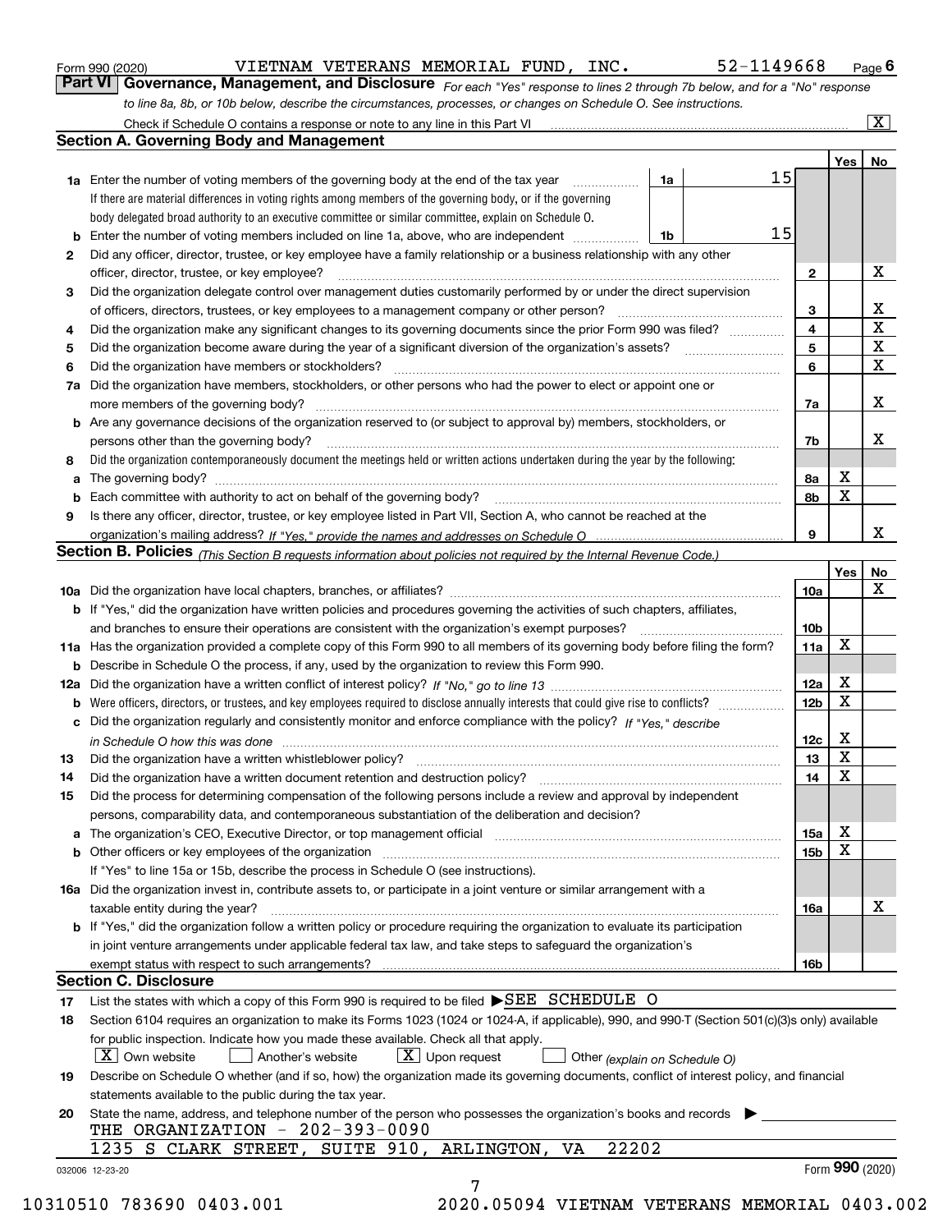Form 990 (2020) VIETNAM VETERANS MEMORIAL FUND, INC. 52-1149668 Page **6**

## Part VI Governance, Management, and Disclosure

*For each "Yes" response to lines 2 through 7b below, and for a "No" response to line 8a, 8b, or 10b below, describe the circumstances, processes, or changes on Schedule O. See instructions.*

Check if Schedule O contains a response or note to any line in this Part VI ☒

### Section A. Governing Body and Management

| | | | | Yes | No |
|---|---|---|---|---|---|
| **1a** | Enter the number of voting members of the governing body at the end of the tax year — **1a** 15. If there are material differences in voting rights among members of the governing body, or if the governing body delegated broad authority to an executive committee or similar committee, explain on Schedule O. | | | | |
| **b** | Enter the number of voting members included on line 1a, above, who are independent — **1b** 15 | | | | |
| **2** | Did any officer, director, trustee, or key employee have a family relationship or a business relationship with any other officer, director, trustee, or key employee? | **2** | | | X |
| **3** | Did the organization delegate control over management duties customarily performed by or under the direct supervision of officers, directors, trustees, or key employees to a management company or other person? | **3** | | | X |
| **4** | Did the organization make any significant changes to its governing documents since the prior Form 990 was filed? | **4** | | | X |
| **5** | Did the organization become aware during the year of a significant diversion of the organization's assets? | **5** | | | X |
| **6** | Did the organization have members or stockholders? | **6** | | | X |
| **7a** | Did the organization have members, stockholders, or other persons who had the power to elect or appoint one or more members of the governing body? | **7a** | | | X |
| **b** | Are any governance decisions of the organization reserved to (or subject to approval by) members, stockholders, or persons other than the governing body? | **7b** | | | X |
| **8** | Did the organization contemporaneously document the meetings held or written actions undertaken during the year by the following: | | | | |
| **a** | The governing body? | **8a** | | X | |
| **b** | Each committee with authority to act on behalf of the governing body? | **8b** | | X | |
| **9** | Is there any officer, director, trustee, or key employee listed in Part VII, Section A, who cannot be reached at the organization's mailing address? *If "Yes," provide the names and addresses on Schedule O* | **9** | | | X |

### Section B. Policies *(This Section B requests information about policies not required by the Internal Revenue Code.)*

| | | | Yes | No |
|---|---|---|---|---|
| **10a** | Did the organization have local chapters, branches, or affiliates? | **10a** | | X |
| **b** | If "Yes," did the organization have written policies and procedures governing the activities of such chapters, affiliates, and branches to ensure their operations are consistent with the organization's exempt purposes? | **10b** | | |
| **11a** | Has the organization provided a complete copy of this Form 990 to all members of its governing body before filing the form? | **11a** | X | |
| **b** | Describe in Schedule O the process, if any, used by the organization to review this Form 990. | | | |
| **12a** | Did the organization have a written conflict of interest policy? *If "No," go to line 13* | **12a** | X | |
| **b** | Were officers, directors, or trustees, and key employees required to disclose annually interests that could give rise to conflicts? | **12b** | X | |
| **c** | Did the organization regularly and consistently monitor and enforce compliance with the policy? *If "Yes," describe in Schedule O how this was done* | **12c** | X | |
| **13** | Did the organization have a written whistleblower policy? | **13** | X | |
| **14** | Did the organization have a written document retention and destruction policy? | **14** | X | |
| **15** | Did the process for determining compensation of the following persons include a review and approval by independent persons, comparability data, and contemporaneous substantiation of the deliberation and decision? | | | |
| **a** | The organization's CEO, Executive Director, or top management official | **15a** | X | |
| **b** | Other officers or key employees of the organization | **15b** | X | |
| | If "Yes" to line 15a or 15b, describe the process in Schedule O (see instructions). | | | |
| **16a** | Did the organization invest in, contribute assets to, or participate in a joint venture or similar arrangement with a taxable entity during the year? | **16a** | | X |
| **b** | If "Yes," did the organization follow a written policy or procedure requiring the organization to evaluate its participation in joint venture arrangements under applicable federal tax law, and take steps to safeguard the organization's exempt status with respect to such arrangements? | **16b** | | |

### Section C. Disclosure

**17** List the states with which a copy of this Form 990 is required to be filed ▶SEE SCHEDULE O

**18** Section 6104 requires an organization to make its Forms 1023 (1024 or 1024-A, if applicable), 990, and 990-T (Section 501(c)(3)s only) available for public inspection. Indicate how you made these available. Check all that apply.

☒ Own website ☐ Another's website ☒ Upon request ☐ Other *(explain on Schedule O)*

**19** Describe on Schedule O whether (and if so, how) the organization made its governing documents, conflict of interest policy, and financial statements available to the public during the tax year.

**20** State the name, address, and telephone number of the person who possesses the organization's books and records ▶

THE ORGANIZATION - 202-393-0090
1235 S CLARK STREET, SUITE 910, ARLINGTON, VA 22202

032006 12-23-20 Form **990** (2020)

10310510 783690 0403.001 2020.05094 VIETNAM VETERANS MEMORIAL 0403.002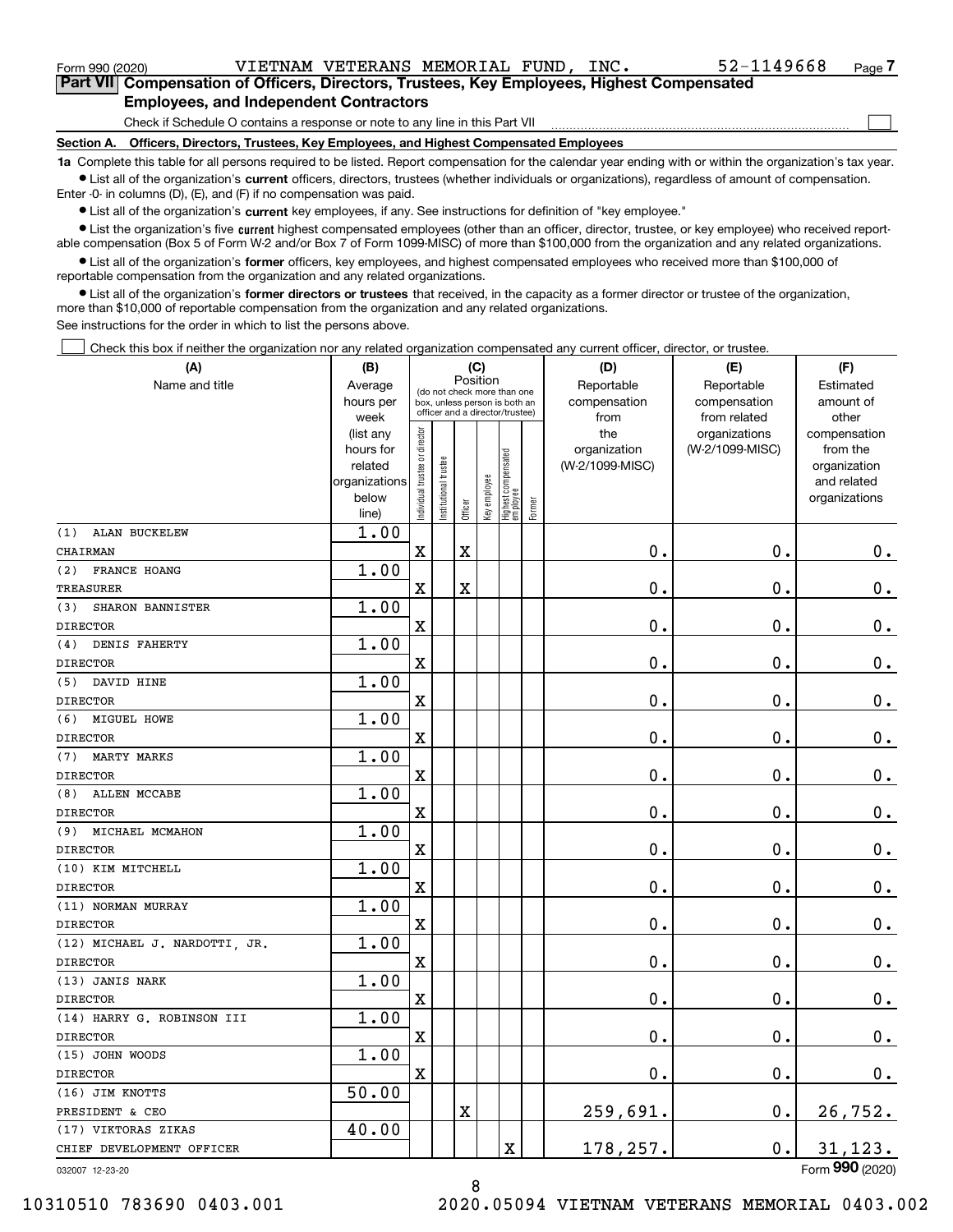Form 990 (2020) VIETNAM VETERANS MEMORIAL FUND, INC. 52-1149668 Page 7

## Part VII Compensation of Officers, Directors, Trustees, Key Employees, Highest Compensated Employees, and Independent Contractors

Check if Schedule O contains a response or note to any line in this Part VII ☐

### Section A. Officers, Directors, Trustees, Key Employees, and Highest Compensated Employees

**1a** Complete this table for all persons required to be listed. Report compensation for the calendar year ending with or within the organization's tax year.

- List all of the organization's **current** officers, directors, trustees (whether individuals or organizations), regardless of amount of compensation. Enter -0- in columns (D), (E), and (F) if no compensation was paid.
- List all of the organization's **current** key employees, if any. See instructions for definition of "key employee."
- List the organization's five **current** highest compensated employees (other than an officer, director, trustee, or key employee) who received reportable compensation (Box 5 of Form W-2 and/or Box 7 of Form 1099-MISC) of more than $100,000 from the organization and any related organizations.
- List all of the organization's **former** officers, key employees, and highest compensated employees who received more than $100,000 of reportable compensation from the organization and any related organizations.
- List all of the organization's **former directors or trustees** that received, in the capacity as a former director or trustee of the organization, more than $10,000 of reportable compensation from the organization and any related organizations.

See instructions for the order in which to list the persons above.

☐ Check this box if neither the organization nor any related organization compensated any current officer, director, or trustee.

| (A) Name and title | (B) Average hours per week (list any hours for related organizations below line) | (C) Position (do not check more than one box, unless person is both an officer and a director/trustee): Individual trustee or director | Institutional trustee | Officer | Key employee | Highest compensated employee | Former | (D) Reportable compensation from the organization (W-2/1099-MISC) | (E) Reportable compensation from related organizations (W-2/1099-MISC) | (F) Estimated amount of other compensation from the organization and related organizations |
|---|---|---|---|---|---|---|---|---|---|---|
| (1) ALAN BUCKELEW<br>CHAIRMAN | 1.00 | X | | X | | | | 0. | 0. | 0. |
| (2) FRANCE HOANG<br>TREASURER | 1.00 | X | | X | | | | 0. | 0. | 0. |
| (3) SHARON BANNISTER<br>DIRECTOR | 1.00 | X | | | | | | 0. | 0. | 0. |
| (4) DENIS FAHERTY<br>DIRECTOR | 1.00 | X | | | | | | 0. | 0. | 0. |
| (5) DAVID HINE<br>DIRECTOR | 1.00 | X | | | | | | 0. | 0. | 0. |
| (6) MIGUEL HOWE<br>DIRECTOR | 1.00 | X | | | | | | 0. | 0. | 0. |
| (7) MARTY MARKS<br>DIRECTOR | 1.00 | X | | | | | | 0. | 0. | 0. |
| (8) ALLEN MCCABE<br>DIRECTOR | 1.00 | X | | | | | | 0. | 0. | 0. |
| (9) MICHAEL MCMAHON<br>DIRECTOR | 1.00 | X | | | | | | 0. | 0. | 0. |
| (10) KIM MITCHELL<br>DIRECTOR | 1.00 | X | | | | | | 0. | 0. | 0. |
| (11) NORMAN MURRAY<br>DIRECTOR | 1.00 | X | | | | | | 0. | 0. | 0. |
| (12) MICHAEL J. NARDOTTI, JR.<br>DIRECTOR | 1.00 | X | | | | | | 0. | 0. | 0. |
| (13) JANIS NARK<br>DIRECTOR | 1.00 | X | | | | | | 0. | 0. | 0. |
| (14) HARRY G. ROBINSON III<br>DIRECTOR | 1.00 | X | | | | | | 0. | 0. | 0. |
| (15) JOHN WOODS<br>DIRECTOR | 1.00 | X | | | | | | 0. | 0. | 0. |
| (16) JIM KNOTTS<br>PRESIDENT & CEO | 50.00 | | | X | | | | 259,691. | 0. | 26,752. |
| (17) VIKTORAS ZIKAS<br>CHIEF DEVELOPMENT OFFICER | 40.00 | | | | | X | | 178,257. | 0. | 31,123. |

032007 12-23-20 Form **990** (2020)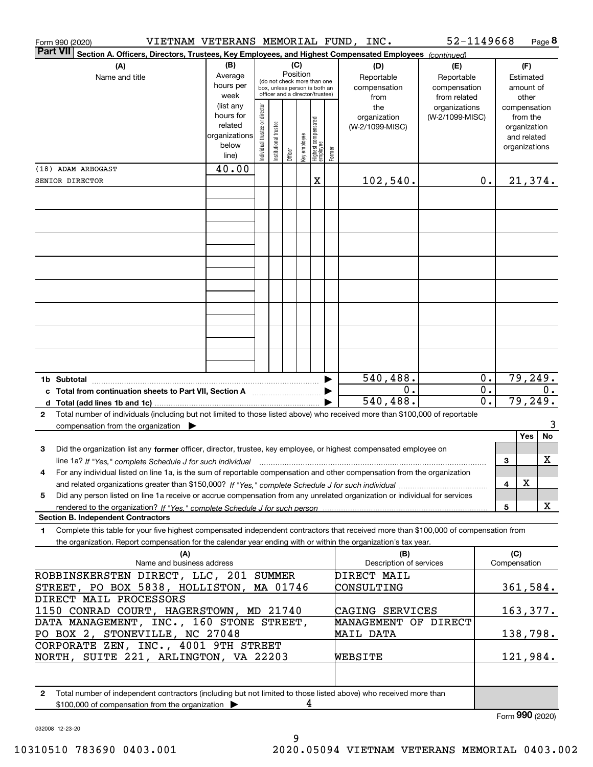Form 990 (2020) VIETNAM VETERANS MEMORIAL FUND, INC. 52-1149668 Page 8

**Part VII** Section A. Officers, Directors, Trustees, Key Employees, and Highest Compensated Employees *(continued)*

| (A) Name and title | (B) Average hours per week (list any hours for related organizations below line) | Individual trustee or director | Institutional trustee | Officer | Key employee | Highest compensated employee | Former | (D) Reportable compensation from the organization (W-2/1099-MISC) | (E) Reportable compensation from related organizations (W-2/1099-MISC) | (F) Estimated amount of other compensation from the organization and related organizations |
|---|---|---|---|---|---|---|---|---|---|---|
| | | (C) Position (do not check more than one box, unless person is both an officer and a director/trustee) | | | | | | | | |
| (18) ADAM ARBOGAST<br>SENIOR DIRECTOR | 40.00 | | | | | X | | 102,540. | 0. | 21,374. |
| 1b Subtotal | | | | | | | | 540,488. | 0. | 79,249. |
| c Total from continuation sheets to Part VII, Section A | | | | | | | | 0. | 0. | 0. |
| d Total (add lines 1b and 1c) | | | | | | | | 540,488. | 0. | 79,249. |

2 Total number of individuals (including but not limited to those listed above) who received more than $100,000 of reportable compensation from the organization ▶ 3

| | | Yes | No |
|---|---|---|---|
| 3 Did the organization list any **former** officer, director, trustee, key employee, or highest compensated employee on line 1a? *If "Yes," complete Schedule J for such individual* | 3 | | X |
| 4 For any individual listed on line 1a, is the sum of reportable compensation and other compensation from the organization and related organizations greater than $150,000? *If "Yes," complete Schedule J for such individual* | 4 | X | |
| 5 Did any person listed on line 1a receive or accrue compensation from any unrelated organization or individual for services rendered to the organization? *If "Yes," complete Schedule J for such person* | 5 | | X |

**Section B. Independent Contractors**

1 Complete this table for your five highest compensated independent contractors that received more than $100,000 of compensation from the organization. Report compensation for the calendar year ending with or within the organization's tax year.

| (A) Name and business address | (B) Description of services | (C) Compensation |
|---|---|---|
| ROBBINSKERSTEN DIRECT, LLC, 201 SUMMER STREET, PO BOX 5838, HOLLISTON, MA 01746 | DIRECT MAIL CONSULTING | 361,584. |
| DIRECT MAIL PROCESSORS 1150 CONRAD COURT, HAGERSTOWN, MD 21740 | CAGING SERVICES | 163,377. |
| DATA MANAGEMENT, INC., 160 STONE STREET, PO BOX 2, STONEVILLE, NC 27048 | MANAGEMENT OF DIRECT MAIL DATA | 138,798. |
| CORPORATE ZEN, INC., 4001 9TH STREET NORTH, SUITE 221, ARLINGTON, VA 22203 | WEBSITE | 121,984. |
| | | |

2 Total number of independent contractors (including but not limited to those listed above) who received more than $100,000 of compensation from the organization ▶ 4

Form **990** (2020)

032008 12-23-20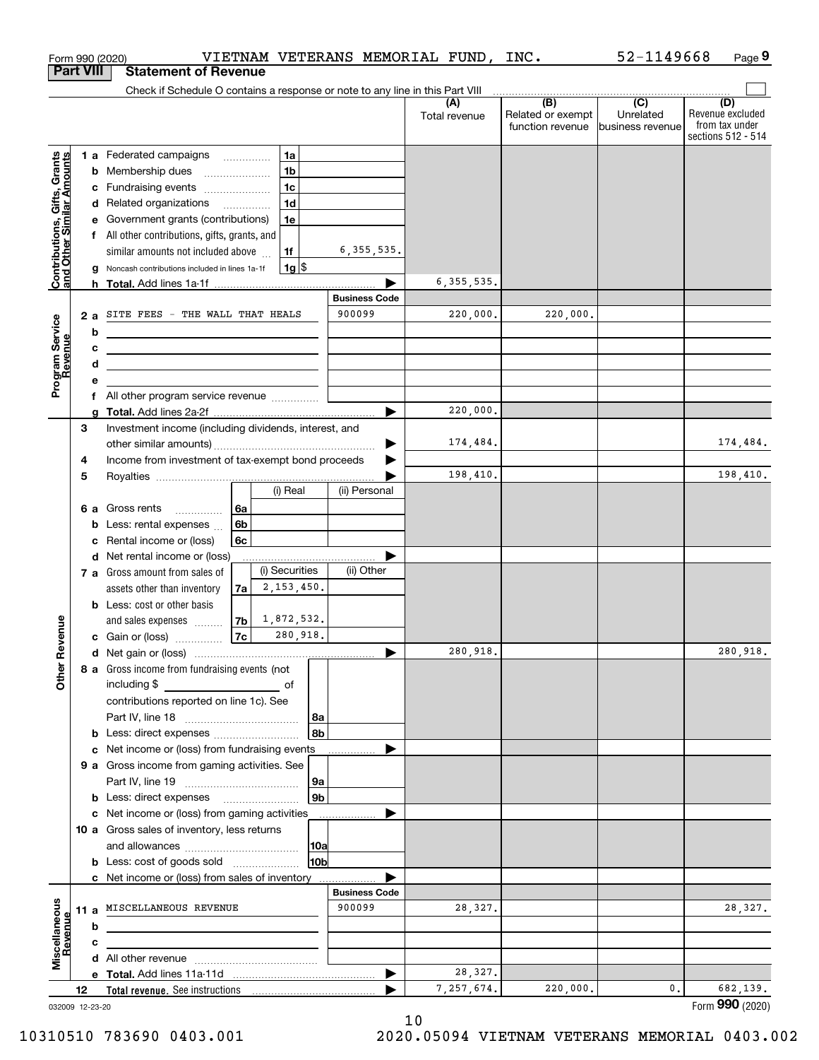Form 990 (2020) VIETNAM VETERANS MEMORIAL FUND, INC. 52-1149668 Page 9

## Part VIII Statement of Revenue

Check if Schedule O contains a response or note to any line in this Part VIII

| | | | | (A) Total revenue | (B) Related or exempt function revenue | (C) Unrelated business revenue | (D) Revenue excluded from tax under sections 512 - 514 |
|---|---|---|---|---|---|---|---|
| **Contributions, Gifts, Grants and Other Similar Amounts** | 1 a Federated campaigns | 1a | | | | | |
| | b Membership dues | 1b | | | | | |
| | c Fundraising events | 1c | | | | | |
| | d Related organizations | 1d | | | | | |
| | e Government grants (contributions) | 1e | | | | | |
| | f All other contributions, gifts, grants, and similar amounts not included above | 1f | 6,355,535. | | | | |
| | g Noncash contributions included in lines 1a-1f | 1g | $ | | | | |
| | h **Total.** Add lines 1a-1f | | | 6,355,535. | | | |
| **Program Service Revenue** | | | **Business Code** | | | | |
| | 2 a SITE FEES - THE WALL THAT HEALS | | 900099 | 220,000. | 220,000. | | |
| | b | | | | | | |
| | c | | | | | | |
| | d | | | | | | |
| | e | | | | | | |
| | f All other program service revenue | | | | | | |
| | g **Total.** Add lines 2a-2f | | | 220,000. | | | |
| **Other Revenue** | 3 Investment income (including dividends, interest, and other similar amounts) | | | 174,484. | | | 174,484. |
| | 4 Income from investment of tax-exempt bond proceeds | | | | | | |
| | 5 Royalties | | | 198,410. | | | 198,410. |
| | | (i) Real | (ii) Personal | | | | |
| | 6 a Gross rents (6a) | | | | | | |
| | b Less: rental expenses (6b) | | | | | | |
| | c Rental income or (loss) (6c) | | | | | | |
| | d Net rental income or (loss) | | | | | | |
| | | (i) Securities | (ii) Other | | | | |
| | 7 a Gross amount from sales of assets other than inventory (7a) | 2,153,450. | | | | | |
| | b Less: cost or other basis and sales expenses (7b) | 1,872,532. | | | | | |
| | c Gain or (loss) (7c) | 280,918. | | | | | |
| | d Net gain or (loss) | | | 280,918. | | | 280,918. |
| | 8 a Gross income from fundraising events (not including $ of contributions reported on line 1c). See Part IV, line 18 | 8a | | | | | |
| | b Less: direct expenses | 8b | | | | | |
| | c Net income or (loss) from fundraising events | | | | | | |
| | 9 a Gross income from gaming activities. See Part IV, line 19 | 9a | | | | | |
| | b Less: direct expenses | 9b | | | | | |
| | c Net income or (loss) from gaming activities | | | | | | |
| | 10 a Gross sales of inventory, less returns and allowances | 10a | | | | | |
| | b Less: cost of goods sold | 10b | | | | | |
| | c Net income or (loss) from sales of inventory | | | | | | |
| **Miscellaneous Revenue** | | | **Business Code** | | | | |
| | 11 a MISCELLANEOUS REVENUE | | 900099 | 28,327. | | | 28,327. |
| | b | | | | | | |
| | c | | | | | | |
| | d All other revenue | | | | | | |
| | e **Total.** Add lines 11a-11d | | | 28,327. | | | |
| | 12 **Total revenue.** See instructions | | | 7,257,674. | 220,000. | 0. | 682,139. |

032009 12-23-20

Form **990** (2020)

10310510 783690 0403.001 2020.05094 VIETNAM VETERANS MEMORIAL 0403.002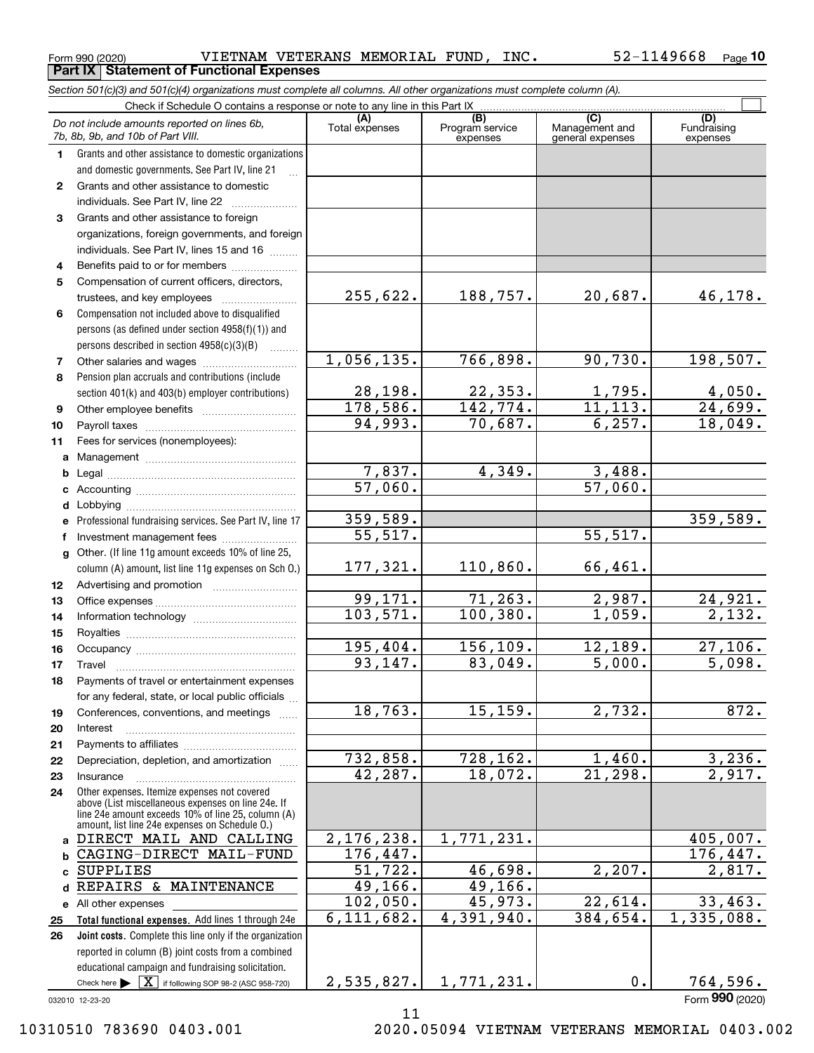Form 990 (2020) VIETNAM VETERANS MEMORIAL FUND, INC. 52-1149668 Page 10

**Part IX Statement of Functional Expenses**

*Section 501(c)(3) and 501(c)(4) organizations must complete all columns. All other organizations must complete column (A).*

Check if Schedule O contains a response or note to any line in this Part IX ☐

| *Do not include amounts reported on lines 6b, 7b, 8b, 9b, and 10b of Part VIII.* | (A) Total expenses | (B) Program service expenses | (C) Management and general expenses | (D) Fundraising expenses |
|---|---|---|---|---|
| **1** Grants and other assistance to domestic organizations and domestic governments. See Part IV, line 21 | | | | |
| **2** Grants and other assistance to domestic individuals. See Part IV, line 22 | | | | |
| **3** Grants and other assistance to foreign organizations, foreign governments, and foreign individuals. See Part IV, lines 15 and 16 | | | | |
| **4** Benefits paid to or for members | | | | |
| **5** Compensation of current officers, directors, trustees, and key employees | 255,622. | 188,757. | 20,687. | 46,178. |
| **6** Compensation not included above to disqualified persons (as defined under section 4958(f)(1)) and persons described in section 4958(c)(3)(B) | | | | |
| **7** Other salaries and wages | 1,056,135. | 766,898. | 90,730. | 198,507. |
| **8** Pension plan accruals and contributions (include section 401(k) and 403(b) employer contributions) | 28,198. | 22,353. | 1,795. | 4,050. |
| **9** Other employee benefits | 178,586. | 142,774. | 11,113. | 24,699. |
| **10** Payroll taxes | 94,993. | 70,687. | 6,257. | 18,049. |
| **11** Fees for services (nonemployees): | | | | |
| **a** Management | | | | |
| **b** Legal | 7,837. | 4,349. | 3,488. | |
| **c** Accounting | 57,060. | | 57,060. | |
| **d** Lobbying | | | | |
| **e** Professional fundraising services. See Part IV, line 17 | 359,589. | | | 359,589. |
| **f** Investment management fees | 55,517. | | 55,517. | |
| **g** Other. (If line 11g amount exceeds 10% of line 25, column (A) amount, list line 11g expenses on Sch O.) | 177,321. | 110,860. | 66,461. | |
| **12** Advertising and promotion | | | | |
| **13** Office expenses | 99,171. | 71,263. | 2,987. | 24,921. |
| **14** Information technology | 103,571. | 100,380. | 1,059. | 2,132. |
| **15** Royalties | | | | |
| **16** Occupancy | 195,404. | 156,109. | 12,189. | 27,106. |
| **17** Travel | 93,147. | 83,049. | 5,000. | 5,098. |
| **18** Payments of travel or entertainment expenses for any federal, state, or local public officials | | | | |
| **19** Conferences, conventions, and meetings | 18,763. | 15,159. | 2,732. | 872. |
| **20** Interest | | | | |
| **21** Payments to affiliates | | | | |
| **22** Depreciation, depletion, and amortization | 732,858. | 728,162. | 1,460. | 3,236. |
| **23** Insurance | 42,287. | 18,072. | 21,298. | 2,917. |
| **24** Other expenses. Itemize expenses not covered above (List miscellaneous expenses on line 24e. If line 24e amount exceeds 10% of line 25, column (A) amount, list line 24e expenses on Schedule O.) | | | | |
| **a** DIRECT MAIL AND CALLING | 2,176,238. | 1,771,231. | | 405,007. |
| **b** CAGING-DIRECT MAIL-FUND | 176,447. | | | 176,447. |
| **c** SUPPLIES | 51,722. | 46,698. | 2,207. | 2,817. |
| **d** REPAIRS & MAINTENANCE | 49,166. | 49,166. | | |
| **e** All other expenses | 102,050. | 45,973. | 22,614. | 33,463. |
| **25** **Total functional expenses.** Add lines 1 through 24e | 6,111,682. | 4,391,940. | 384,654. | 1,335,088. |
| **26** **Joint costs.** Complete this line only if the organization reported in column (B) joint costs from a combined educational campaign and fundraising solicitation. Check here ☒ if following SOP 98-2 (ASC 958-720) | 2,535,827. | 1,771,231. | 0. | 764,596. |

032010 12-23-20

Form **990** (2020)

10310510 783690 0403.001 2020.05094 VIETNAM VETERANS MEMORIAL 0403.002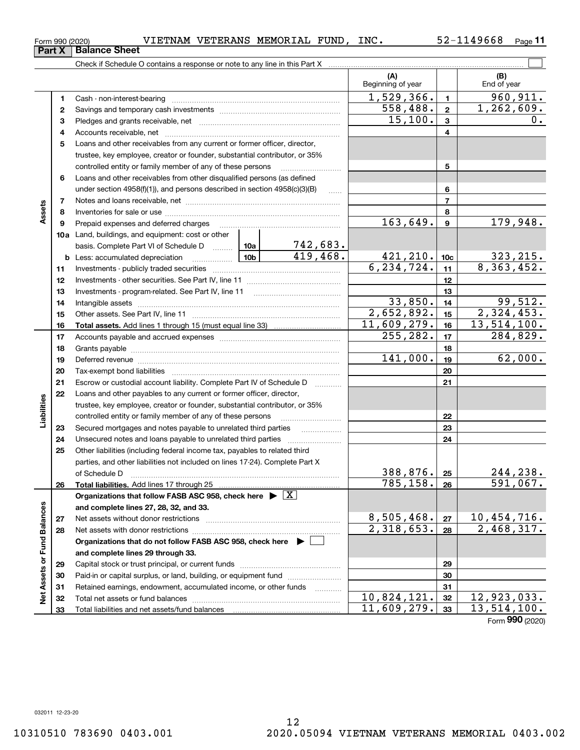Form 990 (2020) VIETNAM VETERANS MEMORIAL FUND, INC. 52-1149668 Page 11

## Part X Balance Sheet

Check if Schedule O contains a response or note to any line in this Part X

| | | | | (A) Beginning of year | | (B) End of year |
|---|---|---|---|---|---|---|
| Assets | 1 | Cash - non-interest-bearing | | 1,529,366. | 1 | 960,911. |
| | 2 | Savings and temporary cash investments | | 558,488. | 2 | 1,262,609. |
| | 3 | Pledges and grants receivable, net | | 15,100. | 3 | 0. |
| | 4 | Accounts receivable, net | | | 4 | |
| | 5 | Loans and other receivables from any current or former officer, director, trustee, key employee, creator or founder, substantial contributor, or 35% controlled entity or family member of any of these persons | | | 5 | |
| | 6 | Loans and other receivables from other disqualified persons (as defined under section 4958(f)(1)), and persons described in section 4958(c)(3)(B) | | | 6 | |
| | 7 | Notes and loans receivable, net | | | 7 | |
| | 8 | Inventories for sale or use | | | 8 | |
| | 9 | Prepaid expenses and deferred charges | | 163,649. | 9 | 179,948. |
| | 10a | Land, buildings, and equipment: cost or other basis. Complete Part VI of Schedule D | 10a 742,683. | | | |
| | b | Less: accumulated depreciation | 10b 419,468. | 421,210. | 10c | 323,215. |
| | 11 | Investments - publicly traded securities | | 6,234,724. | 11 | 8,363,452. |
| | 12 | Investments - other securities. See Part IV, line 11 | | | 12 | |
| | 13 | Investments - program-related. See Part IV, line 11 | | | 13 | |
| | 14 | Intangible assets | | 33,850. | 14 | 99,512. |
| | 15 | Other assets. See Part IV, line 11 | | 2,652,892. | 15 | 2,324,453. |
| | 16 | **Total assets.** Add lines 1 through 15 (must equal line 33) | | 11,609,279. | 16 | 13,514,100. |
| Liabilities | 17 | Accounts payable and accrued expenses | | 255,282. | 17 | 284,829. |
| | 18 | Grants payable | | | 18 | |
| | 19 | Deferred revenue | | 141,000. | 19 | 62,000. |
| | 20 | Tax-exempt bond liabilities | | | 20 | |
| | 21 | Escrow or custodial account liability. Complete Part IV of Schedule D | | | 21 | |
| | 22 | Loans and other payables to any current or former officer, director, trustee, key employee, creator or founder, substantial contributor, or 35% controlled entity or family member of any of these persons | | | 22 | |
| | 23 | Secured mortgages and notes payable to unrelated third parties | | | 23 | |
| | 24 | Unsecured notes and loans payable to unrelated third parties | | | 24 | |
| | 25 | Other liabilities (including federal income tax, payables to related third parties, and other liabilities not included on lines 17-24). Complete Part X of Schedule D | | 388,876. | 25 | 244,238. |
| | 26 | **Total liabilities.** Add lines 17 through 25 | | 785,158. | 26 | 591,067. |
| Net Assets or Fund Balances | | **Organizations that follow FASB ASC 958, check here** ▶ [X] **and complete lines 27, 28, 32, and 33.** | | | | |
| | 27 | Net assets without donor restrictions | | 8,505,468. | 27 | 10,454,716. |
| | 28 | Net assets with donor restrictions | | 2,318,653. | 28 | 2,468,317. |
| | | **Organizations that do not follow FASB ASC 958, check here** ▶ [ ] **and complete lines 29 through 33.** | | | | |
| | 29 | Capital stock or trust principal, or current funds | | | 29 | |
| | 30 | Paid-in or capital surplus, or land, building, or equipment fund | | | 30 | |
| | 31 | Retained earnings, endowment, accumulated income, or other funds | | | 31 | |
| | 32 | Total net assets or fund balances | | 10,824,121. | 32 | 12,923,033. |
| | 33 | Total liabilities and net assets/fund balances | | 11,609,279. | 33 | 13,514,100. |

Form **990** (2020)

032011 12-23-20

10310510 783690 0403.001 2020.05094 VIETNAM VETERANS MEMORIAL 0403.002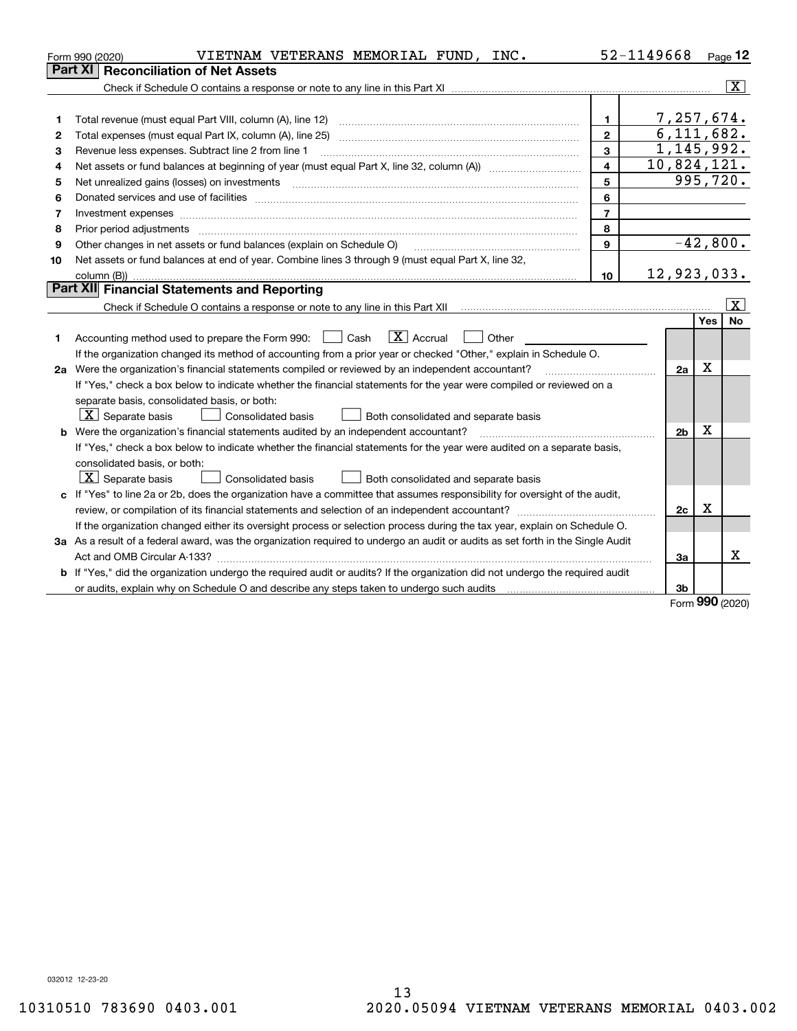Form 990 (2020) VIETNAM VETERANS MEMORIAL FUND, INC. 52-1149668 Page 12

## Part XI Reconciliation of Net Assets

Check if Schedule O contains a response or note to any line in this Part XI ..... [X]

| | | | |
|---|---|---|---|
| 1 | Total revenue (must equal Part VIII, column (A), line 12) | 1 | 7,257,674. |
| 2 | Total expenses (must equal Part IX, column (A), line 25) | 2 | 6,111,682. |
| 3 | Revenue less expenses. Subtract line 2 from line 1 | 3 | 1,145,992. |
| 4 | Net assets or fund balances at beginning of year (must equal Part X, line 32, column (A)) | 4 | 10,824,121. |
| 5 | Net unrealized gains (losses) on investments | 5 | 995,720. |
| 6 | Donated services and use of facilities | 6 | |
| 7 | Investment expenses | 7 | |
| 8 | Prior period adjustments | 8 | |
| 9 | Other changes in net assets or fund balances (explain on Schedule O) | 9 | -42,800. |
| 10 | Net assets or fund balances at end of year. Combine lines 3 through 9 (must equal Part X, line 32, column (B)) | 10 | 12,923,033. |

## Part XII Financial Statements and Reporting

Check if Schedule O contains a response or note to any line in this Part XII ..... [X]

| | | | Yes | No |
|---|---|---|---|---|
| 1 | Accounting method used to prepare the Form 990: [ ] Cash [X] Accrual [ ] Other | | | |
| | If the organization changed its method of accounting from a prior year or checked "Other," explain in Schedule O. | | | |
| 2a | Were the organization's financial statements compiled or reviewed by an independent accountant? | 2a | X | |
| | If "Yes," check a box below to indicate whether the financial statements for the year were compiled or reviewed on a separate basis, consolidated basis, or both: [X] Separate basis [ ] Consolidated basis [ ] Both consolidated and separate basis | | | |
| b | Were the organization's financial statements audited by an independent accountant? | 2b | X | |
| | If "Yes," check a box below to indicate whether the financial statements for the year were audited on a separate basis, consolidated basis, or both: [X] Separate basis [ ] Consolidated basis [ ] Both consolidated and separate basis | | | |
| c | If "Yes" to line 2a or 2b, does the organization have a committee that assumes responsibility for oversight of the audit, review, or compilation of its financial statements and selection of an independent accountant? | 2c | X | |
| | If the organization changed either its oversight process or selection process during the tax year, explain on Schedule O. | | | |
| 3a | As a result of a federal award, was the organization required to undergo an audit or audits as set forth in the Single Audit Act and OMB Circular A-133? | 3a | | X |
| b | If "Yes," did the organization undergo the required audit or audits? If the organization did not undergo the required audit or audits, explain why on Schedule O and describe any steps taken to undergo such audits | 3b | | |

Form 990 (2020)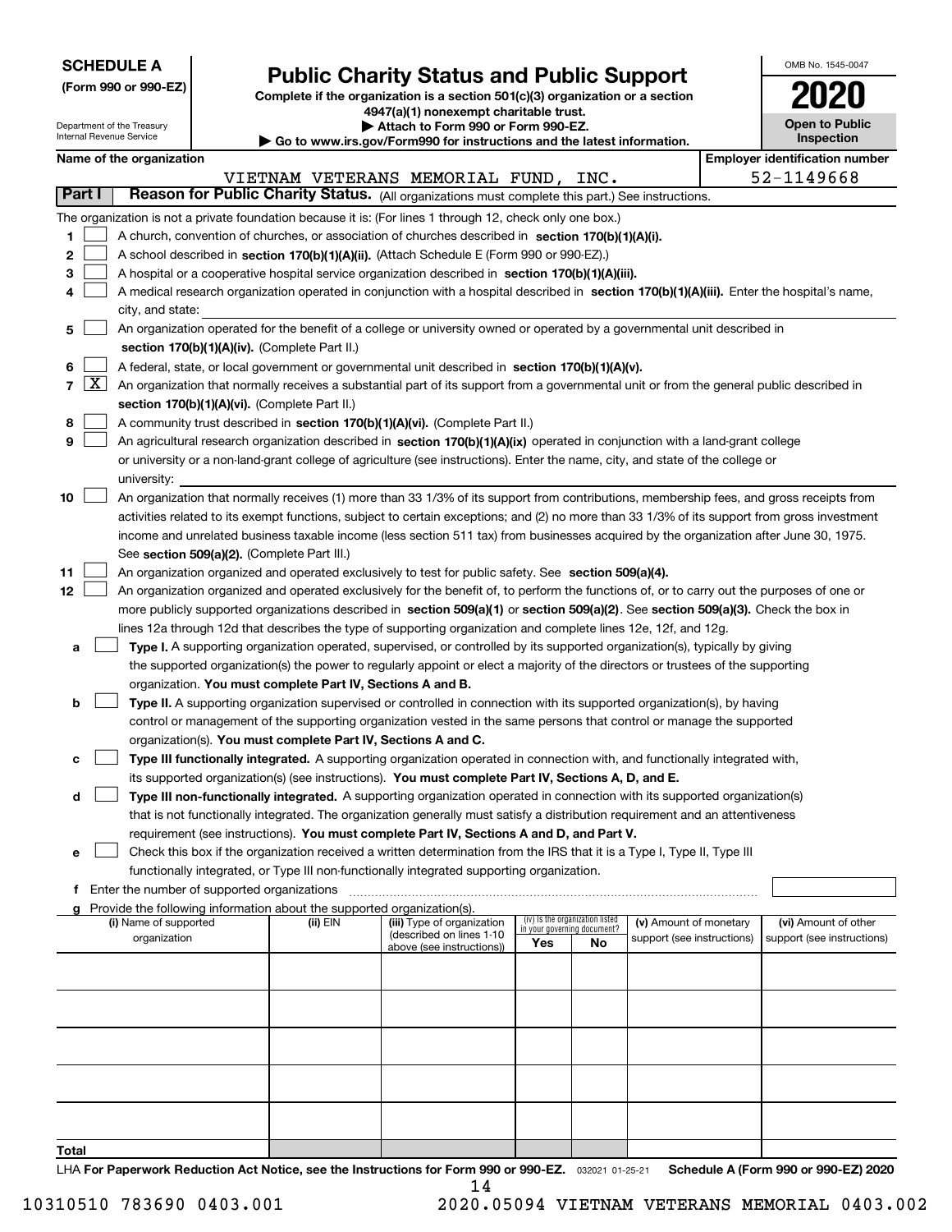**SCHEDULE A**
**(Form 990 or 990-EZ)**

Department of the Treasury
Internal Revenue Service

# Public Charity Status and Public Support

**Complete if the organization is a section 501(c)(3) organization or a section 4947(a)(1) nonexempt charitable trust.**
**▶ Attach to Form 990 or Form 990-EZ.**
**▶ Go to www.irs.gov/Form990 for instructions and the latest information.**

OMB No. 1545-0047
**2020**
**Open to Public Inspection**

**Name of the organization**
VIETNAM VETERANS MEMORIAL FUND, INC.

**Employer identification number**
52-1149668

## Part I — Reason for Public Charity Status. (All organizations must complete this part.) See instructions.

The organization is not a private foundation because it is: (For lines 1 through 12, check only one box.)

1. [ ] A church, convention of churches, or association of churches described in **section 170(b)(1)(A)(i).**
2. [ ] A school described in **section 170(b)(1)(A)(ii).** (Attach Schedule E (Form 990 or 990-EZ).)
3. [ ] A hospital or a cooperative hospital service organization described in **section 170(b)(1)(A)(iii).**
4. [ ] A medical research organization operated in conjunction with a hospital described in **section 170(b)(1)(A)(iii).** Enter the hospital's name, city, and state:
5. [ ] An organization operated for the benefit of a college or university owned or operated by a governmental unit described in **section 170(b)(1)(A)(iv).** (Complete Part II.)
6. [ ] A federal, state, or local government or governmental unit described in **section 170(b)(1)(A)(v).**
7. [X] An organization that normally receives a substantial part of its support from a governmental unit or from the general public described in **section 170(b)(1)(A)(vi).** (Complete Part II.)
8. [ ] A community trust described in **section 170(b)(1)(A)(vi).** (Complete Part II.)
9. [ ] An agricultural research organization described in **section 170(b)(1)(A)(ix)** operated in conjunction with a land-grant college or university or a non-land-grant college of agriculture (see instructions). Enter the name, city, and state of the college or university:
10. [ ] An organization that normally receives (1) more than 33 1/3% of its support from contributions, membership fees, and gross receipts from activities related to its exempt functions, subject to certain exceptions; and (2) no more than 33 1/3% of its support from gross investment income and unrelated business taxable income (less section 511 tax) from businesses acquired by the organization after June 30, 1975. See **section 509(a)(2).** (Complete Part III.)
11. [ ] An organization organized and operated exclusively to test for public safety. See **section 509(a)(4).**
12. [ ] An organization organized and operated exclusively for the benefit of, to perform the functions of, or to carry out the purposes of one or more publicly supported organizations described in **section 509(a)(1)** or **section 509(a)(2)**. See **section 509(a)(3).** Check the box in lines 12a through 12d that describes the type of supporting organization and complete lines 12e, 12f, and 12g.
   - **a** [ ] **Type I.** A supporting organization operated, supervised, or controlled by its supported organization(s), typically by giving the supported organization(s) the power to regularly appoint or elect a majority of the directors or trustees of the supporting organization. **You must complete Part IV, Sections A and B.**
   - **b** [ ] **Type II.** A supporting organization supervised or controlled in connection with its supported organization(s), by having control or management of the supporting organization vested in the same persons that control or manage the supported organization(s). **You must complete Part IV, Sections A and C.**
   - **c** [ ] **Type III functionally integrated.** A supporting organization operated in connection with, and functionally integrated with, its supported organization(s) (see instructions). **You must complete Part IV, Sections A, D, and E.**
   - **d** [ ] **Type III non-functionally integrated.** A supporting organization operated in connection with its supported organization(s) that is not functionally integrated. The organization generally must satisfy a distribution requirement and an attentiveness requirement (see instructions). **You must complete Part IV, Sections A and D, and Part V.**
   - **e** [ ] Check this box if the organization received a written determination from the IRS that it is a Type I, Type II, Type III functionally integrated, or Type III non-functionally integrated supporting organization.
   - **f** Enter the number of supported organizations
   - **g** Provide the following information about the supported organization(s).

| (i) Name of supported organization | (ii) EIN | (iii) Type of organization (described on lines 1-10 above (see instructions)) | (iv) Is the organization listed in your governing document? Yes | No | (v) Amount of monetary support (see instructions) | (vi) Amount of other support (see instructions) |
|---|---|---|---|---|---|---|
| | | | | | | |
| | | | | | | |
| | | | | | | |
| | | | | | | |
| | | | | | | |
| **Total** | | | | | | |

LHA **For Paperwork Reduction Act Notice, see the Instructions for Form 990 or 990-EZ.** 032021 01-25-21 **Schedule A (Form 990 or 990-EZ) 2020**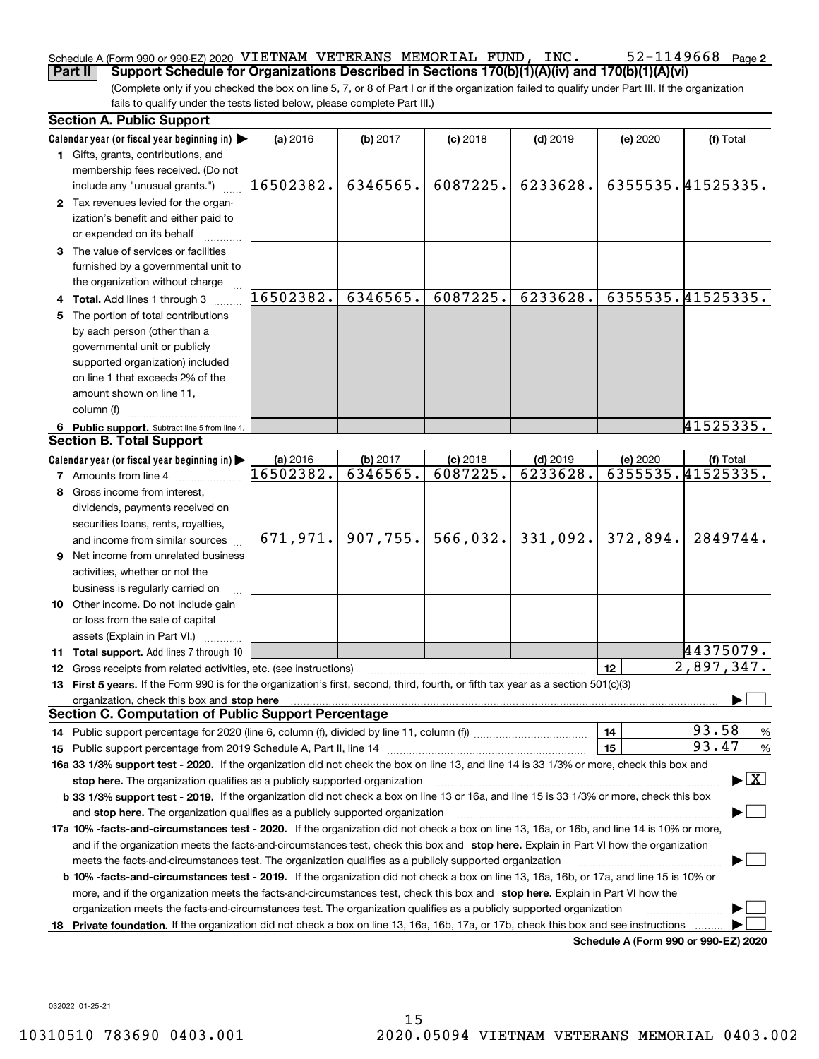Schedule A (Form 990 or 990-EZ) 2020 VIETNAM VETERANS MEMORIAL FUND, INC. 52-1149668 Page 2

**Part II** **Support Schedule for Organizations Described in Sections 170(b)(1)(A)(iv) and 170(b)(1)(A)(vi)**

(Complete only if you checked the box on line 5, 7, or 8 of Part I or if the organization failed to qualify under Part III. If the organization fails to qualify under the tests listed below, please complete Part III.)

## Section A. Public Support

| Calendar year (or fiscal year beginning in) ▶ | (a) 2016 | (b) 2017 | (c) 2018 | (d) 2019 | (e) 2020 | (f) Total |
|---|---|---|---|---|---|---|
| **1** Gifts, grants, contributions, and membership fees received. (Do not include any "unusual grants.") | 16502382. | 6346565. | 6087225. | 6233628. | 6355535. | 41525335. |
| **2** Tax revenues levied for the organization's benefit and either paid to or expended on its behalf | | | | | | |
| **3** The value of services or facilities furnished by a governmental unit to the organization without charge | | | | | | |
| **4 Total.** Add lines 1 through 3 | 16502382. | 6346565. | 6087225. | 6233628. | 6355535. | 41525335. |
| **5** The portion of total contributions by each person (other than a governmental unit or publicly supported organization) included on line 1 that exceeds 2% of the amount shown on line 11, column (f) | | | | | | |
| **6 Public support.** Subtract line 5 from line 4. | | | | | | 41525335. |

## Section B. Total Support

| Calendar year (or fiscal year beginning in) ▶ | (a) 2016 | (b) 2017 | (c) 2018 | (d) 2019 | (e) 2020 | (f) Total |
|---|---|---|---|---|---|---|
| **7** Amounts from line 4 | 16502382. | 6346565. | 6087225. | 6233628. | 6355535. | 41525335. |
| **8** Gross income from interest, dividends, payments received on securities loans, rents, royalties, and income from similar sources | 671,971. | 907,755. | 566,032. | 331,092. | 372,894. | 2849744. |
| **9** Net income from unrelated business activities, whether or not the business is regularly carried on | | | | | | |
| **10** Other income. Do not include gain or loss from the sale of capital assets (Explain in Part VI.) | | | | | | |
| **11 Total support.** Add lines 7 through 10 | | | | | | 44375079. |

**12** Gross receipts from related activities, etc. (see instructions) — **12** — 2,897,347.

**13 First 5 years.** If the Form 990 is for the organization's first, second, third, fourth, or fifth tax year as a section 501(c)(3) organization, check this box and **stop here** ▶ ☐

## Section C. Computation of Public Support Percentage

**14** Public support percentage for 2020 (line 6, column (f), divided by line 11, column (f)) — **14** — 93.58 %

**15** Public support percentage from 2019 Schedule A, Part II, line 14 — **15** — 93.47 %

**16a 33 1/3% support test - 2020.** If the organization did not check the box on line 13, and line 14 is 33 1/3% or more, check this box and **stop here.** The organization qualifies as a publicly supported organization ▶ ☒

**b 33 1/3% support test - 2019.** If the organization did not check a box on line 13 or 16a, and line 15 is 33 1/3% or more, check this box and **stop here.** The organization qualifies as a publicly supported organization ▶ ☐

**17a 10% -facts-and-circumstances test - 2020.** If the organization did not check a box on line 13, 16a, or 16b, and line 14 is 10% or more, and if the organization meets the facts-and-circumstances test, check this box and **stop here.** Explain in Part VI how the organization meets the facts-and-circumstances test. The organization qualifies as a publicly supported organization ▶ ☐

**b 10% -facts-and-circumstances test - 2019.** If the organization did not check a box on line 13, 16a, 16b, or 17a, and line 15 is 10% or more, and if the organization meets the facts-and-circumstances test, check this box and **stop here.** Explain in Part VI how the organization meets the facts-and-circumstances test. The organization qualifies as a publicly supported organization ▶ ☐

**18 Private foundation.** If the organization did not check a box on line 13, 16a, 16b, 17a, or 17b, check this box and see instructions ▶ ☐

**Schedule A (Form 990 or 990-EZ) 2020**

032022 01-25-21

10310510 783690 0403.001 2020.05094 VIETNAM VETERANS MEMORIAL 0403.002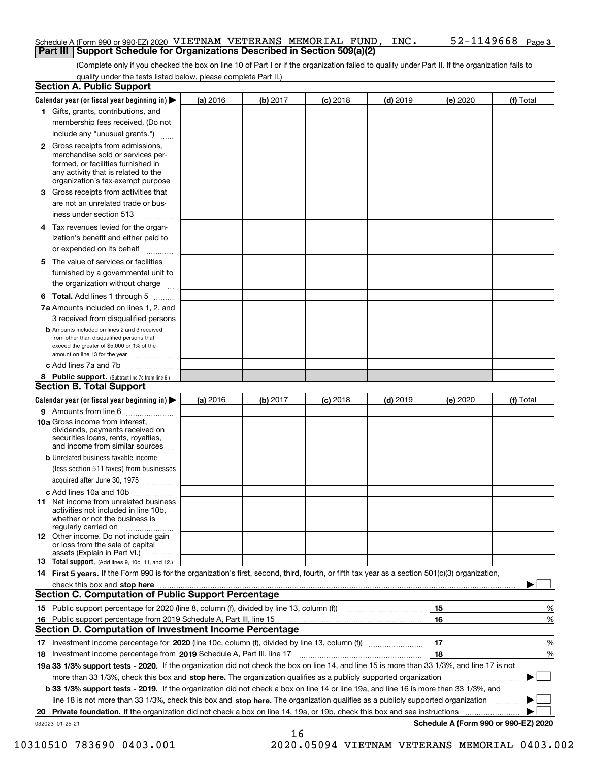Schedule A (Form 990 or 990-EZ) 2020 VIETNAM VETERANS MEMORIAL FUND, INC. 52-1149668 Page 3

## Part III Support Schedule for Organizations Described in Section 509(a)(2)

(Complete only if you checked the box on line 10 of Part I or if the organization failed to qualify under Part II. If the organization fails to qualify under the tests listed below, please complete Part II.)

### Section A. Public Support

| Calendar year (or fiscal year beginning in) ▶ | (a) 2016 | (b) 2017 | (c) 2018 | (d) 2019 | (e) 2020 | (f) Total |
|---|---|---|---|---|---|---|
| 1 Gifts, grants, contributions, and membership fees received. (Do not include any "unusual grants.") | | | | | | |
| 2 Gross receipts from admissions, merchandise sold or services performed, or facilities furnished in any activity that is related to the organization's tax-exempt purpose | | | | | | |
| 3 Gross receipts from activities that are not an unrelated trade or business under section 513 | | | | | | |
| 4 Tax revenues levied for the organization's benefit and either paid to or expended on its behalf | | | | | | |
| 5 The value of services or facilities furnished by a governmental unit to the organization without charge | | | | | | |
| 6 Total. Add lines 1 through 5 | | | | | | |
| 7a Amounts included on lines 1, 2, and 3 received from disqualified persons | | | | | | |
| b Amounts included on lines 2 and 3 received from other than disqualified persons that exceed the greater of $5,000 or 1% of the amount on line 13 for the year | | | | | | |
| c Add lines 7a and 7b | | | | | | |
| 8 Public support. (Subtract line 7c from line 6.) | | | | | | |

### Section B. Total Support

| Calendar year (or fiscal year beginning in) ▶ | (a) 2016 | (b) 2017 | (c) 2018 | (d) 2019 | (e) 2020 | (f) Total |
|---|---|---|---|---|---|---|
| 9 Amounts from line 6 | | | | | | |
| 10a Gross income from interest, dividends, payments received on securities loans, rents, royalties, and income from similar sources | | | | | | |
| b Unrelated business taxable income (less section 511 taxes) from businesses acquired after June 30, 1975 | | | | | | |
| c Add lines 10a and 10b | | | | | | |
| 11 Net income from unrelated business activities not included in line 10b, whether or not the business is regularly carried on | | | | | | |
| 12 Other income. Do not include gain or loss from the sale of capital assets (Explain in Part VI.) | | | | | | |
| 13 Total support. (Add lines 9, 10c, 11, and 12.) | | | | | | |

14 First 5 years. If the Form 990 is for the organization's first, second, third, fourth, or fifth tax year as a section 501(c)(3) organization, check this box and stop here ▶ ☐

### Section C. Computation of Public Support Percentage

| | | | |
|---|---|---|---|
| 15 | Public support percentage for 2020 (line 8, column (f), divided by line 13, column (f)) | 15 | % |
| 16 | Public support percentage from 2019 Schedule A, Part III, line 15 | 16 | % |

### Section D. Computation of Investment Income Percentage

| | | | |
|---|---|---|---|
| 17 | Investment income percentage for 2020 (line 10c, column (f), divided by line 13, column (f)) | 17 | % |
| 18 | Investment income percentage from 2019 Schedule A, Part III, line 17 | 18 | % |

19a 33 1/3% support tests - 2020. If the organization did not check the box on line 14, and line 15 is more than 33 1/3%, and line 17 is not more than 33 1/3%, check this box and stop here. The organization qualifies as a publicly supported organization ▶ ☐

b 33 1/3% support tests - 2019. If the organization did not check a box on line 14 or line 19a, and line 16 is more than 33 1/3%, and line 18 is not more than 33 1/3%, check this box and stop here. The organization qualifies as a publicly supported organization ▶ ☐

20 Private foundation. If the organization did not check a box on line 14, 19a, or 19b, check this box and see instructions ▶ ☐

032023 01-25-21

Schedule A (Form 990 or 990-EZ) 2020

10310510 783690 0403.001 2020.05094 VIETNAM VETERANS MEMORIAL 0403.002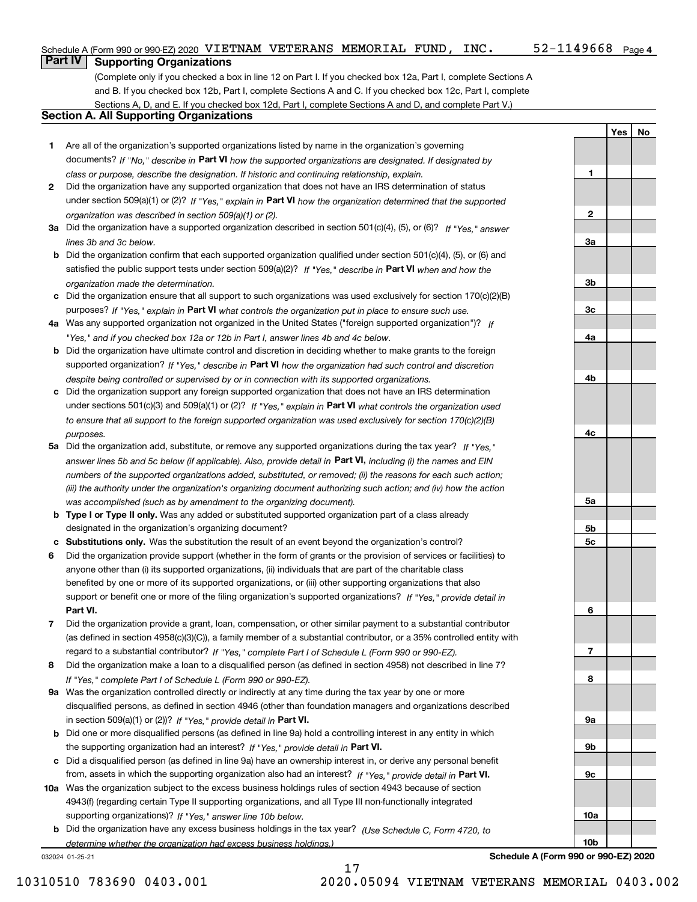Schedule A (Form 990 or 990-EZ) 2020 VIETNAM VETERANS MEMORIAL FUND, INC. 52-1149668 Page 4

## Part IV Supporting Organizations

(Complete only if you checked a box in line 12 on Part I. If you checked box 12a, Part I, complete Sections A and B. If you checked box 12b, Part I, complete Sections A and C. If you checked box 12c, Part I, complete Sections A, D, and E. If you checked box 12d, Part I, complete Sections A and D, and complete Part V.)

### Section A. All Supporting Organizations

| | | | Yes | No |
|---|---|---|---|---|
| **1** | Are all of the organization's supported organizations listed by name in the organization's governing documents? *If "No," describe in* **Part VI** *how the supported organizations are designated. If designated by class or purpose, describe the designation. If historic and continuing relationship, explain.* | **1** | | |
| **2** | Did the organization have any supported organization that does not have an IRS determination of status under section 509(a)(1) or (2)? *If "Yes," explain in* **Part VI** *how the organization determined that the supported organization was described in section 509(a)(1) or (2).* | **2** | | |
| **3a** | Did the organization have a supported organization described in section 501(c)(4), (5), or (6)? *If "Yes," answer lines 3b and 3c below.* | **3a** | | |
| **b** | Did the organization confirm that each supported organization qualified under section 501(c)(4), (5), or (6) and satisfied the public support tests under section 509(a)(2)? *If "Yes," describe in* **Part VI** *when and how the organization made the determination.* | **3b** | | |
| **c** | Did the organization ensure that all support to such organizations was used exclusively for section 170(c)(2)(B) purposes? *If "Yes," explain in* **Part VI** *what controls the organization put in place to ensure such use.* | **3c** | | |
| **4a** | Was any supported organization not organized in the United States ("foreign supported organization")? *If "Yes," and if you checked box 12a or 12b in Part I, answer lines 4b and 4c below.* | **4a** | | |
| **b** | Did the organization have ultimate control and discretion in deciding whether to make grants to the foreign supported organization? *If "Yes," describe in* **Part VI** *how the organization had such control and discretion despite being controlled or supervised by or in connection with its supported organizations.* | **4b** | | |
| **c** | Did the organization support any foreign supported organization that does not have an IRS determination under sections 501(c)(3) and 509(a)(1) or (2)? *If "Yes," explain in* **Part VI** *what controls the organization used to ensure that all support to the foreign supported organization was used exclusively for section 170(c)(2)(B) purposes.* | **4c** | | |
| **5a** | Did the organization add, substitute, or remove any supported organizations during the tax year? *If "Yes," answer lines 5b and 5c below (if applicable). Also, provide detail in* **Part VI,** *including (i) the names and EIN numbers of the supported organizations added, substituted, or removed; (ii) the reasons for each such action; (iii) the authority under the organization's organizing document authorizing such action; and (iv) how the action was accomplished (such as by amendment to the organizing document).* | **5a** | | |
| **b** | **Type I or Type II only.** Was any added or substituted supported organization part of a class already designated in the organization's organizing document? | **5b** | | |
| **c** | **Substitutions only.** Was the substitution the result of an event beyond the organization's control? | **5c** | | |
| **6** | Did the organization provide support (whether in the form of grants or the provision of services or facilities) to anyone other than (i) its supported organizations, (ii) individuals that are part of the charitable class benefited by one or more of its supported organizations, or (iii) other supporting organizations that also support or benefit one or more of the filing organization's supported organizations? *If "Yes," provide detail in* **Part VI.** | **6** | | |
| **7** | Did the organization provide a grant, loan, compensation, or other similar payment to a substantial contributor (as defined in section 4958(c)(3)(C)), a family member of a substantial contributor, or a 35% controlled entity with regard to a substantial contributor? *If "Yes," complete Part I of Schedule L (Form 990 or 990-EZ).* | **7** | | |
| **8** | Did the organization make a loan to a disqualified person (as defined in section 4958) not described in line 7? *If "Yes," complete Part I of Schedule L (Form 990 or 990-EZ).* | **8** | | |
| **9a** | Was the organization controlled directly or indirectly at any time during the tax year by one or more disqualified persons, as defined in section 4946 (other than foundation managers and organizations described in section 509(a)(1) or (2))? *If "Yes," provide detail in* **Part VI.** | **9a** | | |
| **b** | Did one or more disqualified persons (as defined in line 9a) hold a controlling interest in any entity in which the supporting organization had an interest? *If "Yes," provide detail in* **Part VI.** | **9b** | | |
| **c** | Did a disqualified person (as defined in line 9a) have an ownership interest in, or derive any personal benefit from, assets in which the supporting organization also had an interest? *If "Yes," provide detail in* **Part VI.** | **9c** | | |
| **10a** | Was the organization subject to the excess business holdings rules of section 4943 because of section 4943(f) (regarding certain Type II supporting organizations, and all Type III non-functionally integrated supporting organizations)? *If "Yes," answer line 10b below.* | **10a** | | |
| **b** | Did the organization have any excess business holdings in the tax year? *(Use Schedule C, Form 4720, to determine whether the organization had excess business holdings.)* | **10b** | | |

032024 01-25-21 **Schedule A (Form 990 or 990-EZ) 2020**

10310510 783690 0403.001 2020.05094 VIETNAM VETERANS MEMORIAL 0403.002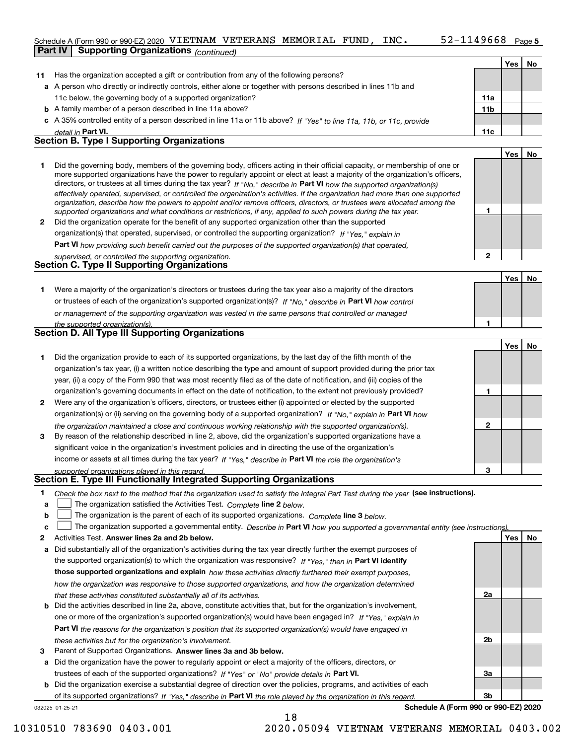Schedule A (Form 990 or 990-EZ) 2020 VIETNAM VETERANS MEMORIAL FUND, INC. 52-1149668 Page 5

**Part IV Supporting Organizations** *(continued)*

| | | | Yes | No |
|---|---|---|---|---|
| **11** | Has the organization accepted a gift or contribution from any of the following persons? | | | |
| **a** | A person who directly or indirectly controls, either alone or together with persons described in lines 11b and 11c below, the governing body of a supported organization? | **11a** | | |
| **b** | A family member of a person described in line 11a above? | **11b** | | |
| **c** | A 35% controlled entity of a person described in line 11a or 11b above? *If "Yes" to line 11a, 11b, or 11c, provide detail in* **Part VI.** | **11c** | | |

## Section B. Type I Supporting Organizations

| | | | Yes | No |
|---|---|---|---|---|
| **1** | Did the governing body, members of the governing body, officers acting in their official capacity, or membership of one or more supported organizations have the power to regularly appoint or elect at least a majority of the organization's officers, directors, or trustees at all times during the tax year? *If "No," describe in* **Part VI** *how the supported organization(s) effectively operated, supervised, or controlled the organization's activities. If the organization had more than one supported organization, describe how the powers to appoint and/or remove officers, directors, or trustees were allocated among the supported organizations and what conditions or restrictions, if any, applied to such powers during the tax year.* | **1** | | |
| **2** | Did the organization operate for the benefit of any supported organization other than the supported organization(s) that operated, supervised, or controlled the supporting organization? *If "Yes," explain in* **Part VI** *how providing such benefit carried out the purposes of the supported organization(s) that operated, supervised, or controlled the supporting organization.* | **2** | | |

## Section C. Type II Supporting Organizations

| | | | Yes | No |
|---|---|---|---|---|
| **1** | Were a majority of the organization's directors or trustees during the tax year also a majority of the directors or trustees of each of the organization's supported organization(s)? *If "No," describe in* **Part VI** *how control or management of the supporting organization was vested in the same persons that controlled or managed the supported organization(s).* | **1** | | |

## Section D. All Type III Supporting Organizations

| | | | Yes | No |
|---|---|---|---|---|
| **1** | Did the organization provide to each of its supported organizations, by the last day of the fifth month of the organization's tax year, (i) a written notice describing the type and amount of support provided during the prior tax year, (ii) a copy of the Form 990 that was most recently filed as of the date of notification, and (iii) copies of the organization's governing documents in effect on the date of notification, to the extent not previously provided? | **1** | | |
| **2** | Were any of the organization's officers, directors, or trustees either (i) appointed or elected by the supported organization(s) or (ii) serving on the governing body of a supported organization? *If "No," explain in* **Part VI** *how the organization maintained a close and continuous working relationship with the supported organization(s).* | **2** | | |
| **3** | By reason of the relationship described in line 2, above, did the organization's supported organizations have a significant voice in the organization's investment policies and in directing the use of the organization's income or assets at all times during the tax year? *If "Yes," describe in* **Part VI** *the role the organization's supported organizations played in this regard.* | **3** | | |

## Section E. Type III Functionally Integrated Supporting Organizations

**1** *Check the box next to the method that the organization used to satisfy the Integral Part Test during the year* **(see instructions).**

**a** ☐ The organization satisfied the Activities Test. *Complete* **line 2** *below.*

**b** ☐ The organization is the parent of each of its supported organizations. *Complete* **line 3** *below.*

**c** ☐ The organization supported a governmental entity. *Describe in* **Part VI** *how you supported a governmental entity (see instructions).*

| | | | Yes | No |
|---|---|---|---|---|
| **2** | Activities Test. **Answer lines 2a and 2b below.** | | | |
| **a** | Did substantially all of the organization's activities during the tax year directly further the exempt purposes of the supported organization(s) to which the organization was responsive? *If "Yes," then in* **Part VI identify those supported organizations and explain** *how these activities directly furthered their exempt purposes, how the organization was responsive to those supported organizations, and how the organization determined that these activities constituted substantially all of its activities.* | **2a** | | |
| **b** | Did the activities described in line 2a, above, constitute activities that, but for the organization's involvement, one or more of the organization's supported organization(s) would have been engaged in? *If "Yes," explain in* **Part VI** *the reasons for the organization's position that its supported organization(s) would have engaged in these activities but for the organization's involvement.* | **2b** | | |
| **3** | Parent of Supported Organizations. **Answer lines 3a and 3b below.** | | | |
| **a** | Did the organization have the power to regularly appoint or elect a majority of the officers, directors, or trustees of each of the supported organizations? *If "Yes" or "No" provide details in* **Part VI.** | **3a** | | |
| **b** | Did the organization exercise a substantial degree of direction over the policies, programs, and activities of each of its supported organizations? *If "Yes," describe in* **Part VI** *the role played by the organization in this regard.* | **3b** | | |

032025 01-25-21 **Schedule A (Form 990 or 990-EZ) 2020**

10310510 783690 0403.001 2020.05094 VIETNAM VETERANS MEMORIAL 0403.002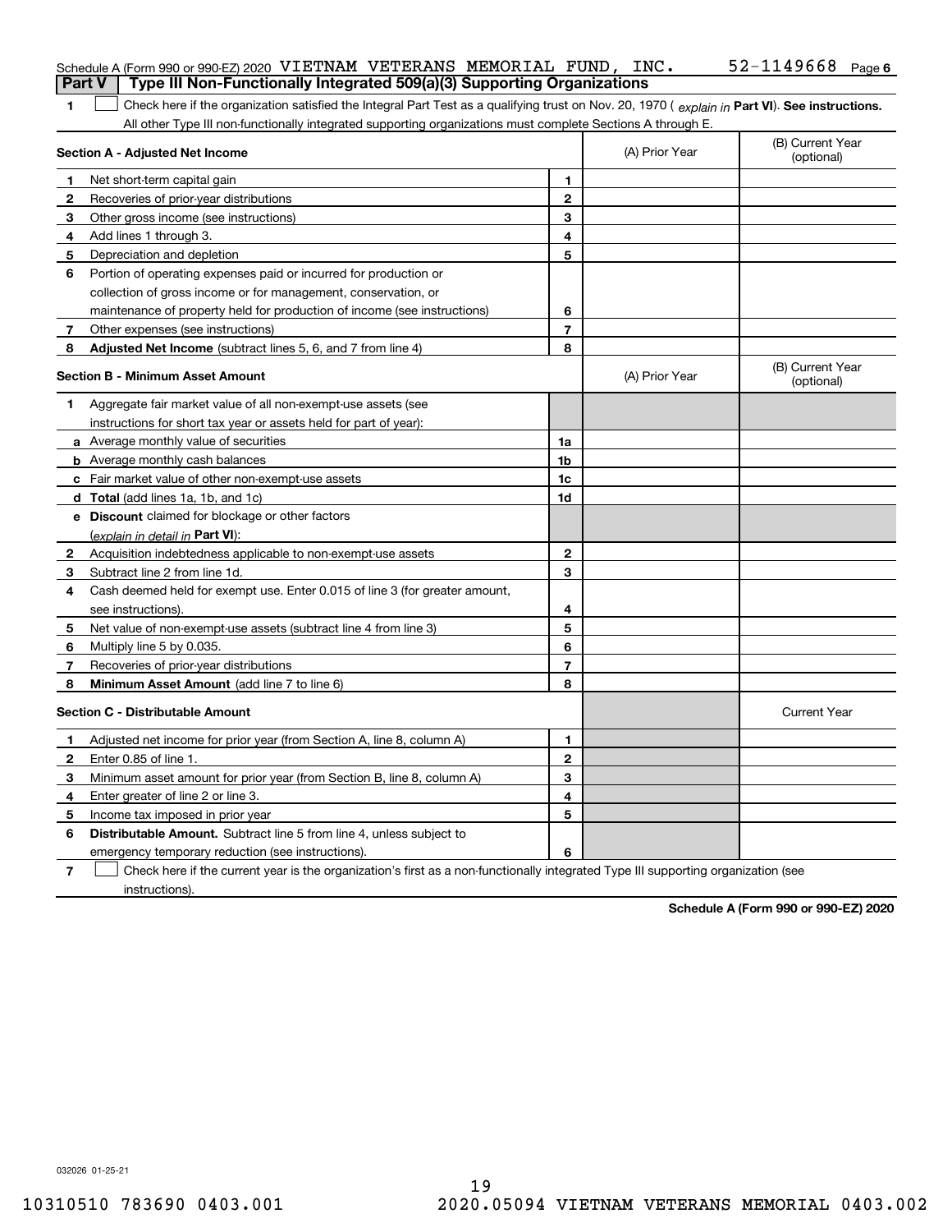Schedule A (Form 990 or 990-EZ) 2020 VIETNAM VETERANS MEMORIAL FUND, INC. 52-1149668 Page 6

**Part V | Type III Non-Functionally Integrated 509(a)(3) Supporting Organizations**

1 ☐ Check here if the organization satisfied the Integral Part Test as a qualifying trust on Nov. 20, 1970 ( *explain in* **Part VI**). **See instructions.** All other Type III non-functionally integrated supporting organizations must complete Sections A through E.

| **Section A - Adjusted Net Income** | | | (A) Prior Year | (B) Current Year (optional) |
|---|---|---|---|---|
| 1 | Net short-term capital gain | 1 | | |
| 2 | Recoveries of prior-year distributions | 2 | | |
| 3 | Other gross income (see instructions) | 3 | | |
| 4 | Add lines 1 through 3. | 4 | | |
| 5 | Depreciation and depletion | 5 | | |
| 6 | Portion of operating expenses paid or incurred for production or collection of gross income or for management, conservation, or maintenance of property held for production of income (see instructions) | 6 | | |
| 7 | Other expenses (see instructions) | 7 | | |
| 8 | **Adjusted Net Income** (subtract lines 5, 6, and 7 from line 4) | 8 | | |

| **Section B - Minimum Asset Amount** | | | (A) Prior Year | (B) Current Year (optional) |
|---|---|---|---|---|
| 1 | Aggregate fair market value of all non-exempt-use assets (see instructions for short tax year or assets held for part of year): | | | |
| a | Average monthly value of securities | 1a | | |
| b | Average monthly cash balances | 1b | | |
| c | Fair market value of other non-exempt-use assets | 1c | | |
| d | **Total** (add lines 1a, 1b, and 1c) | 1d | | |
| e | **Discount** claimed for blockage or other factors (*explain in detail in* **Part VI**): | | | |
| 2 | Acquisition indebtedness applicable to non-exempt-use assets | 2 | | |
| 3 | Subtract line 2 from line 1d. | 3 | | |
| 4 | Cash deemed held for exempt use. Enter 0.015 of line 3 (for greater amount, see instructions). | 4 | | |
| 5 | Net value of non-exempt-use assets (subtract line 4 from line 3) | 5 | | |
| 6 | Multiply line 5 by 0.035. | 6 | | |
| 7 | Recoveries of prior-year distributions | 7 | | |
| 8 | **Minimum Asset Amount** (add line 7 to line 6) | 8 | | |

| **Section C - Distributable Amount** | | | | Current Year |
|---|---|---|---|---|
| 1 | Adjusted net income for prior year (from Section A, line 8, column A) | 1 | | |
| 2 | Enter 0.85 of line 1. | 2 | | |
| 3 | Minimum asset amount for prior year (from Section B, line 8, column A) | 3 | | |
| 4 | Enter greater of line 2 or line 3. | 4 | | |
| 5 | Income tax imposed in prior year | 5 | | |
| 6 | **Distributable Amount.** Subtract line 5 from line 4, unless subject to emergency temporary reduction (see instructions). | 6 | | |

7 ☐ Check here if the current year is the organization's first as a non-functionally integrated Type III supporting organization (see instructions).

**Schedule A (Form 990 or 990-EZ) 2020**

032026 01-25-21

10310510 783690 0403.001 2020.05094 VIETNAM VETERANS MEMORIAL 0403.002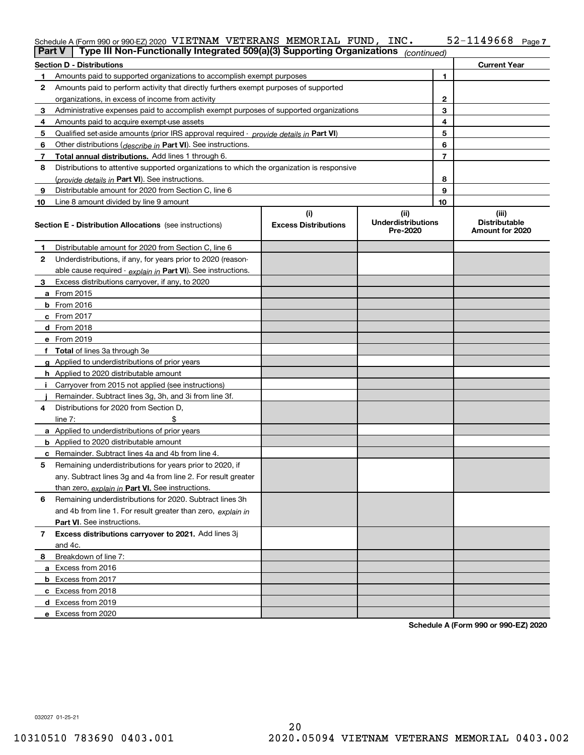Schedule A (Form 990 or 990-EZ) 2020 VIETNAM VETERANS MEMORIAL FUND, INC. 52-1149668 Page 7

**Part V | Type III Non-Functionally Integrated 509(a)(3) Supporting Organizations** *(continued)*

| Section D - Distributions | | | Current Year |
|---|---|---|---|
| 1 | Amounts paid to supported organizations to accomplish exempt purposes | 1 | |
| 2 | Amounts paid to perform activity that directly furthers exempt purposes of supported organizations, in excess of income from activity | 2 | |
| 3 | Administrative expenses paid to accomplish exempt purposes of supported organizations | 3 | |
| 4 | Amounts paid to acquire exempt-use assets | 4 | |
| 5 | Qualified set-aside amounts (prior IRS approval required - *provide details in* **Part VI**) | 5 | |
| 6 | Other distributions (*describe in* **Part VI**). See instructions. | 6 | |
| 7 | **Total annual distributions.** Add lines 1 through 6. | 7 | |
| 8 | Distributions to attentive supported organizations to which the organization is responsive (*provide details in* **Part VI**). See instructions. | 8 | |
| 9 | Distributable amount for 2020 from Section C, line 6 | 9 | |
| 10 | Line 8 amount divided by line 9 amount | 10 | |

| | Section E - Distribution Allocations (see instructions) | (i) Excess Distributions | (ii) Underdistributions Pre-2020 | (iii) Distributable Amount for 2020 |
|---|---|---|---|---|
| 1 | Distributable amount for 2020 from Section C, line 6 | | | |
| 2 | Underdistributions, if any, for years prior to 2020 (reasonable cause required - *explain in* **Part VI**). See instructions. | | | |
| 3 | Excess distributions carryover, if any, to 2020 | | | |
| a | From 2015 | | | |
| b | From 2016 | | | |
| c | From 2017 | | | |
| d | From 2018 | | | |
| e | From 2019 | | | |
| f | **Total** of lines 3a through 3e | | | |
| g | Applied to underdistributions of prior years | | | |
| h | Applied to 2020 distributable amount | | | |
| i | Carryover from 2015 not applied (see instructions) | | | |
| j | Remainder. Subtract lines 3g, 3h, and 3i from line 3f. | | | |
| 4 | Distributions for 2020 from Section D, line 7: $ | | | |
| a | Applied to underdistributions of prior years | | | |
| b | Applied to 2020 distributable amount | | | |
| c | Remainder. Subtract lines 4a and 4b from line 4. | | | |
| 5 | Remaining underdistributions for years prior to 2020, if any. Subtract lines 3g and 4a from line 2. For result greater than zero, *explain in* **Part VI.** See instructions. | | | |
| 6 | Remaining underdistributions for 2020. Subtract lines 3h and 4b from line 1. For result greater than zero, *explain in* **Part VI**. See instructions. | | | |
| 7 | **Excess distributions carryover to 2021.** Add lines 3j and 4c. | | | |
| 8 | Breakdown of line 7: | | | |
| a | Excess from 2016 | | | |
| b | Excess from 2017 | | | |
| c | Excess from 2018 | | | |
| d | Excess from 2019 | | | |
| e | Excess from 2020 | | | |

**Schedule A (Form 990 or 990-EZ) 2020**

032027 01-25-21

10310510 783690 0403.001 2020.05094 VIETNAM VETERANS MEMORIAL 0403.002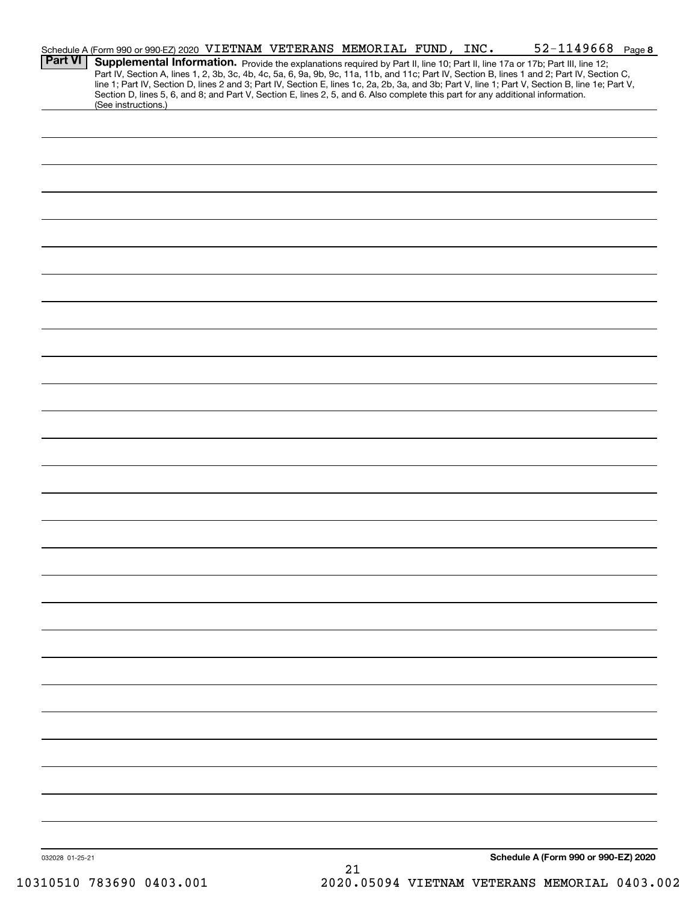Schedule A (Form 990 or 990-EZ) 2020 VIETNAM VETERANS MEMORIAL FUND, INC. 52-1149668 Page **8**

**Part VI** **Supplemental Information.** Provide the explanations required by Part II, line 10; Part II, line 17a or 17b; Part III, line 12; Part IV, Section A, lines 1, 2, 3b, 3c, 4b, 4c, 5a, 6, 9a, 9b, 9c, 11a, 11b, and 11c; Part IV, Section B, lines 1 and 2; Part IV, Section C, line 1; Part IV, Section D, lines 2 and 3; Part IV, Section E, lines 1c, 2a, 2b, 3a, and 3b; Part V, line 1; Part V, Section B, line 1e; Part V, Section D, lines 5, 6, and 8; and Part V, Section E, lines 2, 5, and 6. Also complete this part for any additional information. (See instructions.)

032028 01-25-21 **Schedule A (Form 990 or 990-EZ) 2020**

10310510 783690 0403.001 2020.05094 VIETNAM VETERANS MEMORIAL 0403.002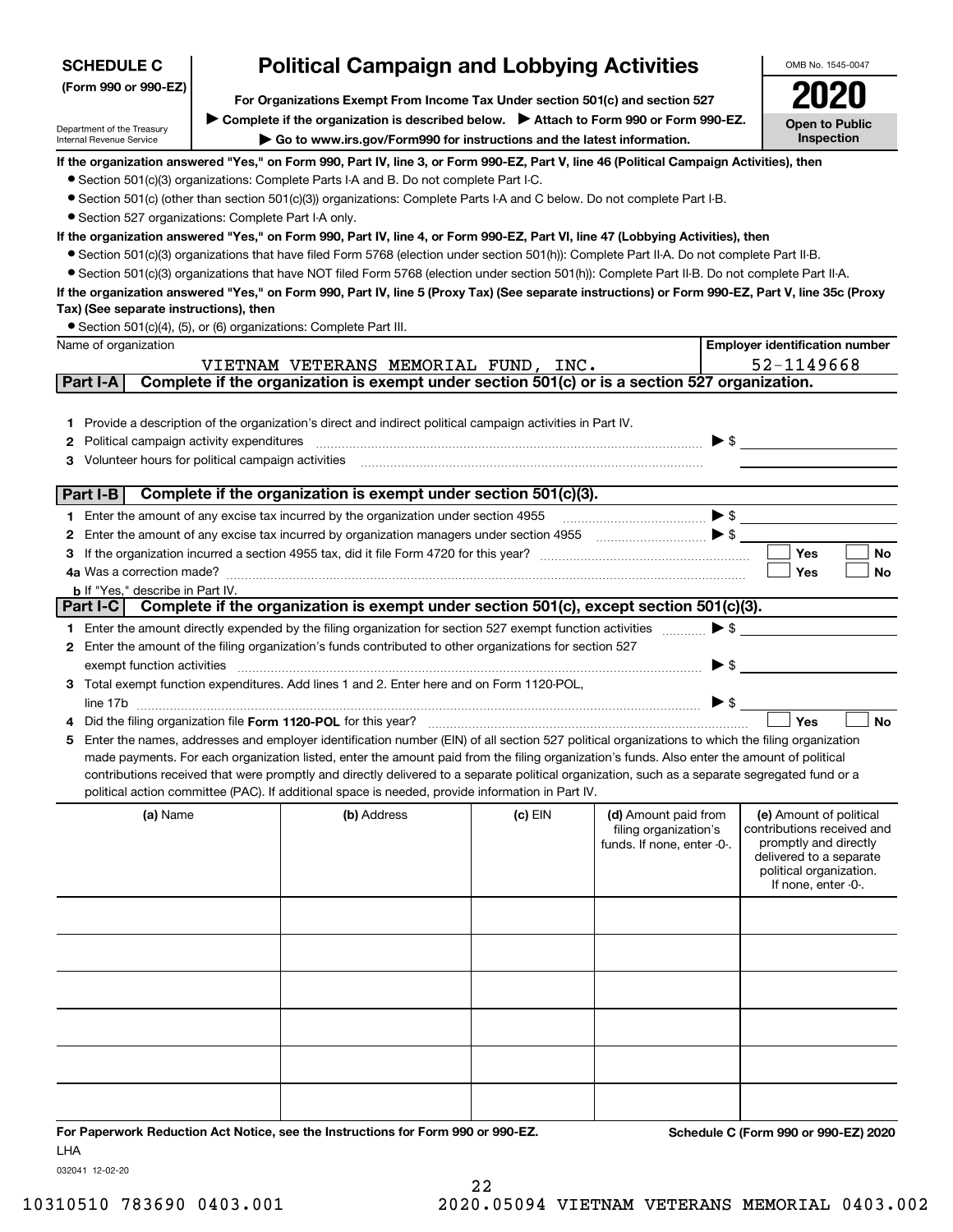**SCHEDULE C**
**(Form 990 or 990-EZ)**

Department of the Treasury
Internal Revenue Service

# Political Campaign and Lobbying Activities

**For Organizations Exempt From Income Tax Under section 501(c) and section 527**

▶ **Complete if the organization is described below.** ▶ **Attach to Form 990 or Form 990-EZ.**

▶ **Go to www.irs.gov/Form990 for instructions and the latest information.**

OMB No. 1545-0047

**2020**

**Open to Public Inspection**

**If the organization answered "Yes," on Form 990, Part IV, line 3, or Form 990-EZ, Part V, line 46 (Political Campaign Activities), then**

- Section 501(c)(3) organizations: Complete Parts I-A and B. Do not complete Part I-C.
- Section 501(c) (other than section 501(c)(3)) organizations: Complete Parts I-A and C below. Do not complete Part I-B.
- Section 527 organizations: Complete Part I-A only.

**If the organization answered "Yes," on Form 990, Part IV, line 4, or Form 990-EZ, Part VI, line 47 (Lobbying Activities), then**

- Section 501(c)(3) organizations that have filed Form 5768 (election under section 501(h)): Complete Part II-A. Do not complete Part II-B.
- Section 501(c)(3) organizations that have NOT filed Form 5768 (election under section 501(h)): Complete Part II-B. Do not complete Part II-A.

**If the organization answered "Yes," on Form 990, Part IV, line 5 (Proxy Tax) (See separate instructions) or Form 990-EZ, Part V, line 35c (Proxy Tax) (See separate instructions), then**

- Section 501(c)(4), (5), or (6) organizations: Complete Part III.

| Name of organization | Employer identification number |
|---|---|
| VIETNAM VETERANS MEMORIAL FUND, INC. | 52-1149668 |

## Part I-A Complete if the organization is exempt under section 501(c) or is a section 527 organization.

1. Provide a description of the organization's direct and indirect political campaign activities in Part IV.
2. Political campaign activity expenditures ▶ $
3. Volunteer hours for political campaign activities

## Part I-B Complete if the organization is exempt under section 501(c)(3).

1. Enter the amount of any excise tax incurred by the organization under section 4955 ▶ $
2. Enter the amount of any excise tax incurred by organization managers under section 4955 ▶ $
3. If the organization incurred a section 4955 tax, did it file Form 4720 for this year? ☐ Yes ☐ No

4a. Was a correction made? ☐ Yes ☐ No

b. If "Yes," describe in Part IV.

## Part I-C Complete if the organization is exempt under section 501(c), except section 501(c)(3).

1. Enter the amount directly expended by the filing organization for section 527 exempt function activities ▶ $
2. Enter the amount of the filing organization's funds contributed to other organizations for section 527 exempt function activities ▶ $
3. Total exempt function expenditures. Add lines 1 and 2. Enter here and on Form 1120-POL, line 17b ▶ $
4. Did the filing organization file **Form 1120-POL** for this year? ☐ Yes ☐ No
5. Enter the names, addresses and employer identification number (EIN) of all section 527 political organizations to which the filing organization made payments. For each organization listed, enter the amount paid from the filing organization's funds. Also enter the amount of political contributions received that were promptly and directly delivered to a separate political organization, such as a separate segregated fund or a political action committee (PAC). If additional space is needed, provide information in Part IV.

| (a) Name | (b) Address | (c) EIN | (d) Amount paid from filing organization's funds. If none, enter -0-. | (e) Amount of political contributions received and promptly and directly delivered to a separate political organization. If none, enter -0-. |
|---|---|---|---|---|
| | | | | |
| | | | | |
| | | | | |
| | | | | |
| | | | | |
| | | | | |

**For Paperwork Reduction Act Notice, see the Instructions for Form 990 or 990-EZ.** **Schedule C (Form 990 or 990-EZ) 2020**

LHA

032041 12-02-20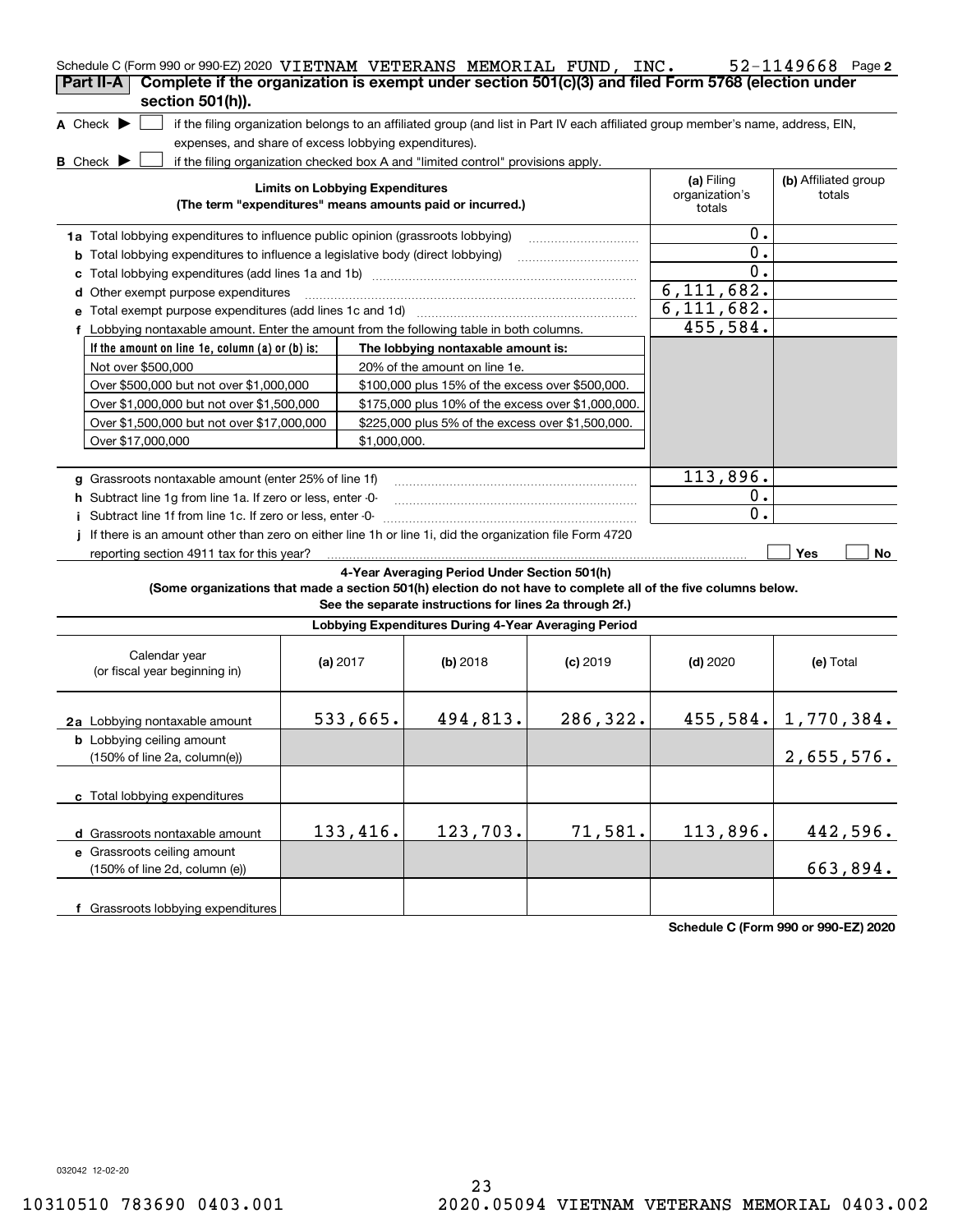Schedule C (Form 990 or 990-EZ) 2020 VIETNAM VETERANS MEMORIAL FUND, INC. 52-1149668 Page 2

## Part II-A Complete if the organization is exempt under section 501(c)(3) and filed Form 5768 (election under section 501(h)).

**A** Check ▶ ☐ if the filing organization belongs to an affiliated group (and list in Part IV each affiliated group member's name, address, EIN, expenses, and share of excess lobbying expenditures).

**B** Check ▶ ☐ if the filing organization checked box A and "limited control" provisions apply.

| Limits on Lobbying Expenditures (The term "expenditures" means amounts paid or incurred.) | (a) Filing organization's totals | (b) Affiliated group totals |
|---|---|---|
| **1a** Total lobbying expenditures to influence public opinion (grassroots lobbying) | 0. | |
| **b** Total lobbying expenditures to influence a legislative body (direct lobbying) | 0. | |
| **c** Total lobbying expenditures (add lines 1a and 1b) | 0. | |
| **d** Other exempt purpose expenditures | 6,111,682. | |
| **e** Total exempt purpose expenditures (add lines 1c and 1d) | 6,111,682. | |
| **f** Lobbying nontaxable amount. Enter the amount from the following table in both columns. | 455,584. | |

| If the amount on line 1e, column (a) or (b) is: | The lobbying nontaxable amount is: |
|---|---|
| Not over $500,000 | 20% of the amount on line 1e. |
| Over $500,000 but not over $1,000,000 | $100,000 plus 15% of the excess over $500,000. |
| Over $1,000,000 but not over $1,500,000 | $175,000 plus 10% of the excess over $1,000,000. |
| Over $1,500,000 but not over $17,000,000 | $225,000 plus 5% of the excess over $1,500,000. |
| Over $17,000,000 | $1,000,000. |

| | (a) | (b) |
|---|---|---|
| **g** Grassroots nontaxable amount (enter 25% of line 1f) | 113,896. | |
| **h** Subtract line 1g from line 1a. If zero or less, enter -0- | 0. | |
| **i** Subtract line 1f from line 1c. If zero or less, enter -0- | 0. | |
| **j** If there is an amount other than zero on either line 1h or line 1i, did the organization file Form 4720 reporting section 4911 tax for this year? | ☐ Yes | ☐ No |

### 4-Year Averaging Period Under Section 501(h)

**(Some organizations that made a section 501(h) election do not have to complete all of the five columns below. See the separate instructions for lines 2a through 2f.)**

**Lobbying Expenditures During 4-Year Averaging Period**

| Calendar year (or fiscal year beginning in) | (a) 2017 | (b) 2018 | (c) 2019 | (d) 2020 | (e) Total |
|---|---|---|---|---|---|
| **2a** Lobbying nontaxable amount | 533,665. | 494,813. | 286,322. | 455,584. | 1,770,384. |
| **b** Lobbying ceiling amount (150% of line 2a, column(e)) | | | | | 2,655,576. |
| **c** Total lobbying expenditures | | | | | |
| **d** Grassroots nontaxable amount | 133,416. | 123,703. | 71,581. | 113,896. | 442,596. |
| **e** Grassroots ceiling amount (150% of line 2d, column (e)) | | | | | 663,894. |
| **f** Grassroots lobbying expenditures | | | | | |

Schedule C (Form 990 or 990-EZ) 2020

032042 12-02-20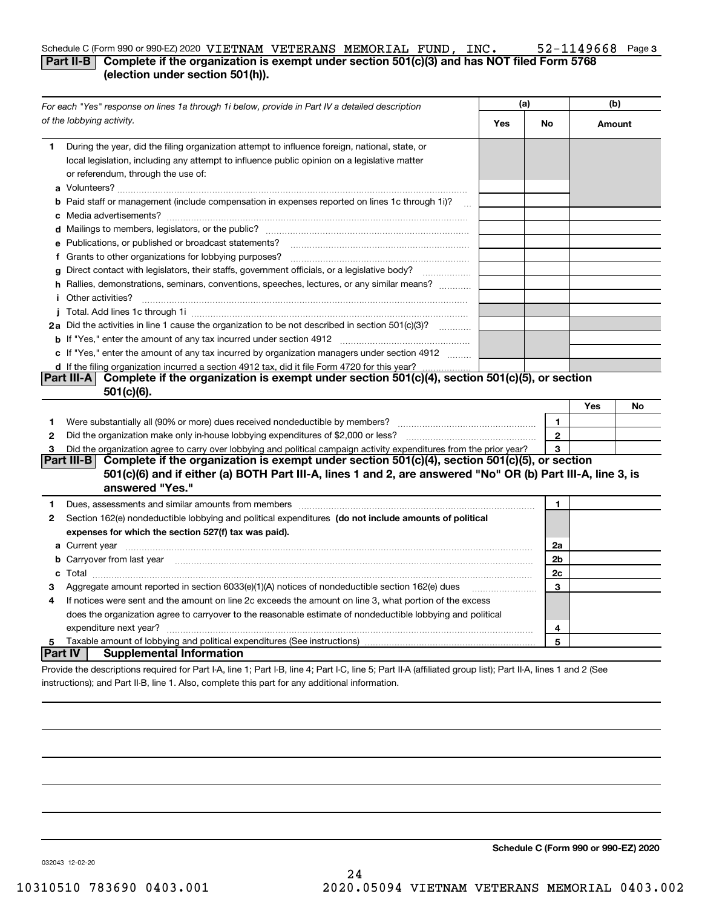Schedule C (Form 990 or 990-EZ) 2020 VIETNAM VETERANS MEMORIAL FUND, INC. 52-1149668 Page 3

## Part II-B Complete if the organization is exempt under section 501(c)(3) and has NOT filed Form 5768 (election under section 501(h)).

| *For each "Yes" response on lines 1a through 1i below, provide in Part IV a detailed description of the lobbying activity.* | (a) Yes | (a) No | (b) Amount |
|---|---|---|---|
| **1** During the year, did the filing organization attempt to influence foreign, national, state, or local legislation, including any attempt to influence public opinion on a legislative matter or referendum, through the use of: | | | |
| **a** Volunteers? | | | |
| **b** Paid staff or management (include compensation in expenses reported on lines 1c through 1i)? | | | |
| **c** Media advertisements? | | | |
| **d** Mailings to members, legislators, or the public? | | | |
| **e** Publications, or published or broadcast statements? | | | |
| **f** Grants to other organizations for lobbying purposes? | | | |
| **g** Direct contact with legislators, their staffs, government officials, or a legislative body? | | | |
| **h** Rallies, demonstrations, seminars, conventions, speeches, lectures, or any similar means? | | | |
| **i** Other activities? | | | |
| **j** Total. Add lines 1c through 1i | | | |
| **2a** Did the activities in line 1 cause the organization to be not described in section 501(c)(3)? | | | |
| **b** If "Yes," enter the amount of any tax incurred under section 4912 | | | |
| **c** If "Yes," enter the amount of any tax incurred by organization managers under section 4912 | | | |
| **d** If the filing organization incurred a section 4912 tax, did it file Form 4720 for this year? | | | |

## Part III-A Complete if the organization is exempt under section 501(c)(4), section 501(c)(5), or section 501(c)(6).

| | | | Yes | No |
|---|---|---|---|---|
| **1** | Were substantially all (90% or more) dues received nondeductible by members? | 1 | | |
| **2** | Did the organization make only in-house lobbying expenditures of $2,000 or less? | 2 | | |
| **3** | Did the organization agree to carry over lobbying and political campaign activity expenditures from the prior year? | 3 | | |

## Part III-B Complete if the organization is exempt under section 501(c)(4), section 501(c)(5), or section 501(c)(6) and if either (a) BOTH Part III-A, lines 1 and 2, are answered "No" OR (b) Part III-A, line 3, is answered "Yes."

| | | | |
|---|---|---|---|
| **1** | Dues, assessments and similar amounts from members | 1 | |
| **2** | Section 162(e) nondeductible lobbying and political expenditures **(do not include amounts of political expenses for which the section 527(f) tax was paid).** | | |
| **a** | Current year | 2a | |
| **b** | Carryover from last year | 2b | |
| **c** | Total | 2c | |
| **3** | Aggregate amount reported in section 6033(e)(1)(A) notices of nondeductible section 162(e) dues | 3 | |
| **4** | If notices were sent and the amount on line 2c exceeds the amount on line 3, what portion of the excess does the organization agree to carryover to the reasonable estimate of nondeductible lobbying and political expenditure next year? | 4 | |
| **5** | Taxable amount of lobbying and political expenditures (See instructions) | 5 | |

## Part IV Supplemental Information

Provide the descriptions required for Part I-A, line 1; Part I-B, line 4; Part I-C, line 5; Part II-A (affiliated group list); Part II-A, lines 1 and 2 (See instructions); and Part II-B, line 1. Also, complete this part for any additional information.

Schedule C (Form 990 or 990-EZ) 2020

032043 12-02-20

10310510 783690 0403.001 2020.05094 VIETNAM VETERANS MEMORIAL 0403.002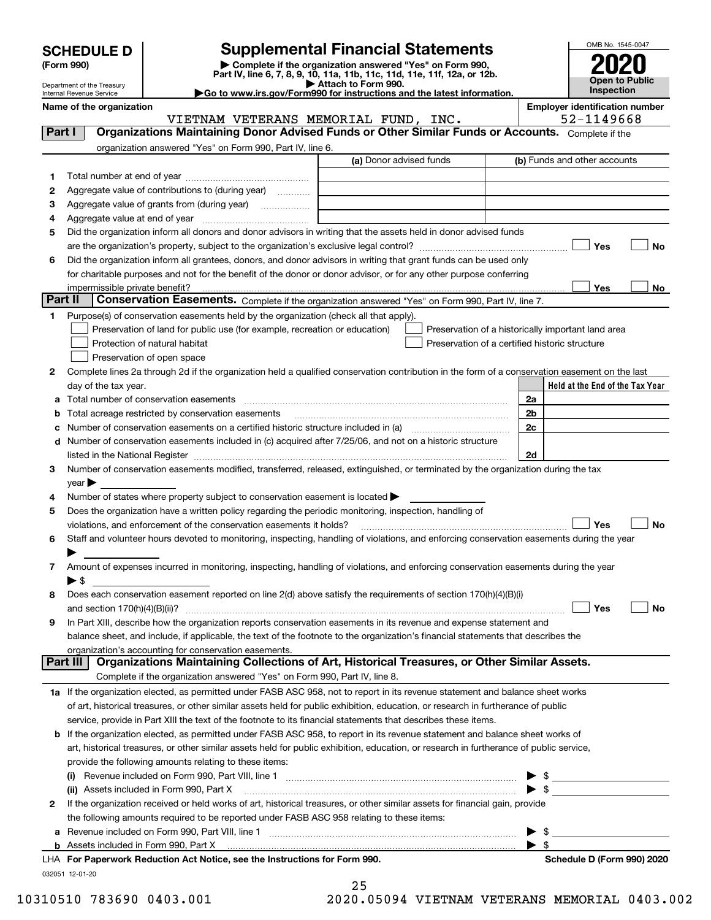# SCHEDULE D (Form 990)

Department of the Treasury
Internal Revenue Service

# Supplemental Financial Statements

▶ Complete if the organization answered "Yes" on Form 990, Part IV, line 6, 7, 8, 9, 10, 11a, 11b, 11c, 11d, 11e, 11f, 12a, or 12b.
▶ Attach to Form 990.
▶ Go to www.irs.gov/Form990 for instructions and the latest information.

OMB No. 1545-0047

**2020**

**Open to Public Inspection**

**Name of the organization:** VIETNAM VETERANS MEMORIAL FUND, INC.

**Employer identification number:** 52-1149668

## Part I — Organizations Maintaining Donor Advised Funds or Other Similar Funds or Accounts.

Complete if the organization answered "Yes" on Form 990, Part IV, line 6.

| | | (a) Donor advised funds | (b) Funds and other accounts |
|---|---|---|---|
| 1 | Total number at end of year | | |
| 2 | Aggregate value of contributions to (during year) | | |
| 3 | Aggregate value of grants from (during year) | | |
| 4 | Aggregate value at end of year | | |

5 Did the organization inform all donors and donor advisors in writing that the assets held in donor advised funds are the organization's property, subject to the organization's exclusive legal control? ☐ Yes ☐ No

6 Did the organization inform all grantees, donors, and donor advisors in writing that grant funds can be used only for charitable purposes and not for the benefit of the donor or donor advisor, or for any other purpose conferring impermissible private benefit? ☐ Yes ☐ No

## Part II — Conservation Easements.

Complete if the organization answered "Yes" on Form 990, Part IV, line 7.

1 Purpose(s) of conservation easements held by the organization (check all that apply).

- ☐ Preservation of land for public use (for example, recreation or education)
- ☐ Protection of natural habitat
- ☐ Preservation of open space
- ☐ Preservation of a historically important land area
- ☐ Preservation of a certified historic structure

2 Complete lines 2a through 2d if the organization held a qualified conservation contribution in the form of a conservation easement on the last day of the tax year.

| | | | Held at the End of the Tax Year |
|---|---|---|---|
| a | Total number of conservation easements | 2a | |
| b | Total acreage restricted by conservation easements | 2b | |
| c | Number of conservation easements on a certified historic structure included in (a) | 2c | |
| d | Number of conservation easements included in (c) acquired after 7/25/06, and not on a historic structure listed in the National Register | 2d | |

3 Number of conservation easements modified, transferred, released, extinguished, or terminated by the organization during the tax year ▶

4 Number of states where property subject to conservation easement is located ▶

5 Does the organization have a written policy regarding the periodic monitoring, inspection, handling of violations, and enforcement of the conservation easements it holds? ☐ Yes ☐ No

6 Staff and volunteer hours devoted to monitoring, inspecting, handling of violations, and enforcing conservation easements during the year ▶

7 Amount of expenses incurred in monitoring, inspecting, handling of violations, and enforcing conservation easements during the year ▶ $

8 Does each conservation easement reported on line 2(d) above satisfy the requirements of section 170(h)(4)(B)(i) and section 170(h)(4)(B)(ii)? ☐ Yes ☐ No

9 In Part XIII, describe how the organization reports conservation easements in its revenue and expense statement and balance sheet, and include, if applicable, the text of the footnote to the organization's financial statements that describes the organization's accounting for conservation easements.

## Part III — Organizations Maintaining Collections of Art, Historical Treasures, or Other Similar Assets.

Complete if the organization answered "Yes" on Form 990, Part IV, line 8.

1a If the organization elected, as permitted under FASB ASC 958, not to report in its revenue statement and balance sheet works of art, historical treasures, or other similar assets held for public exhibition, education, or research in furtherance of public service, provide in Part XIII the text of the footnote to its financial statements that describes these items.

b If the organization elected, as permitted under FASB ASC 958, to report in its revenue statement and balance sheet works of art, historical treasures, or other similar assets held for public exhibition, education, or research in furtherance of public service, provide the following amounts relating to these items:

(i) Revenue included on Form 990, Part VIII, line 1 ▶ $

(ii) Assets included in Form 990, Part X ▶ $

2 If the organization received or held works of art, historical treasures, or other similar assets for financial gain, provide the following amounts required to be reported under FASB ASC 958 relating to these items:

a Revenue included on Form 990, Part VIII, line 1 ▶ $

b Assets included in Form 990, Part X ▶ $

LHA For Paperwork Reduction Act Notice, see the Instructions for Form 990.

Schedule D (Form 990) 2020

032051 12-01-20

10310510 783690 0403.001 2020.05094 VIETNAM VETERANS MEMORIAL 0403.002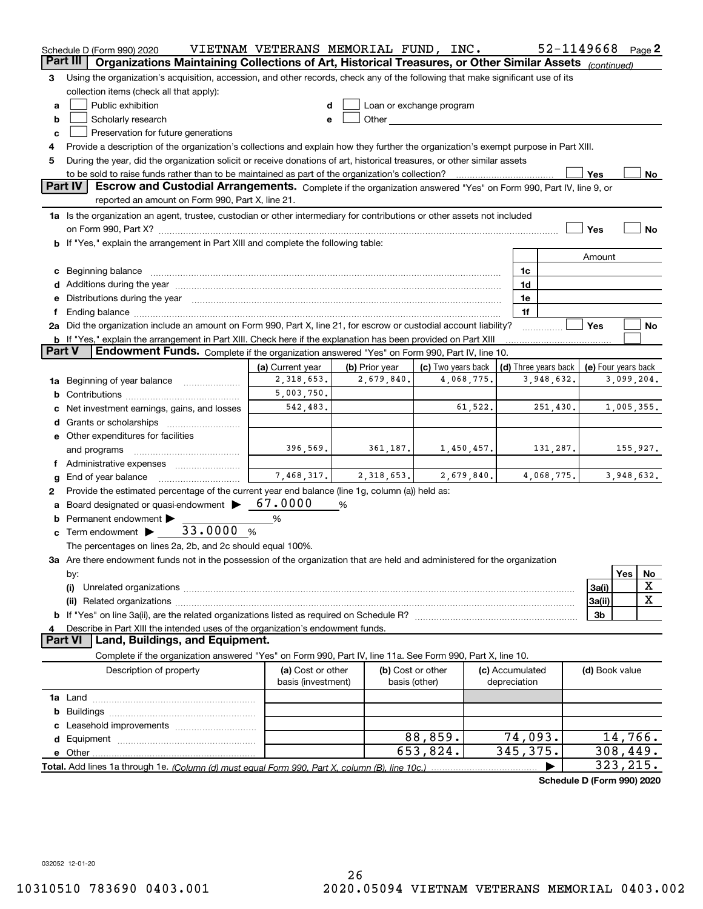Schedule D (Form 990) 2020 VIETNAM VETERANS MEMORIAL FUND, INC. 52-1149668 Page 2

## Part III Organizations Maintaining Collections of Art, Historical Treasures, or Other Similar Assets *(continued)*

**3** Using the organization's acquisition, accession, and other records, check any of the following that make significant use of its collection items (check all that apply):

- **a** ☐ Public exhibition
- **b** ☐ Scholarly research
- **c** ☐ Preservation for future generations
- **d** ☐ Loan or exchange program
- **e** ☐ Other

**4** Provide a description of the organization's collections and explain how they further the organization's exempt purpose in Part XIII.

**5** During the year, did the organization solicit or receive donations of art, historical treasures, or other similar assets to be sold to raise funds rather than to be maintained as part of the organization's collection? ☐ Yes ☐ No

## Part IV Escrow and Custodial Arrangements.

Complete if the organization answered "Yes" on Form 990, Part IV, line 9, or reported an amount on Form 990, Part X, line 21.

**1a** Is the organization an agent, trustee, custodian or other intermediary for contributions or other assets not included on Form 990, Part X? ☐ Yes ☐ No

**b** If "Yes," explain the arrangement in Part XIII and complete the following table:

| | | Amount |
|---|---|---|
| **c** Beginning balance | 1c | |
| **d** Additions during the year | 1d | |
| **e** Distributions during the year | 1e | |
| **f** Ending balance | 1f | |

**2a** Did the organization include an amount on Form 990, Part X, line 21, for escrow or custodial account liability? ☐ Yes ☐ No

**b** If "Yes," explain the arrangement in Part XIII. Check here if the explanation has been provided on Part XIII ☐

## Part V Endowment Funds.

Complete if the organization answered "Yes" on Form 990, Part IV, line 10.

| | (a) Current year | (b) Prior year | (c) Two years back | (d) Three years back | (e) Four years back |
|---|---|---|---|---|---|
| **1a** Beginning of year balance | 2,318,653. | 2,679,840. | 4,068,775. | 3,948,632. | 3,099,204. |
| **b** Contributions | 5,003,750. | | | | |
| **c** Net investment earnings, gains, and losses | 542,483. | | 61,522. | 251,430. | 1,005,355. |
| **d** Grants or scholarships | | | | | |
| **e** Other expenditures for facilities and programs | 396,569. | 361,187. | 1,450,457. | 131,287. | 155,927. |
| **f** Administrative expenses | | | | | |
| **g** End of year balance | 7,468,317. | 2,318,653. | 2,679,840. | 4,068,775. | 3,948,632. |

**2** Provide the estimated percentage of the current year end balance (line 1g, column (a)) held as:

- **a** Board designated or quasi-endowment ▶ 67.0000 %
- **b** Permanent endowment ▶ %
- **c** Term endowment ▶ 33.0000 %

The percentages on lines 2a, 2b, and 2c should equal 100%.

**3a** Are there endowment funds not in the possession of the organization that are held and administered for the organization by:

| | | Yes | No |
|---|---|---|---|
| **(i)** Unrelated organizations | 3a(i) | | X |
| **(ii)** Related organizations | 3a(ii) | | X |
| **b** If "Yes" on line 3a(ii), are the related organizations listed as required on Schedule R? | 3b | | |

**4** Describe in Part XIII the intended uses of the organization's endowment funds.

## Part VI Land, Buildings, and Equipment.

Complete if the organization answered "Yes" on Form 990, Part IV, line 11a. See Form 990, Part X, line 10.

| Description of property | (a) Cost or other basis (investment) | (b) Cost or other basis (other) | (c) Accumulated depreciation | (d) Book value |
|---|---|---|---|---|
| **1a** Land | | | | |
| **b** Buildings | | | | |
| **c** Leasehold improvements | | | | |
| **d** Equipment | | 88,859. | 74,093. | 14,766. |
| **e** Other | | 653,824. | 345,375. | 308,449. |

**Total.** Add lines 1a through 1e. *(Column (d) must equal Form 990, Part X, column (B), line 10c.)* ▶ 323,215.

**Schedule D (Form 990) 2020**

032052 12-01-20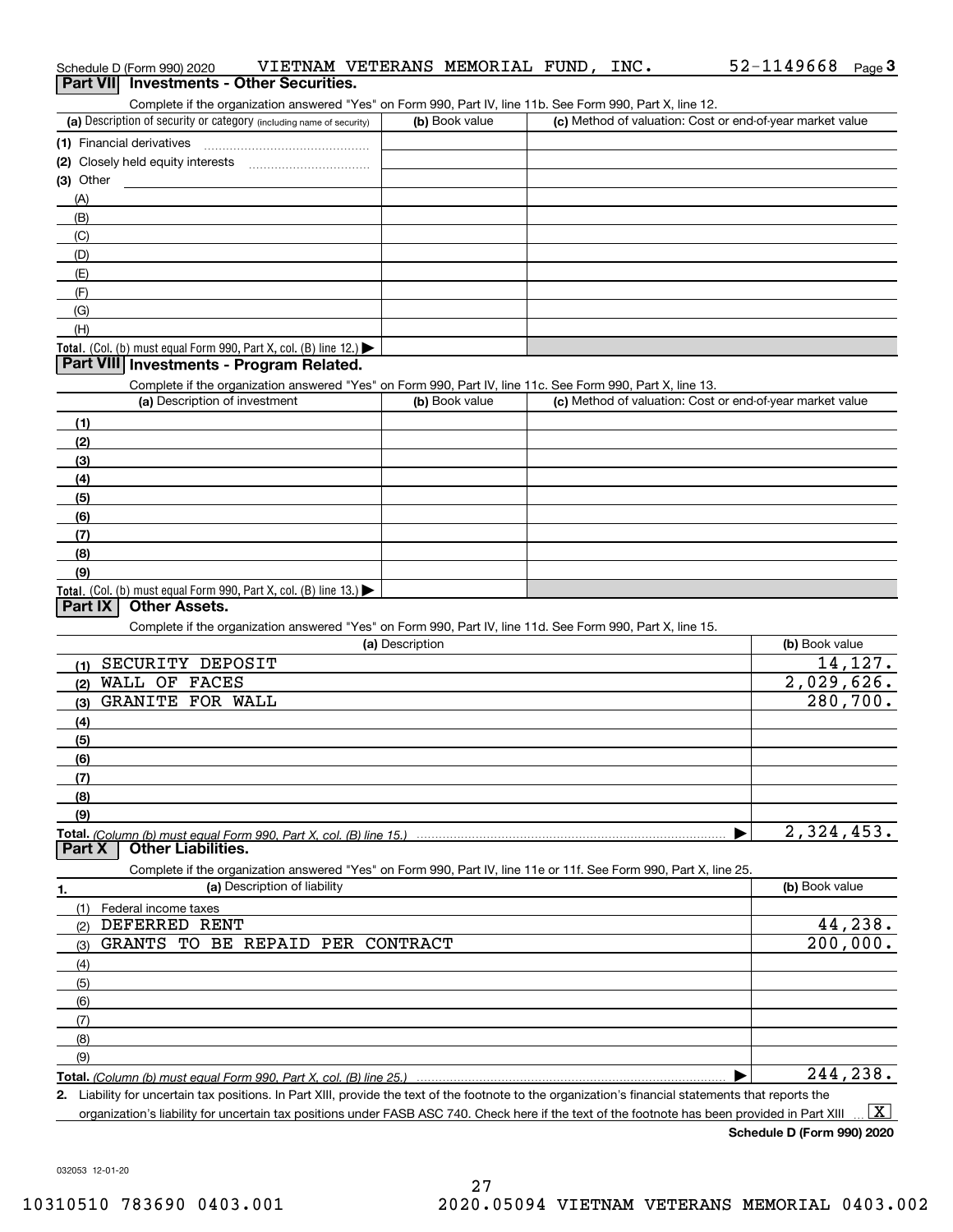Schedule D (Form 990) 2020 VIETNAM VETERANS MEMORIAL FUND, INC. 52-1149668 Page 3

## Part VII Investments - Other Securities.

Complete if the organization answered "Yes" on Form 990, Part IV, line 11b. See Form 990, Part X, line 12.

| (a) Description of security or category (including name of security) | (b) Book value | (c) Method of valuation: Cost or end-of-year market value |
|---|---|---|
| (1) Financial derivatives | | |
| (2) Closely held equity interests | | |
| (3) Other | | |
| (A) | | |
| (B) | | |
| (C) | | |
| (D) | | |
| (E) | | |
| (F) | | |
| (G) | | |
| (H) | | |
| **Total.** (Col. (b) must equal Form 990, Part X, col. (B) line 12.) ▶ | | |

## Part VIII Investments - Program Related.

Complete if the organization answered "Yes" on Form 990, Part IV, line 11c. See Form 990, Part X, line 13.

| (a) Description of investment | (b) Book value | (c) Method of valuation: Cost or end-of-year market value |
|---|---|---|
| (1) | | |
| (2) | | |
| (3) | | |
| (4) | | |
| (5) | | |
| (6) | | |
| (7) | | |
| (8) | | |
| (9) | | |
| **Total.** (Col. (b) must equal Form 990, Part X, col. (B) line 13.) ▶ | | |

## Part IX Other Assets.

Complete if the organization answered "Yes" on Form 990, Part IV, line 11d. See Form 990, Part X, line 15.

| (a) Description | (b) Book value |
|---|---|
| (1) SECURITY DEPOSIT | 14,127. |
| (2) WALL OF FACES | 2,029,626. |
| (3) GRANITE FOR WALL | 280,700. |
| (4) | |
| (5) | |
| (6) | |
| (7) | |
| (8) | |
| (9) | |
| **Total.** *(Column (b) must equal Form 990, Part X, col. (B) line 15.)* ▶ | 2,324,453. |

## Part X Other Liabilities.

Complete if the organization answered "Yes" on Form 990, Part IV, line 11e or 11f. See Form 990, Part X, line 25.

| 1. (a) Description of liability | (b) Book value |
|---|---|
| (1) Federal income taxes | |
| (2) DEFERRED RENT | 44,238. |
| (3) GRANTS TO BE REPAID PER CONTRACT | 200,000. |
| (4) | |
| (5) | |
| (6) | |
| (7) | |
| (8) | |
| (9) | |
| **Total.** *(Column (b) must equal Form 990, Part X, col. (B) line 25.)* ▶ | 244,238. |

2. Liability for uncertain tax positions. In Part XIII, provide the text of the footnote to the organization's financial statements that reports the organization's liability for uncertain tax positions under FASB ASC 740. Check here if the text of the footnote has been provided in Part XIII ... [X]

**Schedule D (Form 990) 2020**

032053 12-01-20

10310510 783690 0403.001 2020.05094 VIETNAM VETERANS MEMORIAL 0403.002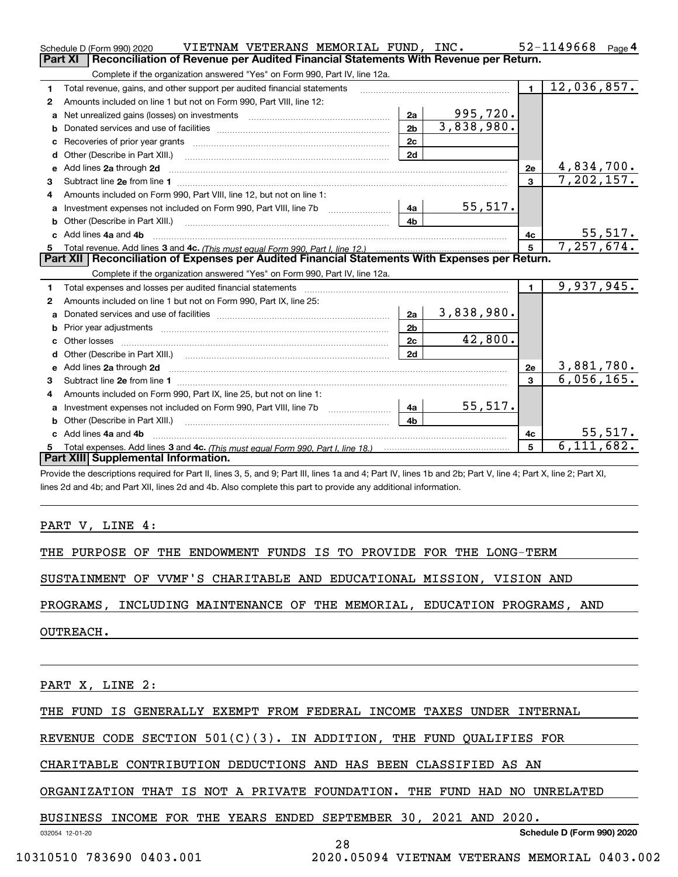Schedule D (Form 990) 2020 VIETNAM VETERANS MEMORIAL FUND, INC. 52-1149668 Page 4

## Part XI Reconciliation of Revenue per Audited Financial Statements With Revenue per Return.

Complete if the organization answered "Yes" on Form 990, Part IV, line 12a.

| | | | | | |
|---|---|---|---|---|---|
| 1 | Total revenue, gains, and other support per audited financial statements | | | 1 | 12,036,857. |
| 2 | Amounts included on line 1 but not on Form 990, Part VIII, line 12: | | | | |
| a | Net unrealized gains (losses) on investments | 2a | 995,720. | | |
| b | Donated services and use of facilities | 2b | 3,838,980. | | |
| c | Recoveries of prior year grants | 2c | | | |
| d | Other (Describe in Part XIII.) | 2d | | | |
| e | Add lines 2a through 2d | | | 2e | 4,834,700. |
| 3 | Subtract line 2e from line 1 | | | 3 | 7,202,157. |
| 4 | Amounts included on Form 990, Part VIII, line 12, but not on line 1: | | | | |
| a | Investment expenses not included on Form 990, Part VIII, line 7b | 4a | 55,517. | | |
| b | Other (Describe in Part XIII.) | 4b | | | |
| c | Add lines 4a and 4b | | | 4c | 55,517. |
| 5 | Total revenue. Add lines 3 and 4c. *(This must equal Form 990, Part I, line 12.)* | | | 5 | 7,257,674. |

## Part XII Reconciliation of Expenses per Audited Financial Statements With Expenses per Return.

Complete if the organization answered "Yes" on Form 990, Part IV, line 12a.

| | | | | | |
|---|---|---|---|---|---|
| 1 | Total expenses and losses per audited financial statements | | | 1 | 9,937,945. |
| 2 | Amounts included on line 1 but not on Form 990, Part IX, line 25: | | | | |
| a | Donated services and use of facilities | 2a | 3,838,980. | | |
| b | Prior year adjustments | 2b | | | |
| c | Other losses | 2c | 42,800. | | |
| d | Other (Describe in Part XIII.) | 2d | | | |
| e | Add lines 2a through 2d | | | 2e | 3,881,780. |
| 3 | Subtract line 2e from line 1 | | | 3 | 6,056,165. |
| 4 | Amounts included on Form 990, Part IX, line 25, but not on line 1: | | | | |
| a | Investment expenses not included on Form 990, Part VIII, line 7b | 4a | 55,517. | | |
| b | Other (Describe in Part XIII.) | 4b | | | |
| c | Add lines 4a and 4b | | | 4c | 55,517. |
| 5 | Total expenses. Add lines 3 and 4c. *(This must equal Form 990, Part I, line 18.)* | | | 5 | 6,111,682. |

## Part XIII Supplemental Information.

Provide the descriptions required for Part II, lines 3, 5, and 9; Part III, lines 1a and 4; Part IV, lines 1b and 2b; Part V, line 4; Part X, line 2; Part XI, lines 2d and 4b; and Part XII, lines 2d and 4b. Also complete this part to provide any additional information.

PART V, LINE 4:

THE PURPOSE OF THE ENDOWMENT FUNDS IS TO PROVIDE FOR THE LONG-TERM SUSTAINMENT OF VVMF'S CHARITABLE AND EDUCATIONAL MISSION, VISION AND PROGRAMS, INCLUDING MAINTENANCE OF THE MEMORIAL, EDUCATION PROGRAMS, AND OUTREACH.

PART X, LINE 2:

THE FUND IS GENERALLY EXEMPT FROM FEDERAL INCOME TAXES UNDER INTERNAL REVENUE CODE SECTION 501(C)(3). IN ADDITION, THE FUND QUALIFIES FOR CHARITABLE CONTRIBUTION DEDUCTIONS AND HAS BEEN CLASSIFIED AS AN ORGANIZATION THAT IS NOT A PRIVATE FOUNDATION. THE FUND HAD NO UNRELATED BUSINESS INCOME FOR THE YEARS ENDED SEPTEMBER 30, 2021 AND 2020.

032054 12-01-20 Schedule D (Form 990) 2020

10310510 783690 0403.001 2020.05094 VIETNAM VETERANS MEMORIAL 0403.002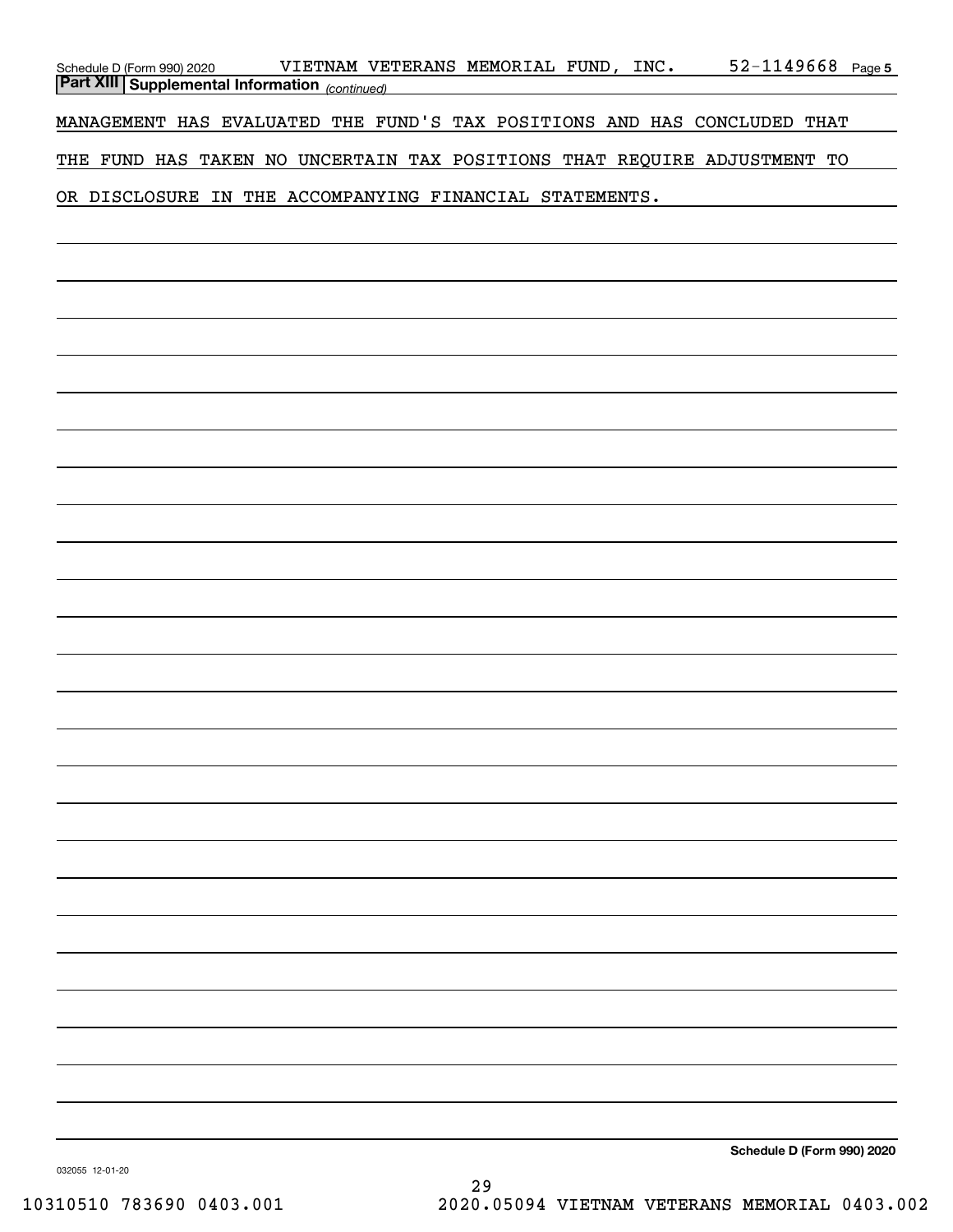## Part XIII Supplemental Information *(continued)*

MANAGEMENT HAS EVALUATED THE FUND'S TAX POSITIONS AND HAS CONCLUDED THAT THE FUND HAS TAKEN NO UNCERTAIN TAX POSITIONS THAT REQUIRE ADJUSTMENT TO OR DISCLOSURE IN THE ACCOMPANYING FINANCIAL STATEMENTS.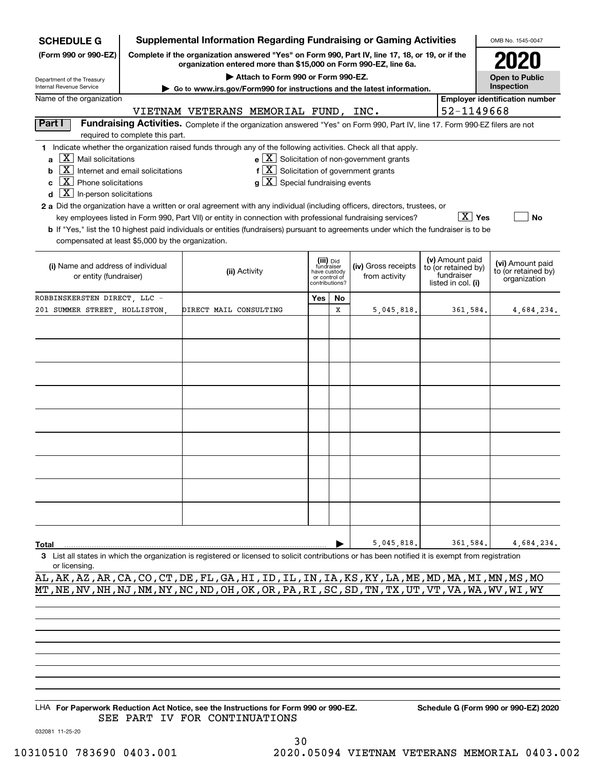**SCHEDULE G** (Form 990 or 990-EZ)

Department of the Treasury
Internal Revenue Service

# Supplemental Information Regarding Fundraising or Gaming Activities

**Complete if the organization answered "Yes" on Form 990, Part IV, line 17, 18, or 19, or if the organization entered more than $15,000 on Form 990-EZ, line 6a.**

**▶ Attach to Form 990 or Form 990-EZ.**

**▶ Go to www.irs.gov/Form990 for instructions and the latest information.**

OMB No. 1545-0047

**2020**

**Open to Public Inspection**

Name of the organization: VIETNAM VETERANS MEMORIAL FUND, INC.

Employer identification number: 52-1149668

**Part I** **Fundraising Activities.** Complete if the organization answered "Yes" on Form 990, Part IV, line 17. Form 990-EZ filers are not required to complete this part.

1 Indicate whether the organization raised funds through any of the following activities. Check all that apply.

- a [X] Mail solicitations
- b [X] Internet and email solicitations
- c [X] Phone solicitations
- d [X] In-person solicitations
- e [X] Solicitation of non-government grants
- f [X] Solicitation of government grants
- g [X] Special fundraising events

**2a** Did the organization have a written or oral agreement with any individual (including officers, directors, trustees, or key employees listed in Form 990, Part VII) or entity in connection with professional fundraising services? [X] Yes [ ] No

**b** If "Yes," list the 10 highest paid individuals or entities (fundraisers) pursuant to agreements under which the fundraiser is to be compensated at least $5,000 by the organization.

| (i) Name and address of individual or entity (fundraiser) | (ii) Activity | (iii) Did fundraiser have custody or control of contributions? Yes | No | (iv) Gross receipts from activity | (v) Amount paid to (or retained by) fundraiser listed in col. (i) | (vi) Amount paid to (or retained by) organization |
|---|---|---|---|---|---|---|
| ROBBINSKERSTEN DIRECT, LLC - 201 SUMMER STREET, HOLLISTON, | DIRECT MAIL CONSULTING | | X | 5,045,818. | 361,584. | 4,684,234. |
| | | | | | | |
| | | | | | | |
| | | | | | | |
| | | | | | | |
| | | | | | | |
| | | | | | | |
| | | | | | | |
| | | | | | | |
| | | | | | | |
| **Total** | | | | 5,045,818. | 361,584. | 4,684,234. |

**3** List all states in which the organization is registered or licensed to solicit contributions or has been notified it is exempt from registration or licensing.

AL,AK,AZ,AR,CA,CO,CT,DE,FL,GA,HI,ID,IL,IN,IA,KS,KY,LA,ME,MD,MA,MI,MN,MS,MO
MT,NE,NV,NH,NJ,NM,NY,NC,ND,OH,OK,OR,PA,RI,SC,SD,TN,TX,UT,VT,VA,WA,WV,WI,WY

LHA **For Paperwork Reduction Act Notice, see the Instructions for Form 990 or 990-EZ.** **Schedule G (Form 990 or 990-EZ) 2020**

SEE PART IV FOR CONTINUATIONS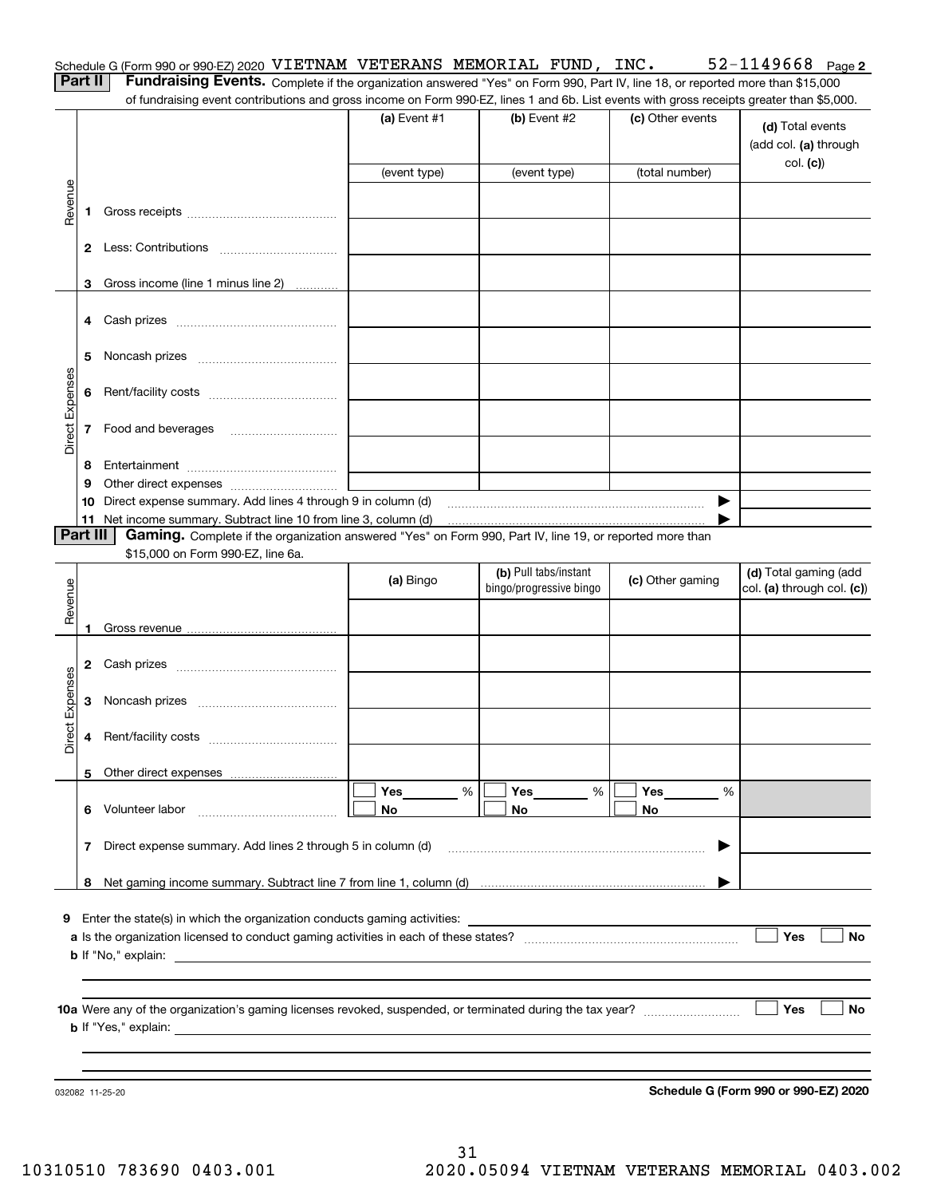Schedule G (Form 990 or 990-EZ) 2020 VIETNAM VETERANS MEMORIAL FUND, INC. 52-1149668 Page 2

**Part II** **Fundraising Events.** Complete if the organization answered "Yes" on Form 990, Part IV, line 18, or reported more than $15,000 of fundraising event contributions and gross income on Form 990-EZ, lines 1 and 6b. List events with gross receipts greater than $5,000.

| | | (a) Event #1 | (b) Event #2 | (c) Other events | (d) Total events (add col. (a) through col. (c)) |
|---|---|---|---|---|---|
| | | (event type) | (event type) | (total number) | |
| Revenue | 1 Gross receipts | | | | |
| | 2 Less: Contributions | | | | |
| | 3 Gross income (line 1 minus line 2) | | | | |
| Direct Expenses | 4 Cash prizes | | | | |
| | 5 Noncash prizes | | | | |
| | 6 Rent/facility costs | | | | |
| | 7 Food and beverages | | | | |
| | 8 Entertainment | | | | |
| | 9 Other direct expenses | | | | |
| | 10 Direct expense summary. Add lines 4 through 9 in column (d) | | | ▶ | |
| | 11 Net income summary. Subtract line 10 from line 3, column (d) | | | ▶ | |

**Part III** **Gaming.** Complete if the organization answered "Yes" on Form 990, Part IV, line 19, or reported more than $15,000 on Form 990-EZ, line 6a.

| | | (a) Bingo | (b) Pull tabs/instant bingo/progressive bingo | (c) Other gaming | (d) Total gaming (add col. (a) through col. (c)) |
|---|---|---|---|---|---|
| Revenue | 1 Gross revenue | | | | |
| Direct Expenses | 2 Cash prizes | | | | |
| | 3 Noncash prizes | | | | |
| | 4 Rent/facility costs | | | | |
| | 5 Other direct expenses | | | | |
| | 6 Volunteer labor | ☐ Yes ____ % ☐ No | ☐ Yes ____ % ☐ No | ☐ Yes ____ % ☐ No | |
| | 7 Direct expense summary. Add lines 2 through 5 in column (d) | | | ▶ | |
| | 8 Net gaming income summary. Subtract line 7 from line 1, column (d) | | | ▶ | |

**9** Enter the state(s) in which the organization conducts gaming activities: ____________

**a** Is the organization licensed to conduct gaming activities in each of these states? ☐ Yes ☐ No

**b** If "No," explain: ____________

**10a** Were any of the organization's gaming licenses revoked, suspended, or terminated during the tax year? ☐ Yes ☐ No

**b** If "Yes," explain: ____________

032082 11-25-20 **Schedule G (Form 990 or 990-EZ) 2020**

10310510 783690 0403.001 2020.05094 VIETNAM VETERANS MEMORIAL 0403.002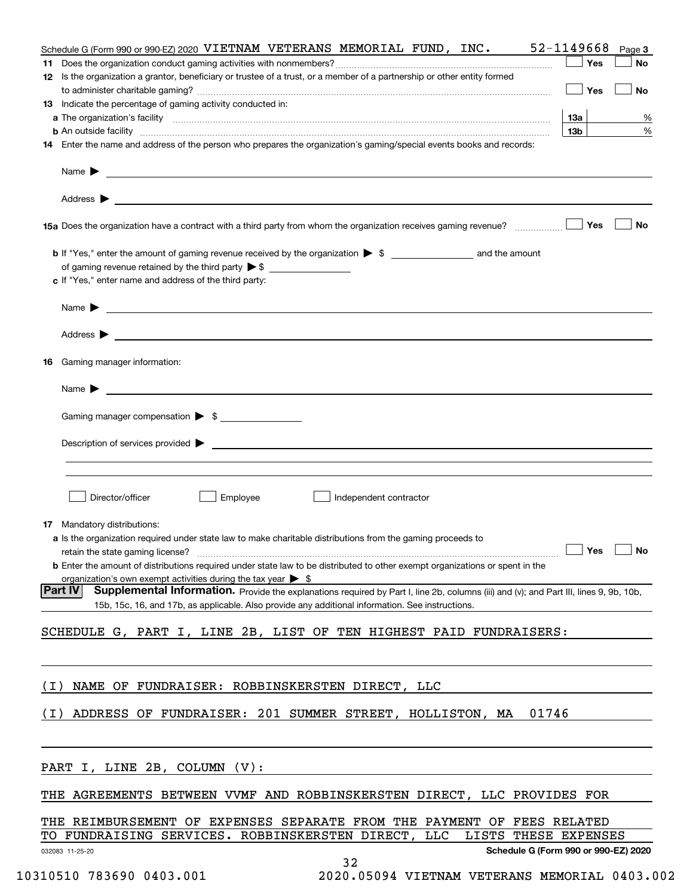Schedule G (Form 990 or 990-EZ) 2020 VIETNAM VETERANS MEMORIAL FUND, INC. 52-1149668 Page 3

**11** Does the organization conduct gaming activities with nonmembers? ☐ Yes ☐ No

**12** Is the organization a grantor, beneficiary or trustee of a trust, or a member of a partnership or other entity formed to administer charitable gaming? ☐ Yes ☐ No

**13** Indicate the percentage of gaming activity conducted in:

**a** The organization's facility | **13a** | %

**b** An outside facility | **13b** | %

**14** Enter the name and address of the person who prepares the organization's gaming/special events books and records:

Name ▶

Address ▶

**15a** Does the organization have a contract with a third party from whom the organization receives gaming revenue? ☐ Yes ☐ No

**b** If "Yes," enter the amount of gaming revenue received by the organization ▶ $ ______ and the amount of gaming revenue retained by the third party ▶ $ ______

**c** If "Yes," enter name and address of the third party:

Name ▶

Address ▶

**16** Gaming manager information:

Name ▶

Gaming manager compensation ▶ $

Description of services provided ▶

☐ Director/officer ☐ Employee ☐ Independent contractor

**17** Mandatory distributions:

**a** Is the organization required under state law to make charitable distributions from the gaming proceeds to retain the state gaming license? ☐ Yes ☐ No

**b** Enter the amount of distributions required under state law to be distributed to other exempt organizations or spent in the organization's own exempt activities during the tax year ▶ $

**Part IV** **Supplemental Information.** Provide the explanations required by Part I, line 2b, columns (iii) and (v); and Part III, lines 9, 9b, 10b, 15b, 15c, 16, and 17b, as applicable. Also provide any additional information. See instructions.

SCHEDULE G, PART I, LINE 2B, LIST OF TEN HIGHEST PAID FUNDRAISERS:

(I) NAME OF FUNDRAISER: ROBBINSKERSTEN DIRECT, LLC

(I) ADDRESS OF FUNDRAISER: 201 SUMMER STREET, HOLLISTON, MA 01746

PART I, LINE 2B, COLUMN (V):

THE AGREEMENTS BETWEEN VVMF AND ROBBINSKERSTEN DIRECT, LLC PROVIDES FOR THE REIMBURSEMENT OF EXPENSES SEPARATE FROM THE PAYMENT OF FEES RELATED TO FUNDRAISING SERVICES. ROBBINSKERSTEN DIRECT, LLC LISTS THESE EXPENSES

032083 11-25-20 Schedule G (Form 990 or 990-EZ) 2020

10310510 783690 0403.001 2020.05094 VIETNAM VETERANS MEMORIAL 0403.002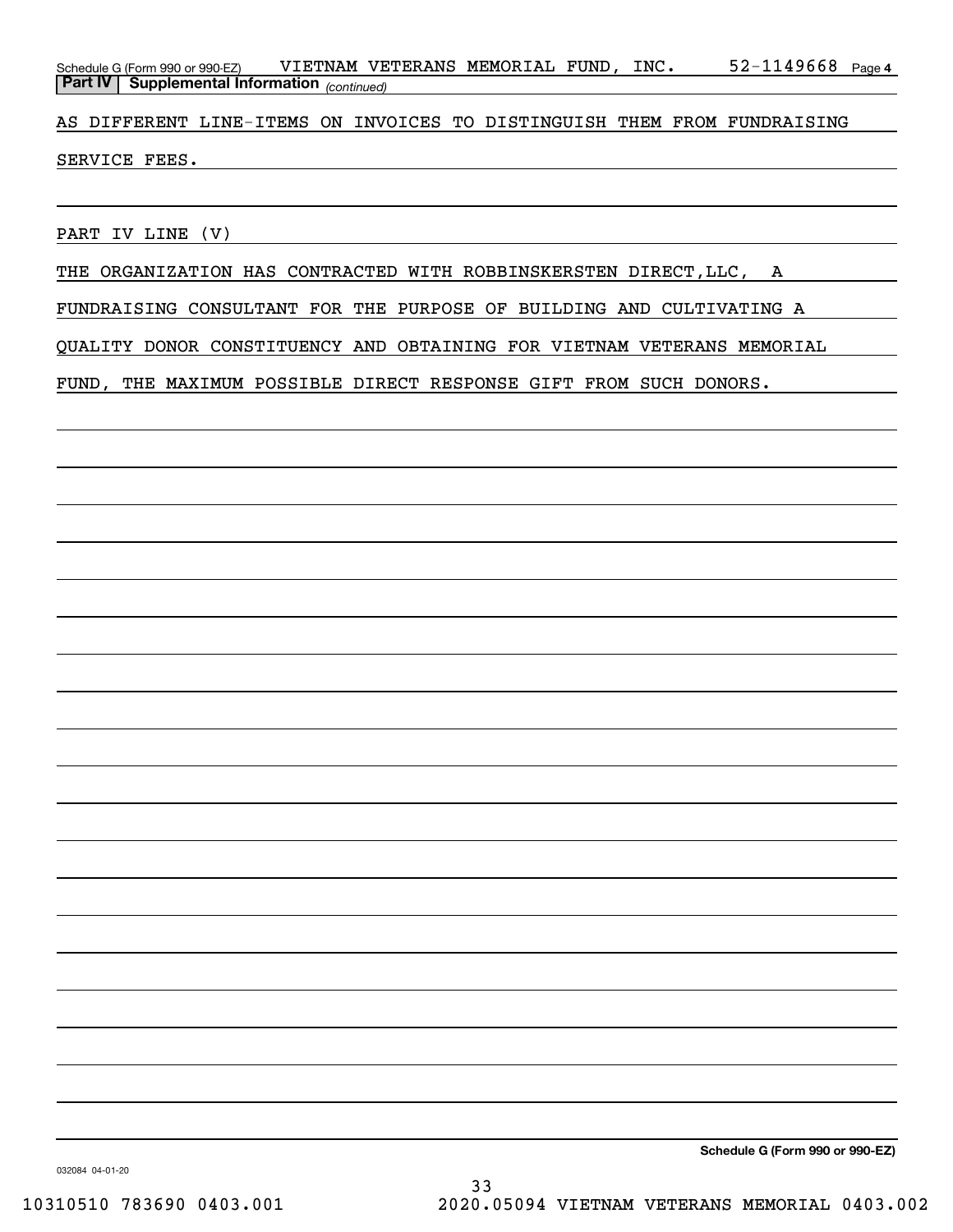## Part IV | Supplemental Information *(continued)*

AS DIFFERENT LINE-ITEMS ON INVOICES TO DISTINGUISH THEM FROM FUNDRAISING SERVICE FEES.

PART IV LINE (V)

THE ORGANIZATION HAS CONTRACTED WITH ROBBINSKERSTEN DIRECT,LLC, A FUNDRAISING CONSULTANT FOR THE PURPOSE OF BUILDING AND CULTIVATING A QUALITY DONOR CONSTITUENCY AND OBTAINING FOR VIETNAM VETERANS MEMORIAL FUND, THE MAXIMUM POSSIBLE DIRECT RESPONSE GIFT FROM SUCH DONORS.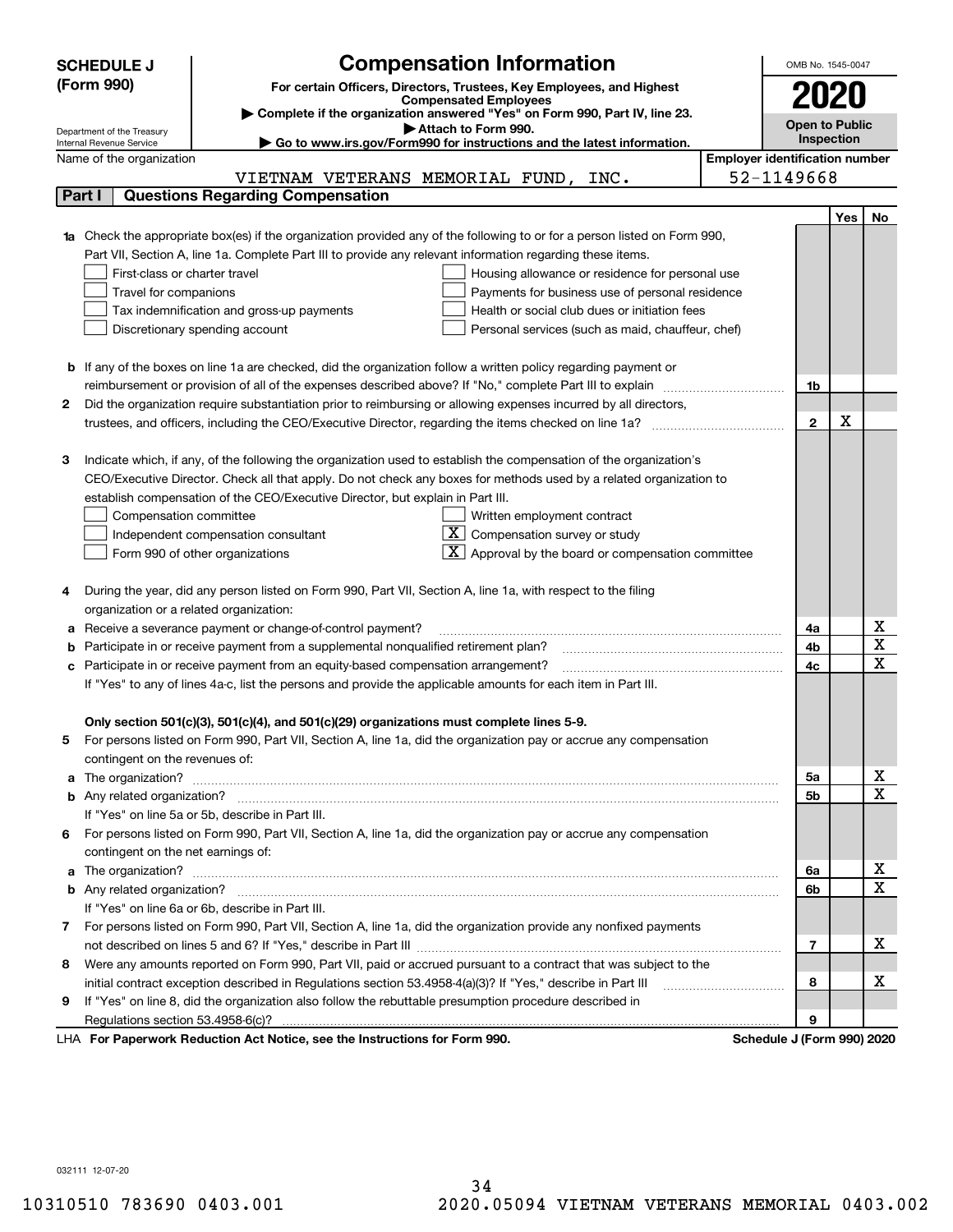**SCHEDULE J (Form 990)**

Department of the Treasury
Internal Revenue Service

# Compensation Information

**For certain Officers, Directors, Trustees, Key Employees, and Highest Compensated Employees**

▶ **Complete if the organization answered "Yes" on Form 990, Part IV, line 23.**

▶ **Attach to Form 990.**

▶ **Go to www.irs.gov/Form990 for instructions and the latest information.**

OMB No. 1545-0047

**2020**

**Open to Public Inspection**

Name of the organization: VIETNAM VETERANS MEMORIAL FUND, INC.

**Employer identification number:** 52-1149668

## Part I | Questions Regarding Compensation

| | | | Yes | No |
|---|---|---|---|---|
| **1a** | Check the appropriate box(es) if the organization provided any of the following to or for a person listed on Form 990, Part VII, Section A, line 1a. Complete Part III to provide any relevant information regarding these items.<br>☐ First-class or charter travel ☐ Housing allowance or residence for personal use<br>☐ Travel for companions ☐ Payments for business use of personal residence<br>☐ Tax indemnification and gross-up payments ☐ Health or social club dues or initiation fees<br>☐ Discretionary spending account ☐ Personal services (such as maid, chauffeur, chef) | | | |
| **b** | If any of the boxes on line 1a are checked, did the organization follow a written policy regarding payment or reimbursement or provision of all of the expenses described above? If "No," complete Part III to explain | 1b | | |
| **2** | Did the organization require substantiation prior to reimbursing or allowing expenses incurred by all directors, trustees, and officers, including the CEO/Executive Director, regarding the items checked on line 1a? | 2 | X | |
| **3** | Indicate which, if any, of the following the organization used to establish the compensation of the organization's CEO/Executive Director. Check all that apply. Do not check any boxes for methods used by a related organization to establish compensation of the CEO/Executive Director, but explain in Part III.<br>☐ Compensation committee ☐ Written employment contract<br>☐ Independent compensation consultant ☒ Compensation survey or study<br>☐ Form 990 of other organizations ☒ Approval by the board or compensation committee | | | |
| **4** | During the year, did any person listed on Form 990, Part VII, Section A, line 1a, with respect to the filing organization or a related organization: | | | |
| **a** | Receive a severance payment or change-of-control payment? | 4a | | X |
| **b** | Participate in or receive payment from a supplemental nonqualified retirement plan? | 4b | | X |
| **c** | Participate in or receive payment from an equity-based compensation arrangement? | 4c | | X |
| | If "Yes" to any of lines 4a-c, list the persons and provide the applicable amounts for each item in Part III. | | | |
| | **Only section 501(c)(3), 501(c)(4), and 501(c)(29) organizations must complete lines 5-9.** | | | |
| **5** | For persons listed on Form 990, Part VII, Section A, line 1a, did the organization pay or accrue any compensation contingent on the revenues of: | | | |
| **a** | The organization? | 5a | | X |
| **b** | Any related organization? | 5b | | X |
| | If "Yes" on line 5a or 5b, describe in Part III. | | | |
| **6** | For persons listed on Form 990, Part VII, Section A, line 1a, did the organization pay or accrue any compensation contingent on the net earnings of: | | | |
| **a** | The organization? | 6a | | X |
| **b** | Any related organization? | 6b | | X |
| | If "Yes" on line 6a or 6b, describe in Part III. | | | |
| **7** | For persons listed on Form 990, Part VII, Section A, line 1a, did the organization provide any nonfixed payments not described on lines 5 and 6? If "Yes," describe in Part III | 7 | | X |
| **8** | Were any amounts reported on Form 990, Part VII, paid or accrued pursuant to a contract that was subject to the initial contract exception described in Regulations section 53.4958-4(a)(3)? If "Yes," describe in Part III | 8 | | X |
| **9** | If "Yes" on line 8, did the organization also follow the rebuttable presumption procedure described in Regulations section 53.4958-6(c)? | 9 | | |

LHA **For Paperwork Reduction Act Notice, see the Instructions for Form 990.** **Schedule J (Form 990) 2020**

032111 12-07-20

10310510 783690 0403.001 2020.05094 VIETNAM VETERANS MEMORIAL 0403.002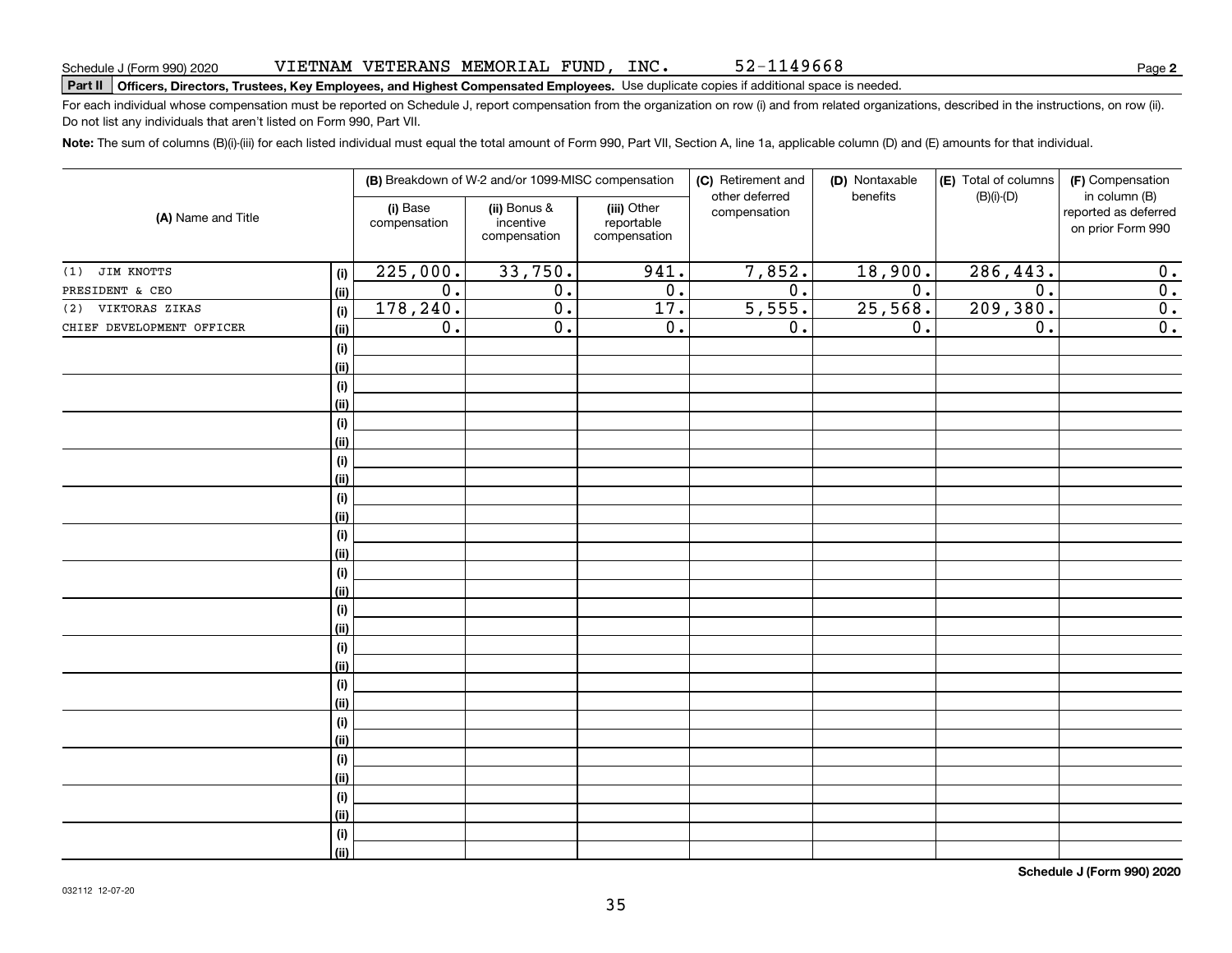Schedule J (Form 990) 2020 VIETNAM VETERANS MEMORIAL FUND, INC. 52-1149668 Page **2**

**Part II** **Officers, Directors, Trustees, Key Employees, and Highest Compensated Employees.** Use duplicate copies if additional space is needed.

For each individual whose compensation must be reported on Schedule J, report compensation from the organization on row (i) and from related organizations, described in the instructions, on row (ii). Do not list any individuals that aren't listed on Form 990, Part VII.

**Note:** The sum of columns (B)(i)-(iii) for each listed individual must equal the total amount of Form 990, Part VII, Section A, line 1a, applicable column (D) and (E) amounts for that individual.

| (A) Name and Title | | (B) Breakdown of W-2 and/or 1099-MISC compensation | | | (C) Retirement and other deferred compensation | (D) Nontaxable benefits | (E) Total of columns (B)(i)-(D) | (F) Compensation in column (B) reported as deferred on prior Form 990 |
|---|---|---|---|---|---|---|---|---|
| | | (i) Base compensation | (ii) Bonus & incentive compensation | (iii) Other reportable compensation | | | | |
| (1) JIM KNOTTS | (i) | 225,000. | 33,750. | 941. | 7,852. | 18,900. | 286,443. | 0. |
| PRESIDENT & CEO | (ii) | 0. | 0. | 0. | 0. | 0. | 0. | 0. |
| (2) VIKTORAS ZIKAS | (i) | 178,240. | 0. | 17. | 5,555. | 25,568. | 209,380. | 0. |
| CHIEF DEVELOPMENT OFFICER | (ii) | 0. | 0. | 0. | 0. | 0. | 0. | 0. |
| | (i) | | | | | | | |
| | (ii) | | | | | | | |
| | (i) | | | | | | | |
| | (ii) | | | | | | | |
| | (i) | | | | | | | |
| | (ii) | | | | | | | |
| | (i) | | | | | | | |
| | (ii) | | | | | | | |
| | (i) | | | | | | | |
| | (ii) | | | | | | | |
| | (i) | | | | | | | |
| | (ii) | | | | | | | |
| | (i) | | | | | | | |
| | (ii) | | | | | | | |
| | (i) | | | | | | | |
| | (ii) | | | | | | | |
| | (i) | | | | | | | |
| | (ii) | | | | | | | |
| | (i) | | | | | | | |
| | (ii) | | | | | | | |
| | (i) | | | | | | | |
| | (ii) | | | | | | | |
| | (i) | | | | | | | |
| | (ii) | | | | | | | |
| | (i) | | | | | | | |
| | (ii) | | | | | | | |
| | (i) | | | | | | | |
| | (ii) | | | | | | | |

**Schedule J (Form 990) 2020**

032112 12-07-20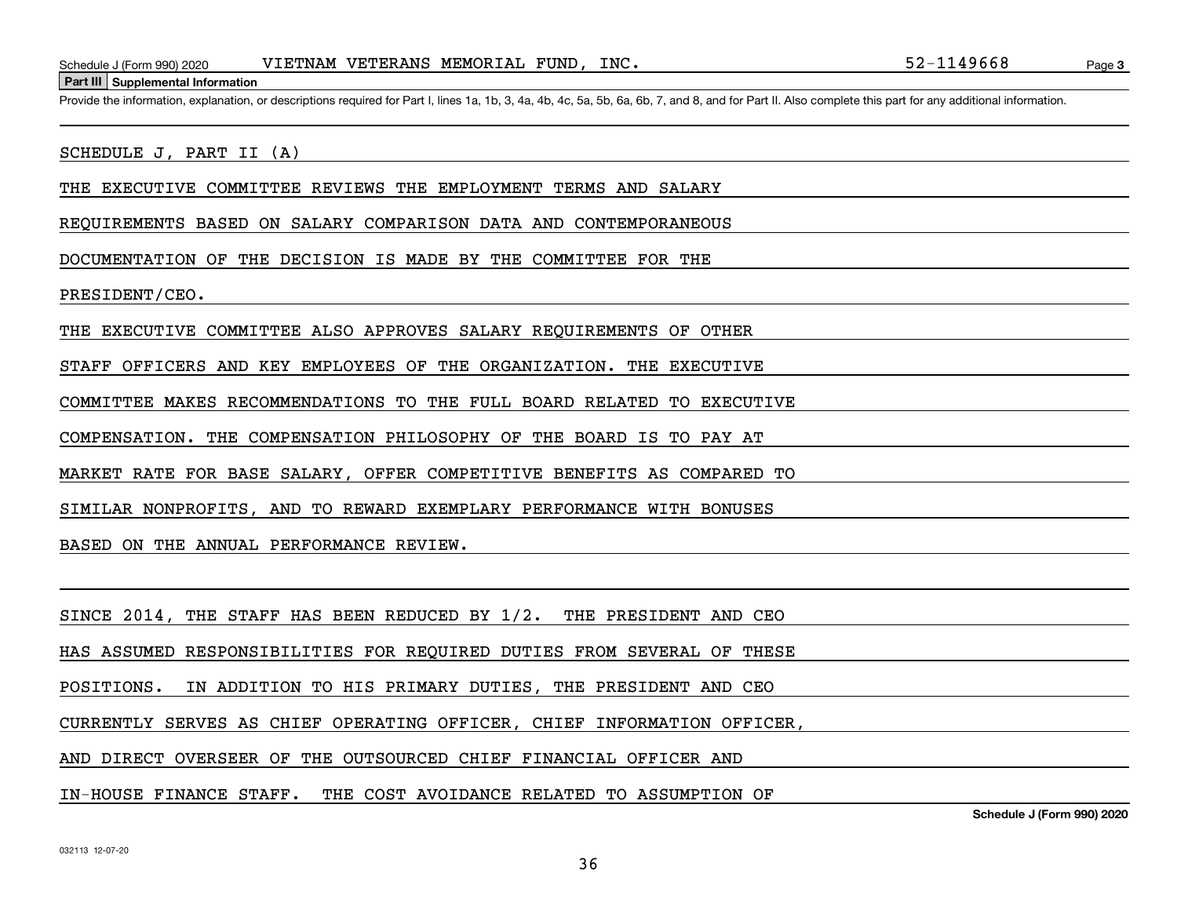Schedule J (Form 990) 2020 VIETNAM VETERANS MEMORIAL FUND, INC. 52-1149668

**Part III Supplemental Information**

Provide the information, explanation, or descriptions required for Part I, lines 1a, 1b, 3, 4a, 4b, 4c, 5a, 5b, 6a, 6b, 7, and 8, and for Part II. Also complete this part for any additional information.

SCHEDULE J, PART II (A)

THE EXECUTIVE COMMITTEE REVIEWS THE EMPLOYMENT TERMS AND SALARY REQUIREMENTS BASED ON SALARY COMPARISON DATA AND CONTEMPORANEOUS DOCUMENTATION OF THE DECISION IS MADE BY THE COMMITTEE FOR THE PRESIDENT/CEO.

THE EXECUTIVE COMMITTEE ALSO APPROVES SALARY REQUIREMENTS OF OTHER STAFF OFFICERS AND KEY EMPLOYEES OF THE ORGANIZATION. THE EXECUTIVE COMMITTEE MAKES RECOMMENDATIONS TO THE FULL BOARD RELATED TO EXECUTIVE COMPENSATION. THE COMPENSATION PHILOSOPHY OF THE BOARD IS TO PAY AT MARKET RATE FOR BASE SALARY, OFFER COMPETITIVE BENEFITS AS COMPARED TO SIMILAR NONPROFITS, AND TO REWARD EXEMPLARY PERFORMANCE WITH BONUSES BASED ON THE ANNUAL PERFORMANCE REVIEW.

SINCE 2014, THE STAFF HAS BEEN REDUCED BY 1/2. THE PRESIDENT AND CEO HAS ASSUMED RESPONSIBILITIES FOR REQUIRED DUTIES FROM SEVERAL OF THESE POSITIONS. IN ADDITION TO HIS PRIMARY DUTIES, THE PRESIDENT AND CEO CURRENTLY SERVES AS CHIEF OPERATING OFFICER, CHIEF INFORMATION OFFICER, AND DIRECT OVERSEER OF THE OUTSOURCED CHIEF FINANCIAL OFFICER AND IN-HOUSE FINANCE STAFF. THE COST AVOIDANCE RELATED TO ASSUMPTION OF

Schedule J (Form 990) 2020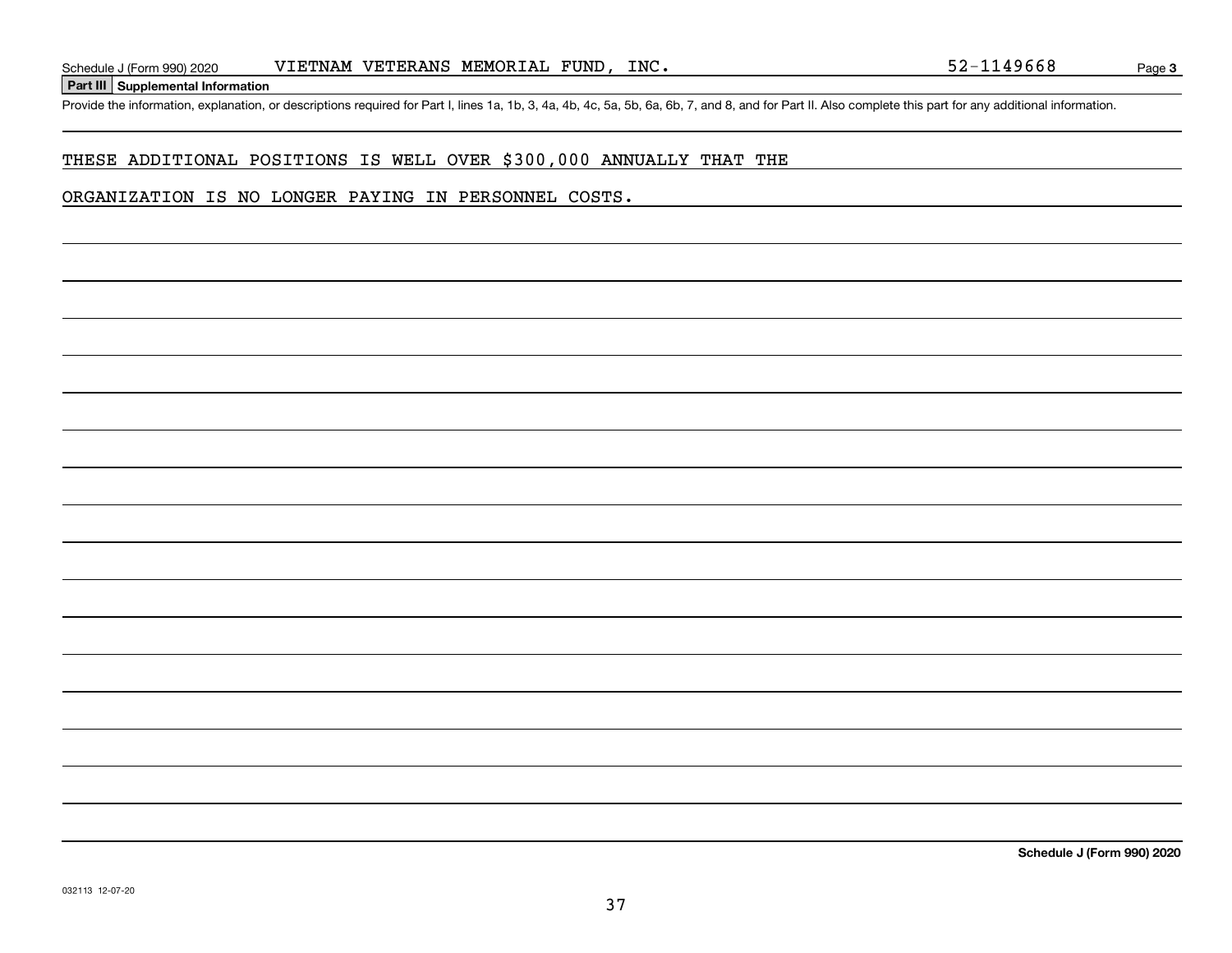Schedule J (Form 990) 2020 VIETNAM VETERANS MEMORIAL FUND, INC. 52-1149668

## Part III Supplemental Information

Provide the information, explanation, or descriptions required for Part I, lines 1a, 1b, 3, 4a, 4b, 4c, 5a, 5b, 6a, 6b, 7, and 8, and for Part II. Also complete this part for any additional information.

THESE ADDITIONAL POSITIONS IS WELL OVER $300,000 ANNUALLY THAT THE

ORGANIZATION IS NO LONGER PAYING IN PERSONNEL COSTS.

**Schedule J (Form 990) 2020**

032113 12-07-20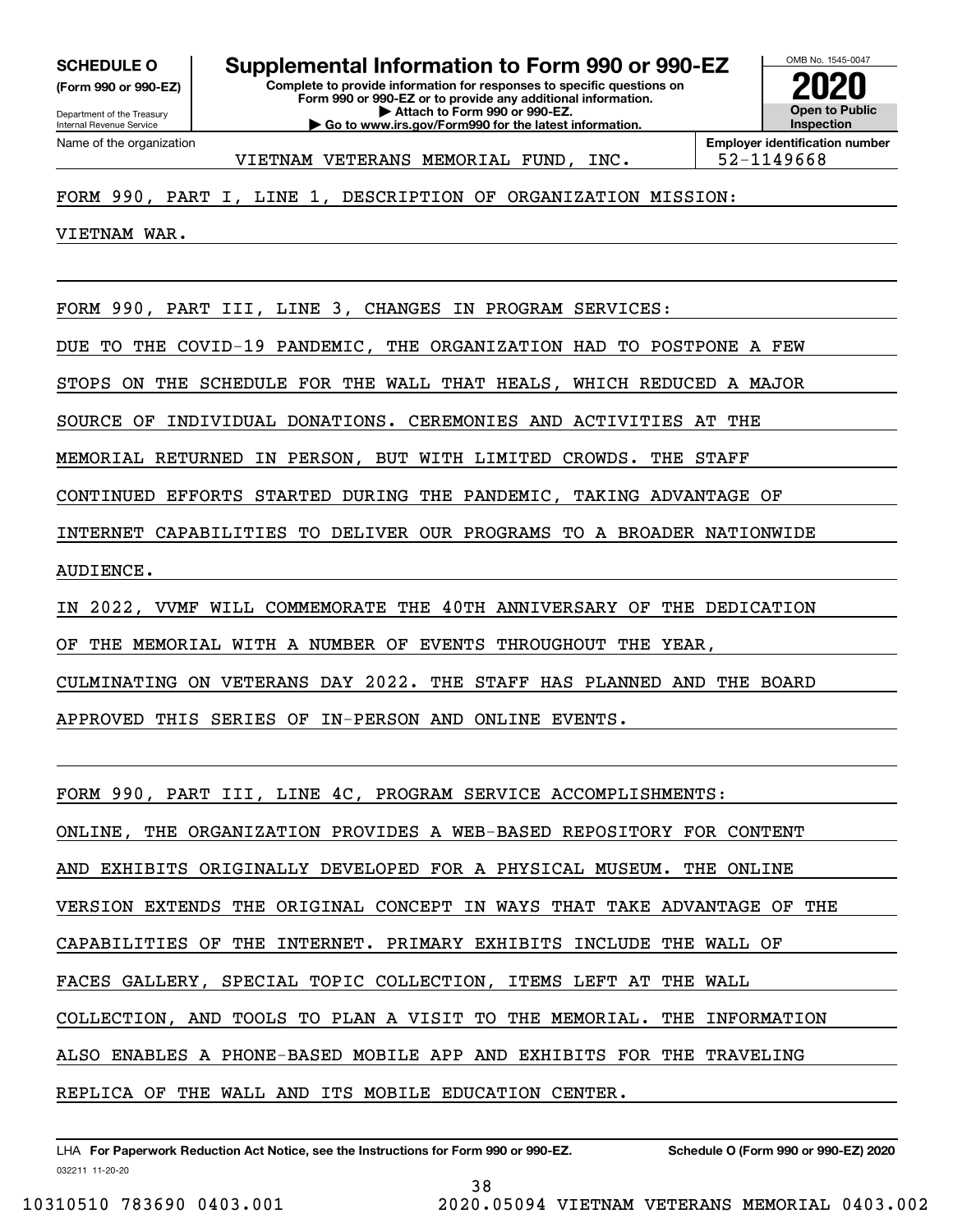**SCHEDULE O**
**(Form 990 or 990-EZ)**

Department of the Treasury
Internal Revenue Service

# Supplemental Information to Form 990 or 990-EZ

**Complete to provide information for responses to specific questions on Form 990 or 990-EZ or to provide any additional information.**
**▶ Attach to Form 990 or 990-EZ.**
**▶ Go to www.irs.gov/Form990 for the latest information.**

OMB No. 1545-0047
**2020**
**Open to Public Inspection**

Name of the organization: VIETNAM VETERANS MEMORIAL FUND, INC.
**Employer identification number:** 52-1149668

FORM 990, PART I, LINE 1, DESCRIPTION OF ORGANIZATION MISSION:

VIETNAM WAR.

FORM 990, PART III, LINE 3, CHANGES IN PROGRAM SERVICES:

DUE TO THE COVID-19 PANDEMIC, THE ORGANIZATION HAD TO POSTPONE A FEW STOPS ON THE SCHEDULE FOR THE WALL THAT HEALS, WHICH REDUCED A MAJOR SOURCE OF INDIVIDUAL DONATIONS. CEREMONIES AND ACTIVITIES AT THE MEMORIAL RETURNED IN PERSON, BUT WITH LIMITED CROWDS. THE STAFF CONTINUED EFFORTS STARTED DURING THE PANDEMIC, TAKING ADVANTAGE OF INTERNET CAPABILITIES TO DELIVER OUR PROGRAMS TO A BROADER NATIONWIDE AUDIENCE.

IN 2022, VVMF WILL COMMEMORATE THE 40TH ANNIVERSARY OF THE DEDICATION OF THE MEMORIAL WITH A NUMBER OF EVENTS THROUGHOUT THE YEAR, CULMINATING ON VETERANS DAY 2022. THE STAFF HAS PLANNED AND THE BOARD APPROVED THIS SERIES OF IN-PERSON AND ONLINE EVENTS.

FORM 990, PART III, LINE 4C, PROGRAM SERVICE ACCOMPLISHMENTS:

ONLINE, THE ORGANIZATION PROVIDES A WEB-BASED REPOSITORY FOR CONTENT AND EXHIBITS ORIGINALLY DEVELOPED FOR A PHYSICAL MUSEUM. THE ONLINE VERSION EXTENDS THE ORIGINAL CONCEPT IN WAYS THAT TAKE ADVANTAGE OF THE CAPABILITIES OF THE INTERNET. PRIMARY EXHIBITS INCLUDE THE WALL OF FACES GALLERY, SPECIAL TOPIC COLLECTION, ITEMS LEFT AT THE WALL COLLECTION, AND TOOLS TO PLAN A VISIT TO THE MEMORIAL. THE INFORMATION ALSO ENABLES A PHONE-BASED MOBILE APP AND EXHIBITS FOR THE TRAVELING REPLICA OF THE WALL AND ITS MOBILE EDUCATION CENTER.

LHA **For Paperwork Reduction Act Notice, see the Instructions for Form 990 or 990-EZ.** **Schedule O (Form 990 or 990-EZ) 2020**
032211 11-20-20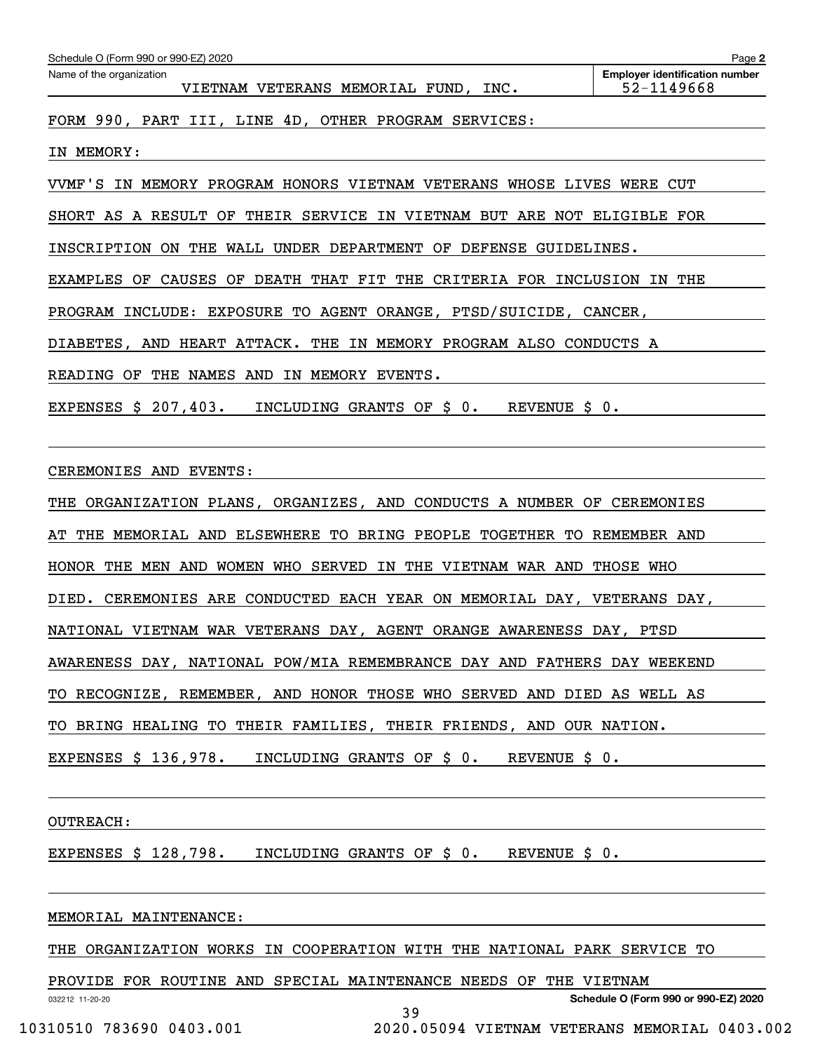Name of the organization: VIETNAM VETERANS MEMORIAL FUND, INC.

Employer identification number: 52-1149668

FORM 990, PART III, LINE 4D, OTHER PROGRAM SERVICES:

IN MEMORY:

VVMF'S IN MEMORY PROGRAM HONORS VIETNAM VETERANS WHOSE LIVES WERE CUT SHORT AS A RESULT OF THEIR SERVICE IN VIETNAM BUT ARE NOT ELIGIBLE FOR INSCRIPTION ON THE WALL UNDER DEPARTMENT OF DEFENSE GUIDELINES. EXAMPLES OF CAUSES OF DEATH THAT FIT THE CRITERIA FOR INCLUSION IN THE PROGRAM INCLUDE: EXPOSURE TO AGENT ORANGE, PTSD/SUICIDE, CANCER, DIABETES, AND HEART ATTACK. THE IN MEMORY PROGRAM ALSO CONDUCTS A READING OF THE NAMES AND IN MEMORY EVENTS.

EXPENSES $ 207,403. INCLUDING GRANTS OF $ 0. REVENUE $ 0.

CEREMONIES AND EVENTS:

THE ORGANIZATION PLANS, ORGANIZES, AND CONDUCTS A NUMBER OF CEREMONIES AT THE MEMORIAL AND ELSEWHERE TO BRING PEOPLE TOGETHER TO REMEMBER AND HONOR THE MEN AND WOMEN WHO SERVED IN THE VIETNAM WAR AND THOSE WHO DIED. CEREMONIES ARE CONDUCTED EACH YEAR ON MEMORIAL DAY, VETERANS DAY, NATIONAL VIETNAM WAR VETERANS DAY, AGENT ORANGE AWARENESS DAY, PTSD AWARENESS DAY, NATIONAL POW/MIA REMEMBRANCE DAY AND FATHERS DAY WEEKEND TO RECOGNIZE, REMEMBER, AND HONOR THOSE WHO SERVED AND DIED AS WELL AS TO BRING HEALING TO THEIR FAMILIES, THEIR FRIENDS, AND OUR NATION.

EXPENSES $ 136,978. INCLUDING GRANTS OF $ 0. REVENUE $ 0.

OUTREACH:

EXPENSES $ 128,798. INCLUDING GRANTS OF $ 0. REVENUE $ 0.

MEMORIAL MAINTENANCE:

THE ORGANIZATION WORKS IN COOPERATION WITH THE NATIONAL PARK SERVICE TO PROVIDE FOR ROUTINE AND SPECIAL MAINTENANCE NEEDS OF THE VIETNAM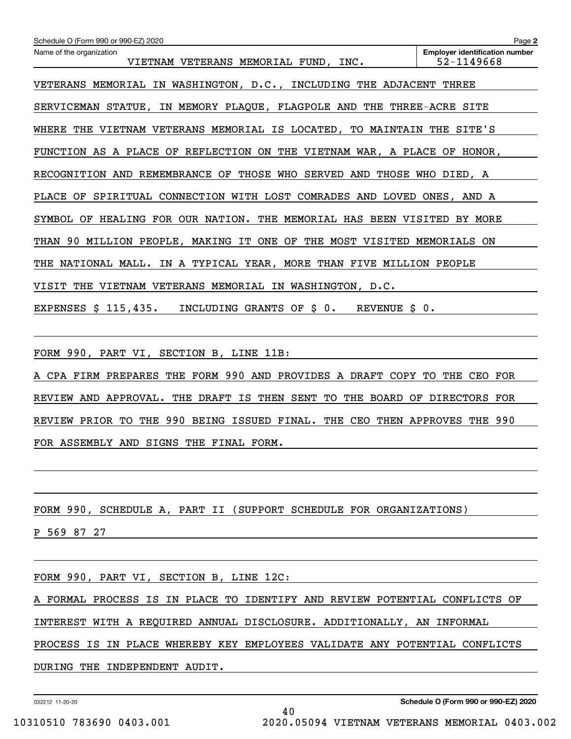Schedule O (Form 990 or 990-EZ) 2020

Name of the organization: VIETNAM VETERANS MEMORIAL FUND, INC.

Employer identification number: 52-1149668

VETERANS MEMORIAL IN WASHINGTON, D.C., INCLUDING THE ADJACENT THREE SERVICEMAN STATUE, IN MEMORY PLAQUE, FLAGPOLE AND THE THREE-ACRE SITE WHERE THE VIETNAM VETERANS MEMORIAL IS LOCATED, TO MAINTAIN THE SITE'S FUNCTION AS A PLACE OF REFLECTION ON THE VIETNAM WAR, A PLACE OF HONOR, RECOGNITION AND REMEMBRANCE OF THOSE WHO SERVED AND THOSE WHO DIED, A PLACE OF SPIRITUAL CONNECTION WITH LOST COMRADES AND LOVED ONES, AND A SYMBOL OF HEALING FOR OUR NATION. THE MEMORIAL HAS BEEN VISITED BY MORE THAN 90 MILLION PEOPLE, MAKING IT ONE OF THE MOST VISITED MEMORIALS ON THE NATIONAL MALL. IN A TYPICAL YEAR, MORE THAN FIVE MILLION PEOPLE VISIT THE VIETNAM VETERANS MEMORIAL IN WASHINGTON, D.C.

EXPENSES $ 115,435. INCLUDING GRANTS OF $ 0. REVENUE $ 0.

FORM 990, PART VI, SECTION B, LINE 11B:

A CPA FIRM PREPARES THE FORM 990 AND PROVIDES A DRAFT COPY TO THE CEO FOR REVIEW AND APPROVAL. THE DRAFT IS THEN SENT TO THE BOARD OF DIRECTORS FOR REVIEW PRIOR TO THE 990 BEING ISSUED FINAL. THE CEO THEN APPROVES THE 990 FOR ASSEMBLY AND SIGNS THE FINAL FORM.

FORM 990, SCHEDULE A, PART II (SUPPORT SCHEDULE FOR ORGANIZATIONS)

P 569 87 27

FORM 990, PART VI, SECTION B, LINE 12C:

A FORMAL PROCESS IS IN PLACE TO IDENTIFY AND REVIEW POTENTIAL CONFLICTS OF INTEREST WITH A REQUIRED ANNUAL DISCLOSURE. ADDITIONALLY, AN INFORMAL PROCESS IS IN PLACE WHEREBY KEY EMPLOYEES VALIDATE ANY POTENTIAL CONFLICTS DURING THE INDEPENDENT AUDIT.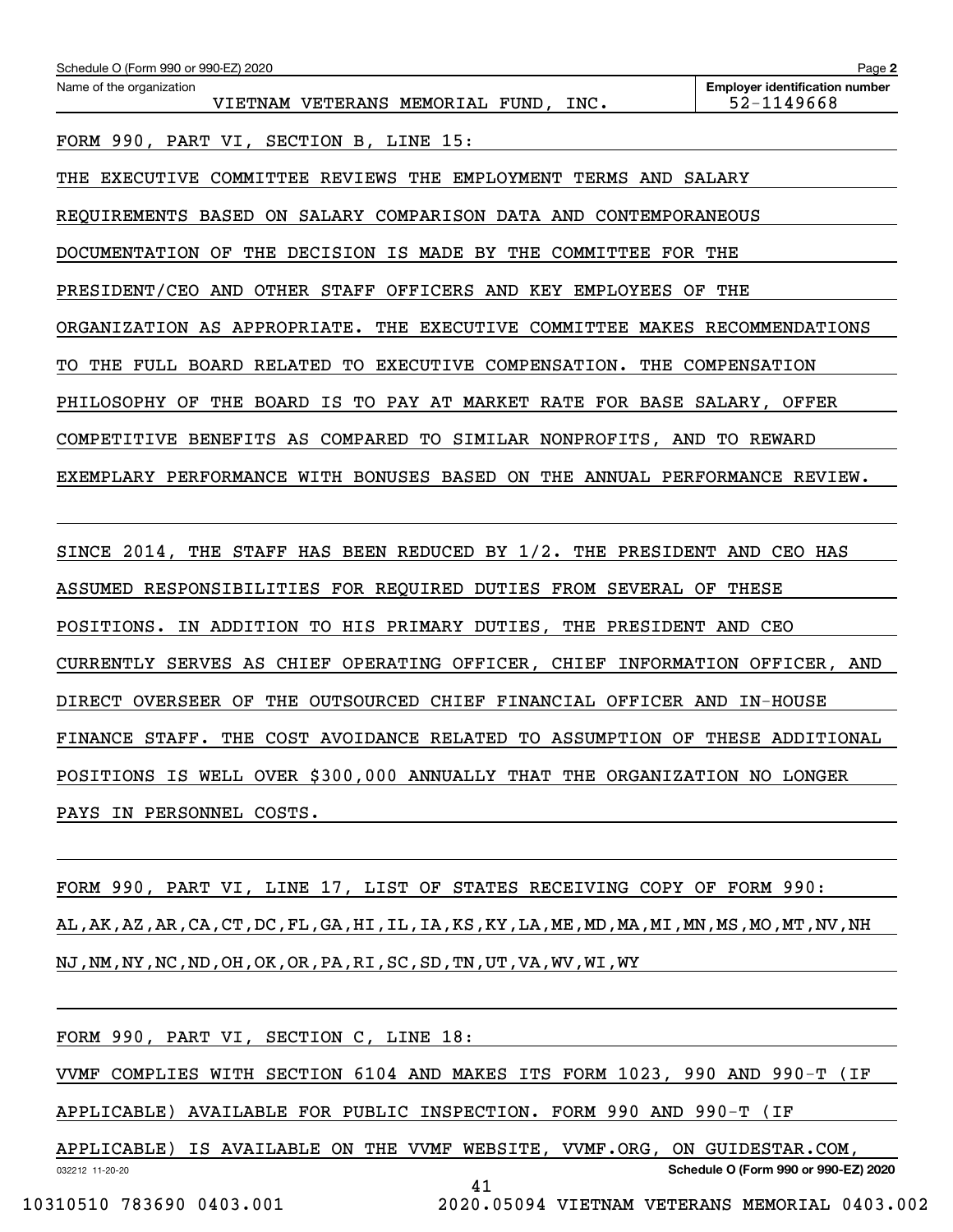Schedule O (Form 990 or 990-EZ) 2020

Name of the organization: VIETNAM VETERANS MEMORIAL FUND, INC.

Employer identification number: 52-1149668

FORM 990, PART VI, SECTION B, LINE 15:

THE EXECUTIVE COMMITTEE REVIEWS THE EMPLOYMENT TERMS AND SALARY REQUIREMENTS BASED ON SALARY COMPARISON DATA AND CONTEMPORANEOUS DOCUMENTATION OF THE DECISION IS MADE BY THE COMMITTEE FOR THE PRESIDENT/CEO AND OTHER STAFF OFFICERS AND KEY EMPLOYEES OF THE ORGANIZATION AS APPROPRIATE. THE EXECUTIVE COMMITTEE MAKES RECOMMENDATIONS TO THE FULL BOARD RELATED TO EXECUTIVE COMPENSATION. THE COMPENSATION PHILOSOPHY OF THE BOARD IS TO PAY AT MARKET RATE FOR BASE SALARY, OFFER COMPETITIVE BENEFITS AS COMPARED TO SIMILAR NONPROFITS, AND TO REWARD EXEMPLARY PERFORMANCE WITH BONUSES BASED ON THE ANNUAL PERFORMANCE REVIEW.

SINCE 2014, THE STAFF HAS BEEN REDUCED BY 1/2. THE PRESIDENT AND CEO HAS ASSUMED RESPONSIBILITIES FOR REQUIRED DUTIES FROM SEVERAL OF THESE POSITIONS. IN ADDITION TO HIS PRIMARY DUTIES, THE PRESIDENT AND CEO CURRENTLY SERVES AS CHIEF OPERATING OFFICER, CHIEF INFORMATION OFFICER, AND DIRECT OVERSEER OF THE OUTSOURCED CHIEF FINANCIAL OFFICER AND IN-HOUSE FINANCE STAFF. THE COST AVOIDANCE RELATED TO ASSUMPTION OF THESE ADDITIONAL POSITIONS IS WELL OVER $300,000 ANNUALLY THAT THE ORGANIZATION NO LONGER PAYS IN PERSONNEL COSTS.

FORM 990, PART VI, LINE 17, LIST OF STATES RECEIVING COPY OF FORM 990:

AL,AK,AZ,AR,CA,CT,DC,FL,GA,HI,IL,IA,KS,KY,LA,ME,MD,MA,MI,MN,MS,MO,MT,NV,NH NJ,NM,NY,NC,ND,OH,OK,OR,PA,RI,SC,SD,TN,UT,VA,WV,WI,WY

FORM 990, PART VI, SECTION C, LINE 18:

VVMF COMPLIES WITH SECTION 6104 AND MAKES ITS FORM 1023, 990 AND 990-T (IF APPLICABLE) AVAILABLE FOR PUBLIC INSPECTION. FORM 990 AND 990-T (IF APPLICABLE) IS AVAILABLE ON THE VVMF WEBSITE, VVMF.ORG, ON GUIDESTAR.COM,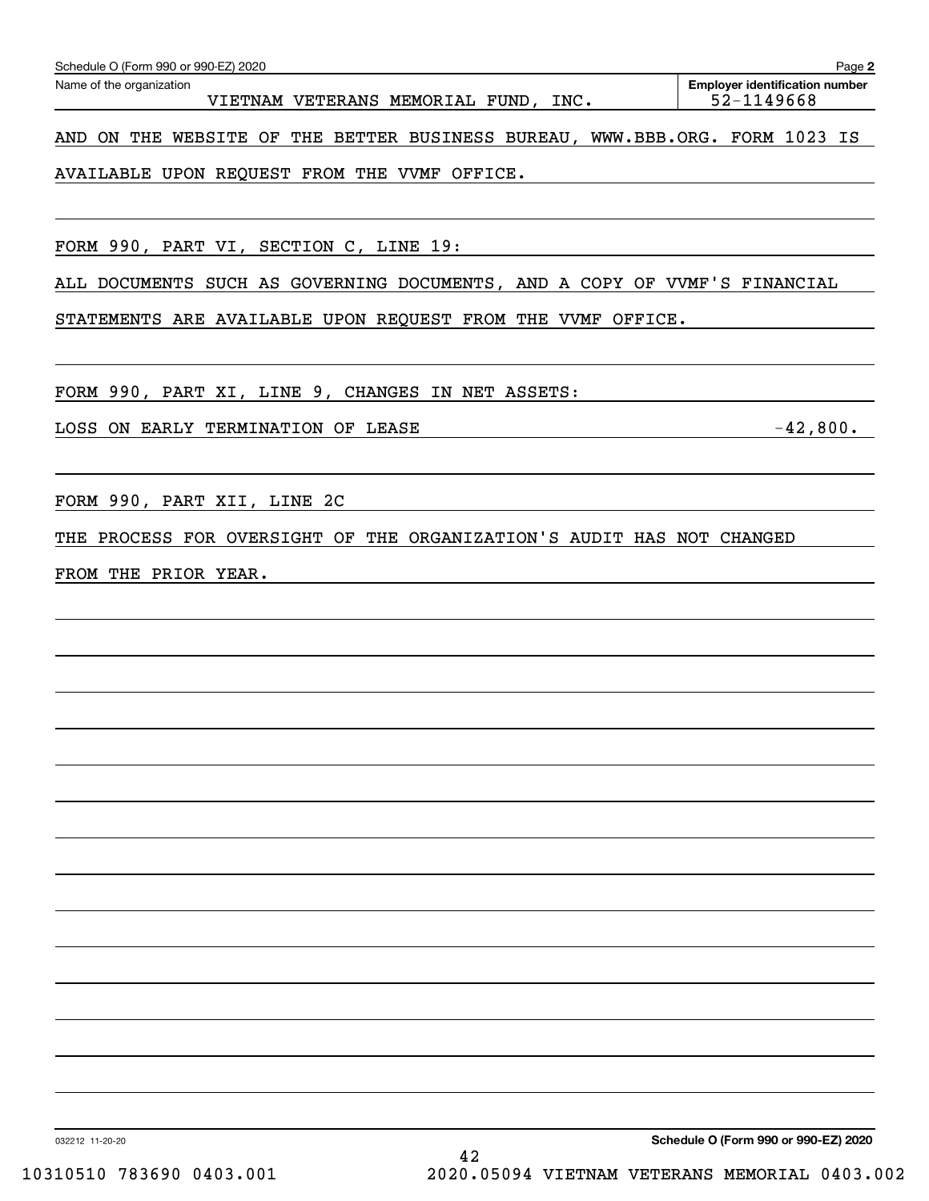Name of the organization: VIETNAM VETERANS MEMORIAL FUND, INC.

Employer identification number: 52-1149668

AND ON THE WEBSITE OF THE BETTER BUSINESS BUREAU, WWW.BBB.ORG. FORM 1023 IS AVAILABLE UPON REQUEST FROM THE VVMF OFFICE.

FORM 990, PART VI, SECTION C, LINE 19:

ALL DOCUMENTS SUCH AS GOVERNING DOCUMENTS, AND A COPY OF VVMF'S FINANCIAL STATEMENTS ARE AVAILABLE UPON REQUEST FROM THE VVMF OFFICE.

FORM 990, PART XI, LINE 9, CHANGES IN NET ASSETS:

| | |
|---|---|
| LOSS ON EARLY TERMINATION OF LEASE | -42,800. |

FORM 990, PART XII, LINE 2C

THE PROCESS FOR OVERSIGHT OF THE ORGANIZATION'S AUDIT HAS NOT CHANGED FROM THE PRIOR YEAR.